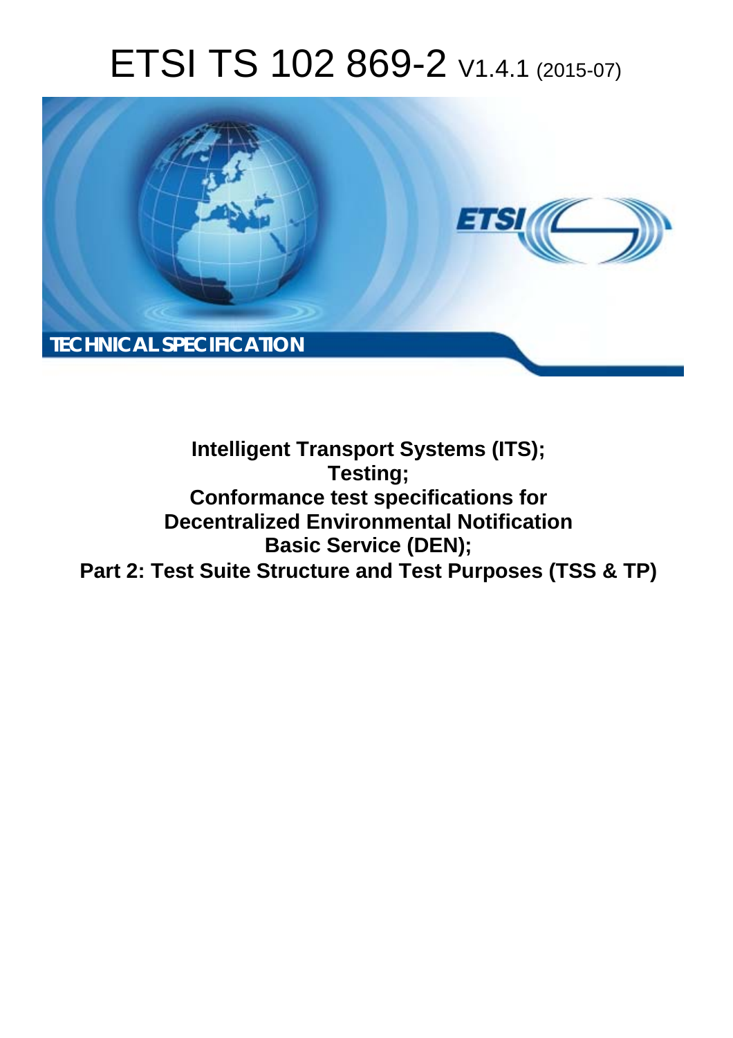# ETSI TS 102 869-2 V1.4.1 (2015-07)

TECHNICAL SPECIFICATION

**Intelligent Transport Systems (ITS); Testing; Conformance test specifications for Decentralized Environmental Notification Basic Service (DEN); Part 2: Test Suite Structure and Test Purposes (TSS & TP)**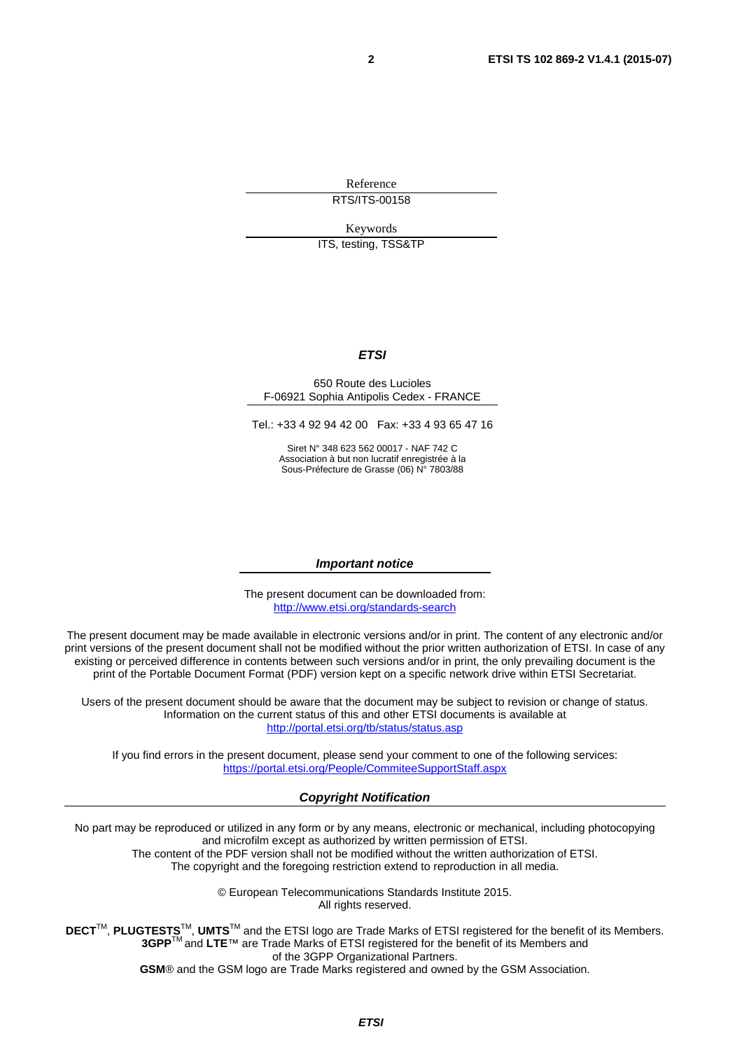Reference

RTS/ITS-00158

Keywords

ITS, testing, TSS&TP

***ETSI***

650 Route des Lucioles
F-06921 Sophia Antipolis Cedex - FRANCE

Tel.: +33 4 92 94 42 00   Fax: +33 4 93 65 47 16

Siret N° 348 623 562 00017 - NAF 742 C
Association à but non lucratif enregistrée à la
Sous-Préfecture de Grasse (06) N° 7803/88

***Important notice***

The present document can be downloaded from:
http://www.etsi.org/standards-search

The present document may be made available in electronic versions and/or in print. The content of any electronic and/or print versions of the present document shall not be modified without the prior written authorization of ETSI. In case of any existing or perceived difference in contents between such versions and/or in print, the only prevailing document is the print of the Portable Document Format (PDF) version kept on a specific network drive within ETSI Secretariat.

Users of the present document should be aware that the document may be subject to revision or change of status. Information on the current status of this and other ETSI documents is available at
http://portal.etsi.org/tb/status/status.asp

If you find errors in the present document, please send your comment to one of the following services:
https://portal.etsi.org/People/CommiteeSupportStaff.aspx

***Copyright Notification***

No part may be reproduced or utilized in any form or by any means, electronic or mechanical, including photocopying and microfilm except as authorized by written permission of ETSI.
The content of the PDF version shall not be modified without the written authorization of ETSI.
The copyright and the foregoing restriction extend to reproduction in all media.

© European Telecommunications Standards Institute 2015.
All rights reserved.

**DECT**™, **PLUGTESTS**™, **UMTS**™ and the ETSI logo are Trade Marks of ETSI registered for the benefit of its Members.
**3GPP**™ and **LTE**™ are Trade Marks of ETSI registered for the benefit of its Members and of the 3GPP Organizational Partners.
**GSM**® and the GSM logo are Trade Marks registered and owned by the GSM Association.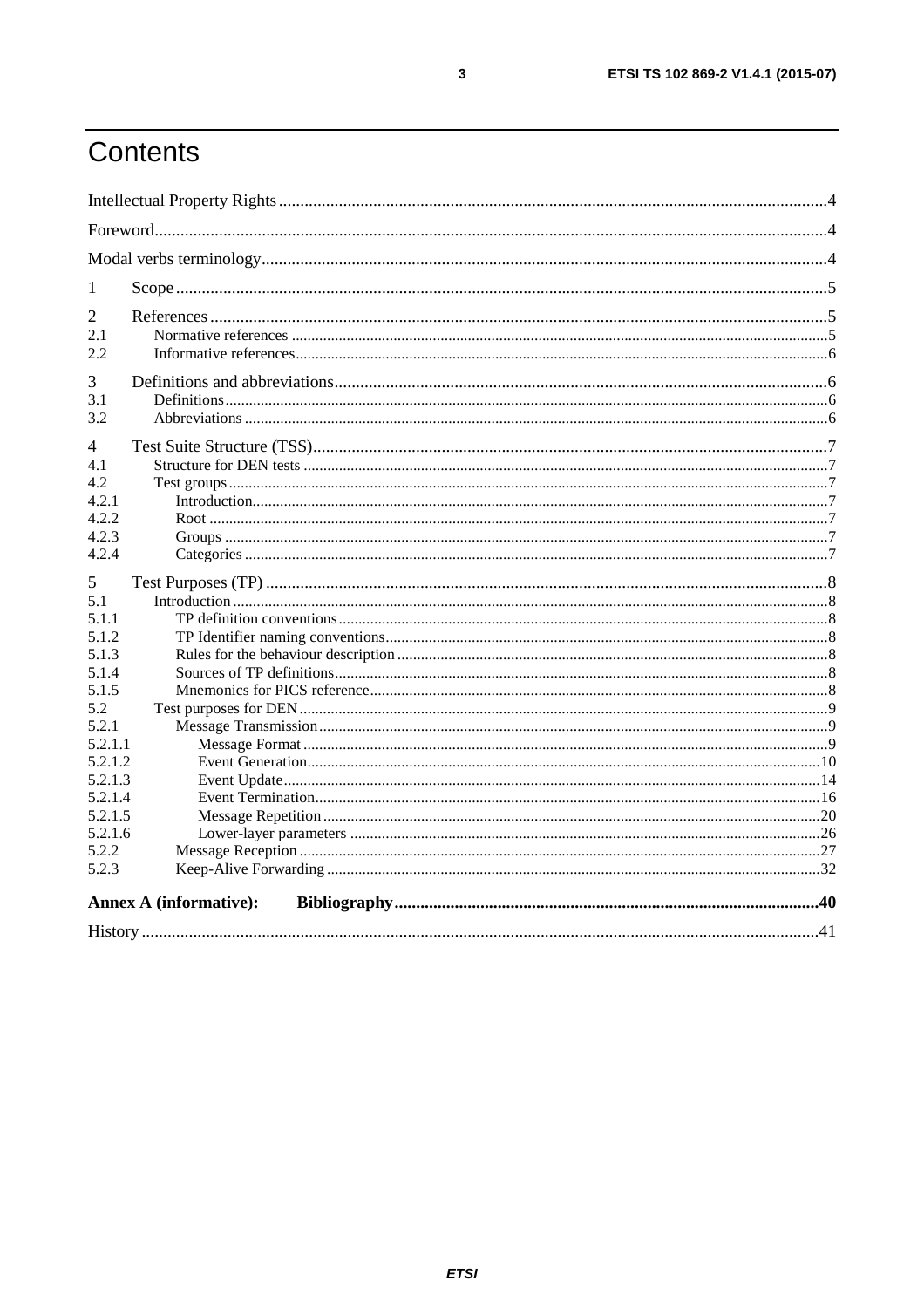# Contents

Intellectual Property Rights .....4

Foreword .....4

Modal verbs terminology .....4

1 Scope .....5

2 References .....5

2.1 Normative references .....5

2.2 Informative references .....6

3 Definitions and abbreviations .....6

3.1 Definitions .....6

3.2 Abbreviations .....6

4 Test Suite Structure (TSS) .....7

4.1 Structure for DEN tests .....7

4.2 Test groups .....7

4.2.1 Introduction .....7

4.2.2 Root .....7

4.2.3 Groups .....7

4.2.4 Categories .....7

5 Test Purposes (TP) .....8

5.1 Introduction .....8

5.1.1 TP definition conventions .....8

5.1.2 TP Identifier naming conventions .....8

5.1.3 Rules for the behaviour description .....8

5.1.4 Sources of TP definitions .....8

5.1.5 Mnemonics for PICS reference .....8

5.2 Test purposes for DEN .....9

5.2.1 Message Transmission .....9

5.2.1.1 Message Format .....9

5.2.1.2 Event Generation .....10

5.2.1.3 Event Update .....14

5.2.1.4 Event Termination .....16

5.2.1.5 Message Repetition .....20

5.2.1.6 Lower-layer parameters .....26

5.2.2 Message Reception .....27

5.2.3 Keep-Alive Forwarding .....32

**Annex A (informative): Bibliography** .....40

History .....41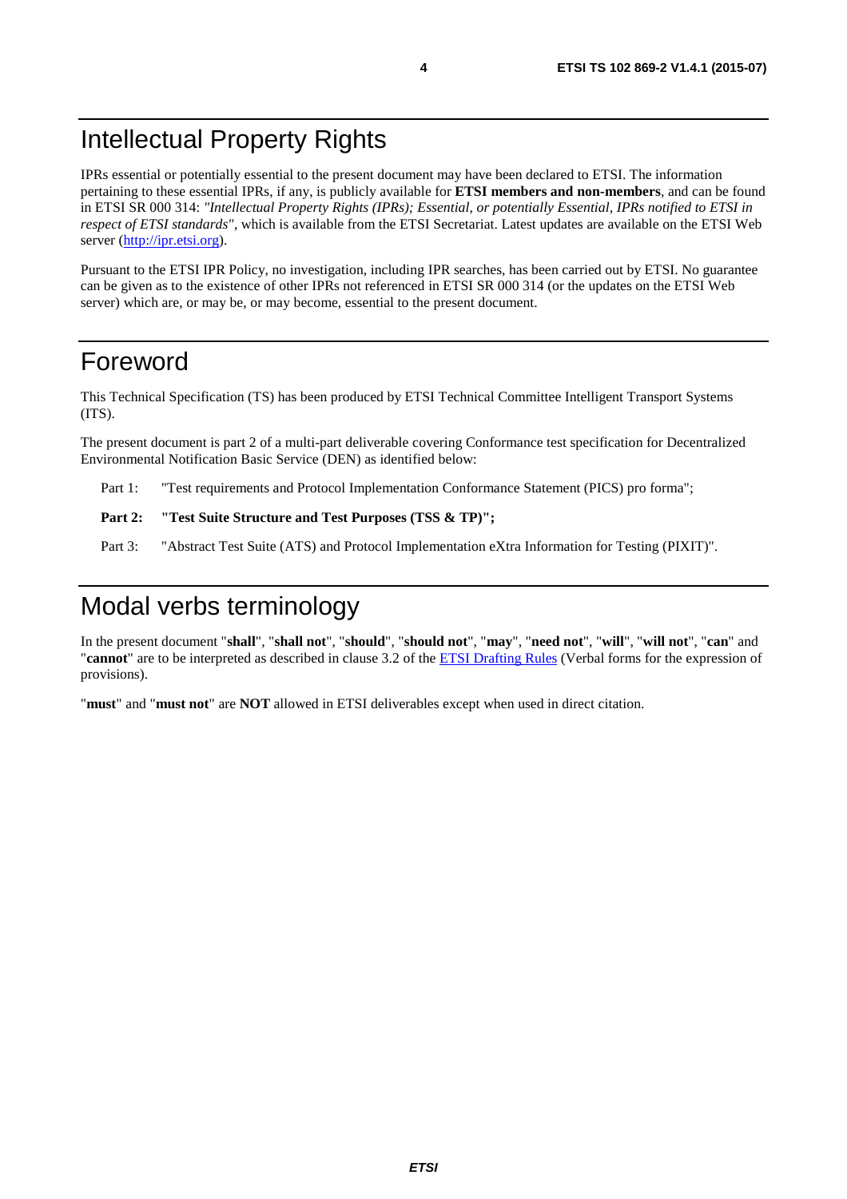# Intellectual Property Rights

IPRs essential or potentially essential to the present document may have been declared to ETSI. The information pertaining to these essential IPRs, if any, is publicly available for **ETSI members and non-members**, and can be found in ETSI SR 000 314: *"Intellectual Property Rights (IPRs); Essential, or potentially Essential, IPRs notified to ETSI in respect of ETSI standards"*, which is available from the ETSI Secretariat. Latest updates are available on the ETSI Web server (http://ipr.etsi.org).

Pursuant to the ETSI IPR Policy, no investigation, including IPR searches, has been carried out by ETSI. No guarantee can be given as to the existence of other IPRs not referenced in ETSI SR 000 314 (or the updates on the ETSI Web server) which are, or may be, or may become, essential to the present document.

# Foreword

This Technical Specification (TS) has been produced by ETSI Technical Committee Intelligent Transport Systems (ITS).

The present document is part 2 of a multi-part deliverable covering Conformance test specification for Decentralized Environmental Notification Basic Service (DEN) as identified below:

Part 1: "Test requirements and Protocol Implementation Conformance Statement (PICS) pro forma";

**Part 2: "Test Suite Structure and Test Purposes (TSS & TP)";**

Part 3: "Abstract Test Suite (ATS) and Protocol Implementation eXtra Information for Testing (PIXIT)".

# Modal verbs terminology

In the present document "**shall**", "**shall not**", "**should**", "**should not**", "**may**", "**need not**", "**will**", "**will not**", "**can**" and "**cannot**" are to be interpreted as described in clause 3.2 of the ETSI Drafting Rules (Verbal forms for the expression of provisions).

"**must**" and "**must not**" are **NOT** allowed in ETSI deliverables except when used in direct citation.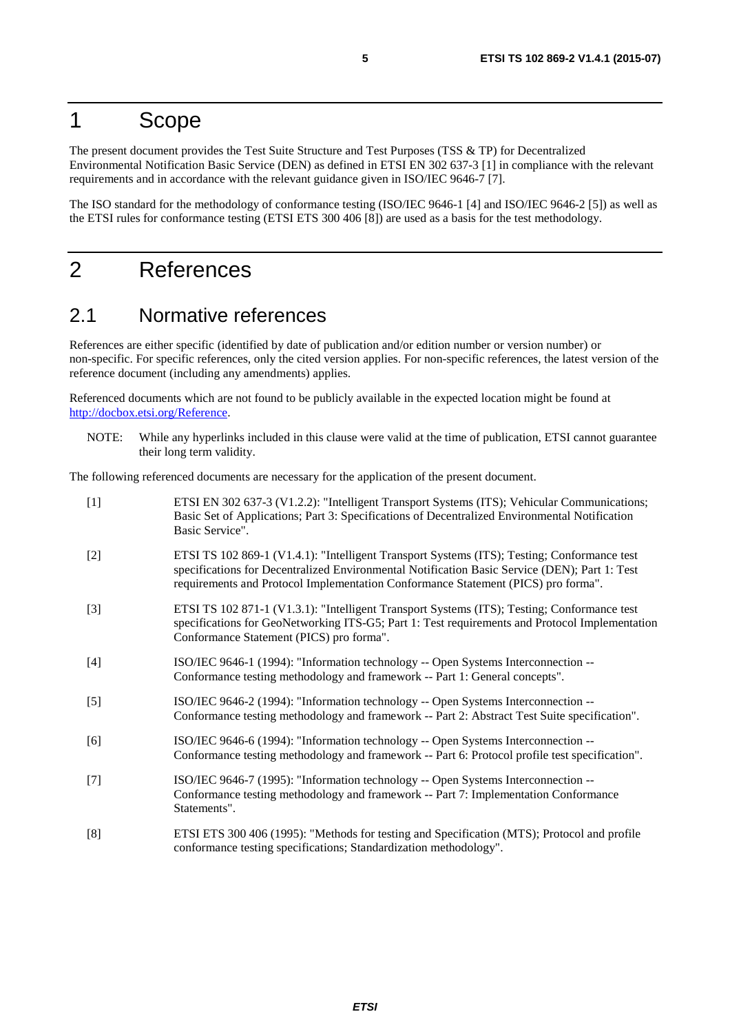# 1 Scope

The present document provides the Test Suite Structure and Test Purposes (TSS & TP) for Decentralized Environmental Notification Basic Service (DEN) as defined in ETSI EN 302 637-3 [1] in compliance with the relevant requirements and in accordance with the relevant guidance given in ISO/IEC 9646-7 [7].

The ISO standard for the methodology of conformance testing (ISO/IEC 9646-1 [4] and ISO/IEC 9646-2 [5]) as well as the ETSI rules for conformance testing (ETSI ETS 300 406 [8]) are used as a basis for the test methodology.

# 2 References

## 2.1 Normative references

References are either specific (identified by date of publication and/or edition number or version number) or non-specific. For specific references, only the cited version applies. For non-specific references, the latest version of the reference document (including any amendments) applies.

Referenced documents which are not found to be publicly available in the expected location might be found at http://docbox.etsi.org/Reference.

NOTE: While any hyperlinks included in this clause were valid at the time of publication, ETSI cannot guarantee their long term validity.

The following referenced documents are necessary for the application of the present document.

[1] ETSI EN 302 637-3 (V1.2.2): "Intelligent Transport Systems (ITS); Vehicular Communications; Basic Set of Applications; Part 3: Specifications of Decentralized Environmental Notification Basic Service".

[2] ETSI TS 102 869-1 (V1.4.1): "Intelligent Transport Systems (ITS); Testing; Conformance test specifications for Decentralized Environmental Notification Basic Service (DEN); Part 1: Test requirements and Protocol Implementation Conformance Statement (PICS) pro forma".

[3] ETSI TS 102 871-1 (V1.3.1): "Intelligent Transport Systems (ITS); Testing; Conformance test specifications for GeoNetworking ITS-G5; Part 1: Test requirements and Protocol Implementation Conformance Statement (PICS) pro forma".

[4] ISO/IEC 9646-1 (1994): "Information technology -- Open Systems Interconnection -- Conformance testing methodology and framework -- Part 1: General concepts".

[5] ISO/IEC 9646-2 (1994): "Information technology -- Open Systems Interconnection -- Conformance testing methodology and framework -- Part 2: Abstract Test Suite specification".

[6] ISO/IEC 9646-6 (1994): "Information technology -- Open Systems Interconnection -- Conformance testing methodology and framework -- Part 6: Protocol profile test specification".

[7] ISO/IEC 9646-7 (1995): "Information technology -- Open Systems Interconnection -- Conformance testing methodology and framework -- Part 7: Implementation Conformance Statements".

[8] ETSI ETS 300 406 (1995): "Methods for testing and Specification (MTS); Protocol and profile conformance testing specifications; Standardization methodology".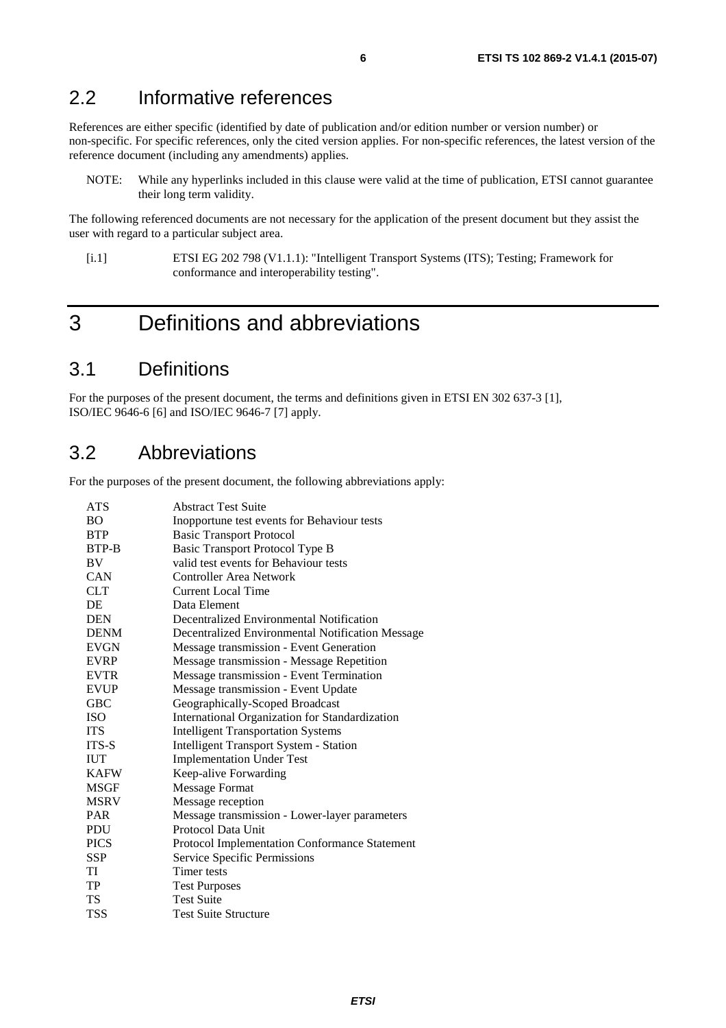## 2.2 Informative references

References are either specific (identified by date of publication and/or edition number or version number) or non-specific. For specific references, only the cited version applies. For non-specific references, the latest version of the reference document (including any amendments) applies.

NOTE: While any hyperlinks included in this clause were valid at the time of publication, ETSI cannot guarantee their long term validity.

The following referenced documents are not necessary for the application of the present document but they assist the user with regard to a particular subject area.

[i.1] ETSI EG 202 798 (V1.1.1): "Intelligent Transport Systems (ITS); Testing; Framework for conformance and interoperability testing".

# 3 Definitions and abbreviations

## 3.1 Definitions

For the purposes of the present document, the terms and definitions given in ETSI EN 302 637-3 [1], ISO/IEC 9646-6 [6] and ISO/IEC 9646-7 [7] apply.

## 3.2 Abbreviations

For the purposes of the present document, the following abbreviations apply:

| | |
|---|---|
| ATS | Abstract Test Suite |
| BO | Inopportune test events for Behaviour tests |
| BTP | Basic Transport Protocol |
| BTP-B | Basic Transport Protocol Type B |
| BV | valid test events for Behaviour tests |
| CAN | Controller Area Network |
| CLT | Current Local Time |
| DE | Data Element |
| DEN | Decentralized Environmental Notification |
| DENM | Decentralized Environmental Notification Message |
| EVGN | Message transmission - Event Generation |
| EVRP | Message transmission - Message Repetition |
| EVTR | Message transmission - Event Termination |
| EVUP | Message transmission - Event Update |
| GBC | Geographically-Scoped Broadcast |
| ISO | International Organization for Standardization |
| ITS | Intelligent Transportation Systems |
| ITS-S | Intelligent Transport System - Station |
| IUT | Implementation Under Test |
| KAFW | Keep-alive Forwarding |
| MSGF | Message Format |
| MSRV | Message reception |
| PAR | Message transmission - Lower-layer parameters |
| PDU | Protocol Data Unit |
| PICS | Protocol Implementation Conformance Statement |
| SSP | Service Specific Permissions |
| TI | Timer tests |
| TP | Test Purposes |
| TS | Test Suite |
| TSS | Test Suite Structure |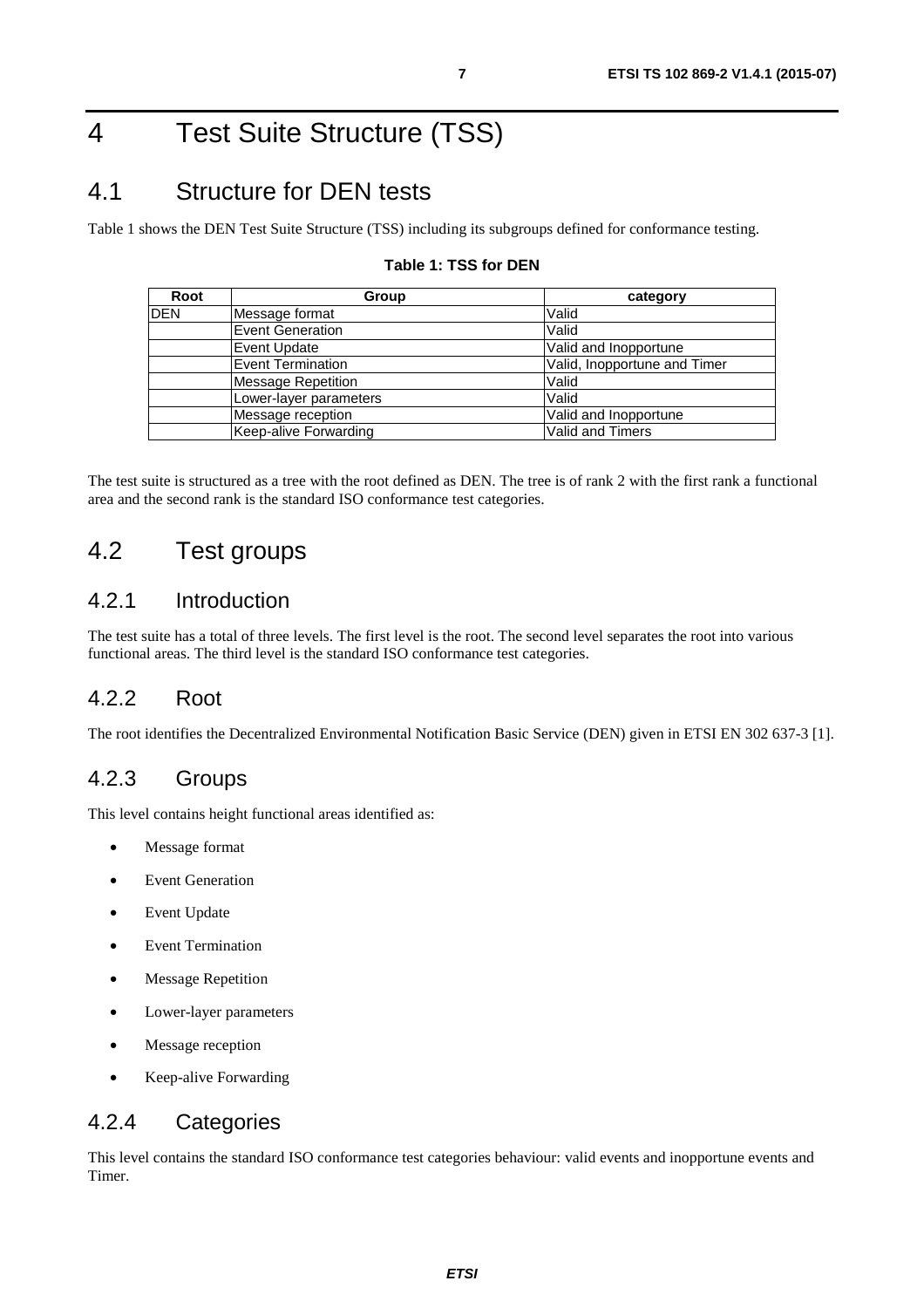# 4 Test Suite Structure (TSS)

## 4.1 Structure for DEN tests

Table 1 shows the DEN Test Suite Structure (TSS) including its subgroups defined for conformance testing.

**Table 1: TSS for DEN**

| Root | Group | category |
|---|---|---|
| DEN | Message format | Valid |
| | Event Generation | Valid |
| | Event Update | Valid and Inopportune |
| | Event Termination | Valid, Inopportune and Timer |
| | Message Repetition | Valid |
| | Lower-layer parameters | Valid |
| | Message reception | Valid and Inopportune |
| | Keep-alive Forwarding | Valid and Timers |

The test suite is structured as a tree with the root defined as DEN. The tree is of rank 2 with the first rank a functional area and the second rank is the standard ISO conformance test categories.

## 4.2 Test groups

### 4.2.1 Introduction

The test suite has a total of three levels. The first level is the root. The second level separates the root into various functional areas. The third level is the standard ISO conformance test categories.

### 4.2.2 Root

The root identifies the Decentralized Environmental Notification Basic Service (DEN) given in ETSI EN 302 637-3 [1].

### 4.2.3 Groups

This level contains height functional areas identified as:

- Message format
- Event Generation
- Event Update
- Event Termination
- Message Repetition
- Lower-layer parameters
- Message reception
- Keep-alive Forwarding

### 4.2.4 Categories

This level contains the standard ISO conformance test categories behaviour: valid events and inopportune events and Timer.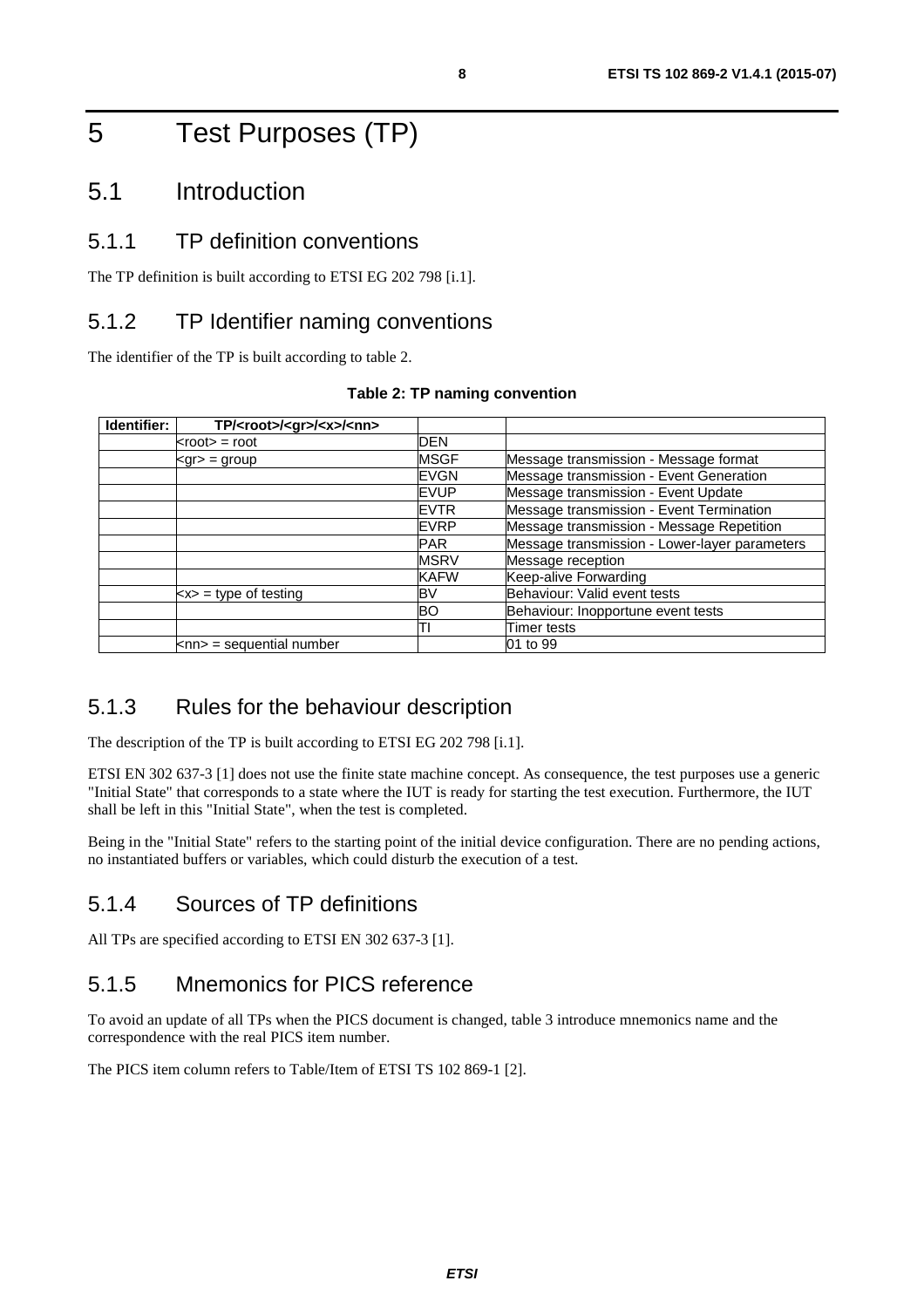// 5 Test Purposes (TP)

## 5.1 Introduction

### 5.1.1 TP definition conventions

The TP definition is built according to ETSI EG 202 798 [i.1].

### 5.1.2 TP Identifier naming conventions

The identifier of the TP is built according to table 2.

**Table 2: TP naming convention**

| Identifier: | TP/<root>/<gr>/<x>/<nn> | | |
|---|---|---|---|
| | <root> = root | DEN | |
| | <gr> = group | MSGF | Message transmission - Message format |
| | | EVGN | Message transmission - Event Generation |
| | | EVUP | Message transmission - Event Update |
| | | EVTR | Message transmission - Event Termination |
| | | EVRP | Message transmission - Message Repetition |
| | | PAR | Message transmission - Lower-layer parameters |
| | | MSRV | Message reception |
| | | KAFW | Keep-alive Forwarding |
| | <x> = type of testing | BV | Behaviour: Valid event tests |
| | | BO | Behaviour: Inopportune event tests |
| | | TI | Timer tests |
| | <nn> = sequential number | | 01 to 99 |

### 5.1.3 Rules for the behaviour description

The description of the TP is built according to ETSI EG 202 798 [i.1].

ETSI EN 302 637-3 [1] does not use the finite state machine concept. As consequence, the test purposes use a generic "Initial State" that corresponds to a state where the IUT is ready for starting the test execution. Furthermore, the IUT shall be left in this "Initial State", when the test is completed.

Being in the "Initial State" refers to the starting point of the initial device configuration. There are no pending actions, no instantiated buffers or variables, which could disturb the execution of a test.

### 5.1.4 Sources of TP definitions

All TPs are specified according to ETSI EN 302 637-3 [1].

### 5.1.5 Mnemonics for PICS reference

To avoid an update of all TPs when the PICS document is changed, table 3 introduce mnemonics name and the correspondence with the real PICS item number.

The PICS item column refers to Table/Item of ETSI TS 102 869-1 [2].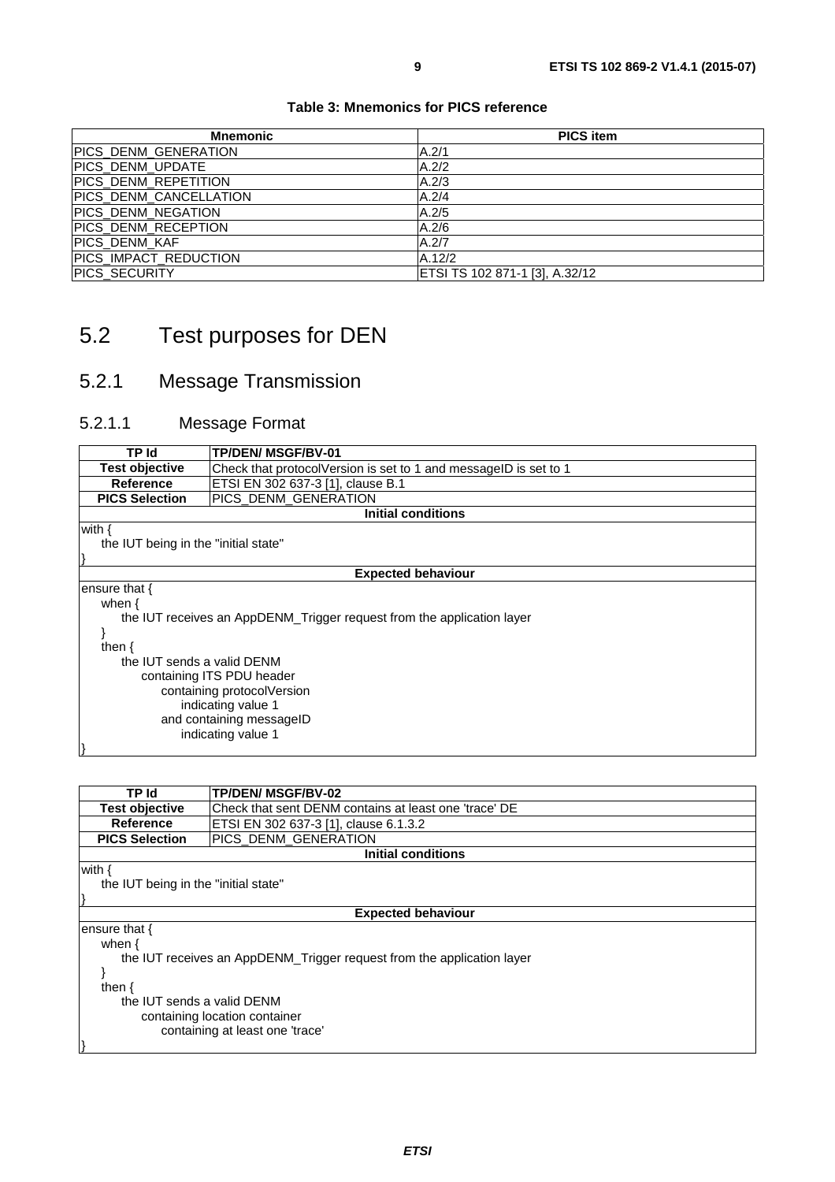**Table 3: Mnemonics for PICS reference**

| Mnemonic | PICS item |
|---|---|
| PICS_DENM_GENERATION | A.2/1 |
| PICS_DENM_UPDATE | A.2/2 |
| PICS_DENM_REPETITION | A.2/3 |
| PICS_DENM_CANCELLATION | A.2/4 |
| PICS_DENM_NEGATION | A.2/5 |
| PICS_DENM_RECEPTION | A.2/6 |
| PICS_DENM_KAF | A.2/7 |
| PICS_IMPACT_REDUCTION | A.12/2 |
| PICS_SECURITY | ETSI TS 102 871-1 [3], A.32/12 |

# 5.2 Test purposes for DEN

## 5.2.1 Message Transmission

### 5.2.1.1 Message Format

| TP Id | TP/DEN/ MSGF/BV-01 |
|---|---|
| Test objective | Check that protocolVersion is set to 1 and messageID is set to 1 |
| Reference | ETSI EN 302 637-3 [1], clause B.1 |
| PICS Selection | PICS_DENM_GENERATION |

**Initial conditions**

```
with {
    the IUT being in the "initial state"
}
```

**Expected behaviour**

```
ensure that {
    when {
        the IUT receives an AppDENM_Trigger request from the application layer
    }
    then {
        the IUT sends a valid DENM
            containing ITS PDU header
                containing protocolVersion
                    indicating value 1
                and containing messageID
                    indicating value 1
}
```

| TP Id | TP/DEN/ MSGF/BV-02 |
|---|---|
| Test objective | Check that sent DENM contains at least one 'trace' DE |
| Reference | ETSI EN 302 637-3 [1], clause 6.1.3.2 |
| PICS Selection | PICS_DENM_GENERATION |

**Initial conditions**

```
with {
    the IUT being in the "initial state"
}
```

**Expected behaviour**

```
ensure that {
    when {
        the IUT receives an AppDENM_Trigger request from the application layer
    }
    then {
        the IUT sends a valid DENM
            containing location container
                containing at least one 'trace'
}
```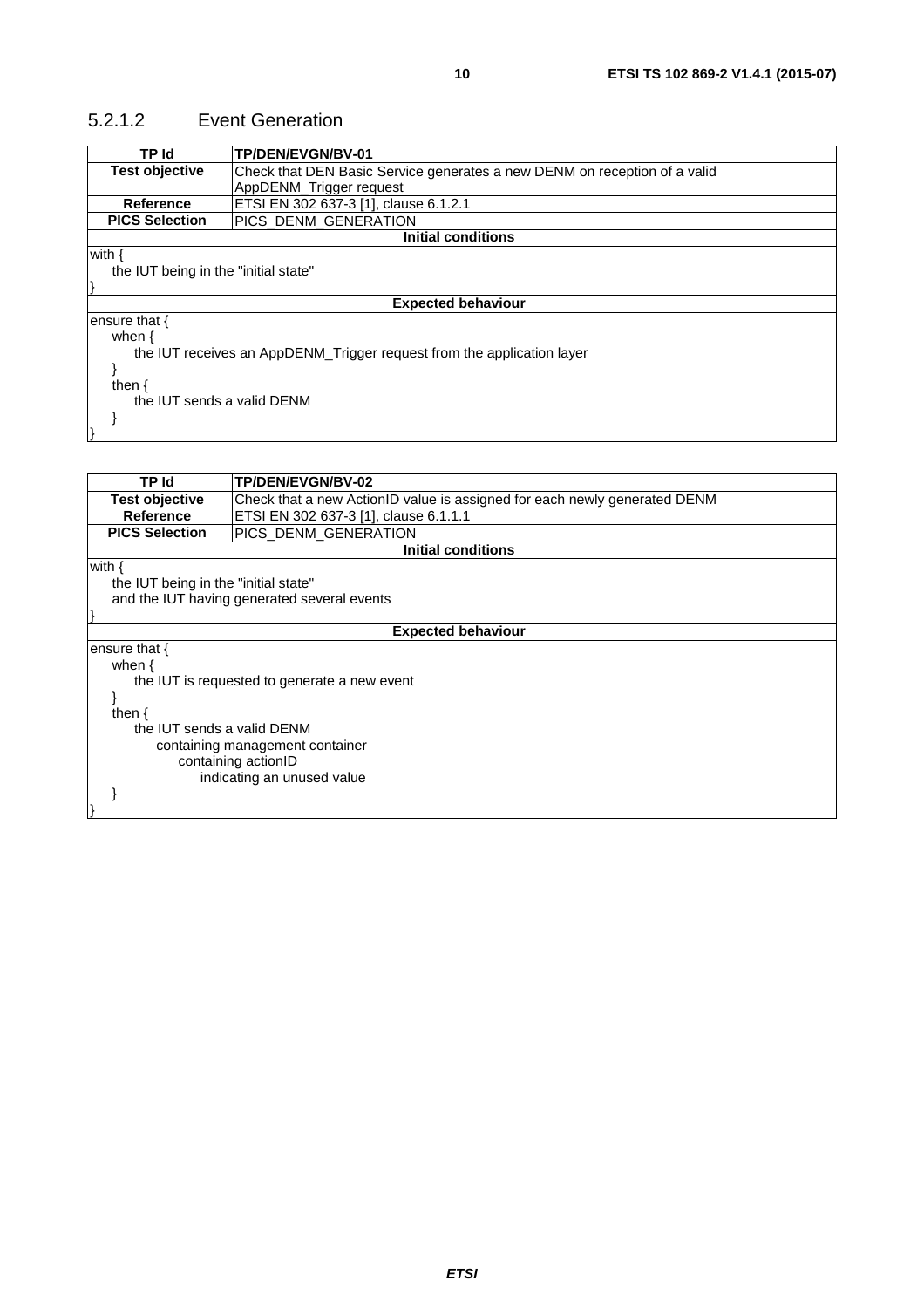### 5.2.1.2 Event Generation

| TP Id | TP/DEN/EVGN/BV-01 |
|---|---|
| **Test objective** | Check that DEN Basic Service generates a new DENM on reception of a valid AppDENM_Trigger request |
| **Reference** | ETSI EN 302 637-3 [1], clause 6.1.2.1 |
| **PICS Selection** | PICS_DENM_GENERATION |
| **Initial conditions** | |
| with {<br>&nbsp;&nbsp;&nbsp;&nbsp;the IUT being in the "initial state"<br>} | |
| **Expected behaviour** | |
| ensure that {<br>&nbsp;&nbsp;&nbsp;&nbsp;when {<br>&nbsp;&nbsp;&nbsp;&nbsp;&nbsp;&nbsp;&nbsp;&nbsp;the IUT receives an AppDENM_Trigger request from the application layer<br>&nbsp;&nbsp;&nbsp;&nbsp;}<br>&nbsp;&nbsp;&nbsp;&nbsp;then {<br>&nbsp;&nbsp;&nbsp;&nbsp;&nbsp;&nbsp;&nbsp;&nbsp;the IUT sends a valid DENM<br>&nbsp;&nbsp;&nbsp;&nbsp;}<br>} | |

| TP Id | TP/DEN/EVGN/BV-02 |
|---|---|
| **Test objective** | Check that a new ActionID value is assigned for each newly generated DENM |
| **Reference** | ETSI EN 302 637-3 [1], clause 6.1.1.1 |
| **PICS Selection** | PICS_DENM_GENERATION |
| **Initial conditions** | |
| with {<br>&nbsp;&nbsp;&nbsp;&nbsp;the IUT being in the "initial state"<br>&nbsp;&nbsp;&nbsp;&nbsp;and the IUT having generated several events<br>} | |
| **Expected behaviour** | |
| ensure that {<br>&nbsp;&nbsp;&nbsp;&nbsp;when {<br>&nbsp;&nbsp;&nbsp;&nbsp;&nbsp;&nbsp;&nbsp;&nbsp;the IUT is requested to generate a new event<br>&nbsp;&nbsp;&nbsp;&nbsp;}<br>&nbsp;&nbsp;&nbsp;&nbsp;then {<br>&nbsp;&nbsp;&nbsp;&nbsp;&nbsp;&nbsp;&nbsp;&nbsp;the IUT sends a valid DENM<br>&nbsp;&nbsp;&nbsp;&nbsp;&nbsp;&nbsp;&nbsp;&nbsp;&nbsp;&nbsp;&nbsp;&nbsp;containing management container<br>&nbsp;&nbsp;&nbsp;&nbsp;&nbsp;&nbsp;&nbsp;&nbsp;&nbsp;&nbsp;&nbsp;&nbsp;&nbsp;&nbsp;&nbsp;&nbsp;containing actionID<br>&nbsp;&nbsp;&nbsp;&nbsp;&nbsp;&nbsp;&nbsp;&nbsp;&nbsp;&nbsp;&nbsp;&nbsp;&nbsp;&nbsp;&nbsp;&nbsp;&nbsp;&nbsp;&nbsp;&nbsp;indicating an unused value<br>&nbsp;&nbsp;&nbsp;&nbsp;}<br>} | |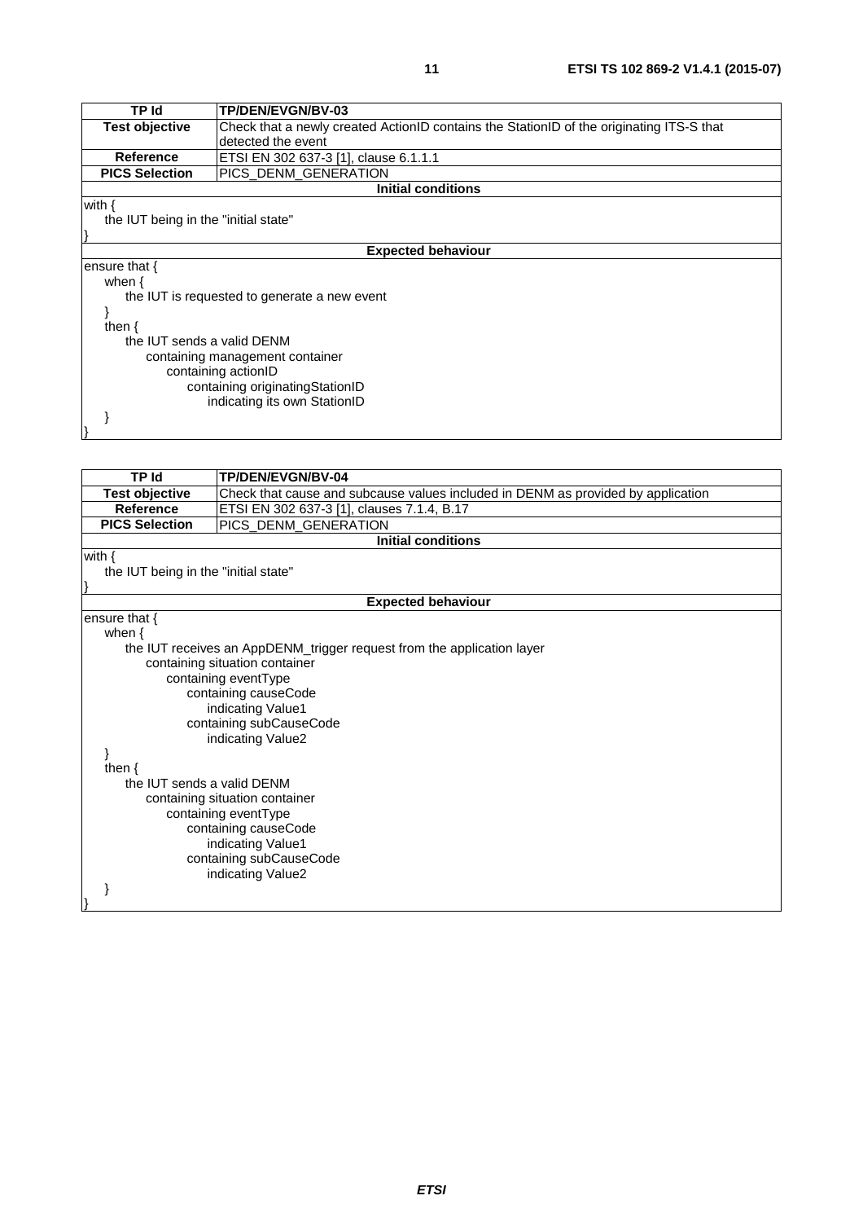| TP Id | TP/DEN/EVGN/BV-03 |
| --- | --- |
| **Test objective** | Check that a newly created ActionID contains the StationID of the originating ITS-S that detected the event |
| **Reference** | ETSI EN 302 637-3 [1], clause 6.1.1.1 |
| **PICS Selection** | PICS_DENM_GENERATION |
| **Initial conditions** | |
| with {<br>    the IUT being in the "initial state"<br>} | |
| **Expected behaviour** | |
| ensure that {<br>    when {<br>        the IUT is requested to generate a new event<br>    }<br>    then {<br>        the IUT sends a valid DENM<br>            containing management container<br>                containing actionID<br>                    containing originatingStationID<br>                        indicating its own StationID<br>    }<br>} | |

| TP Id | TP/DEN/EVGN/BV-04 |
| --- | --- |
| **Test objective** | Check that cause and subcause values included in DENM as provided by application |
| **Reference** | ETSI EN 302 637-3 [1], clauses 7.1.4, B.17 |
| **PICS Selection** | PICS_DENM_GENERATION |
| **Initial conditions** | |
| with {<br>    the IUT being in the "initial state"<br>} | |
| **Expected behaviour** | |
| ensure that {<br>    when {<br>        the IUT receives an AppDENM_trigger request from the application layer<br>            containing situation container<br>                containing eventType<br>                    containing causeCode<br>                        indicating Value1<br>                    containing subCauseCode<br>                        indicating Value2<br>    }<br>    then {<br>        the IUT sends a valid DENM<br>            containing situation container<br>                containing eventType<br>                    containing causeCode<br>                        indicating Value1<br>                    containing subCauseCode<br>                        indicating Value2<br>    }<br>} | |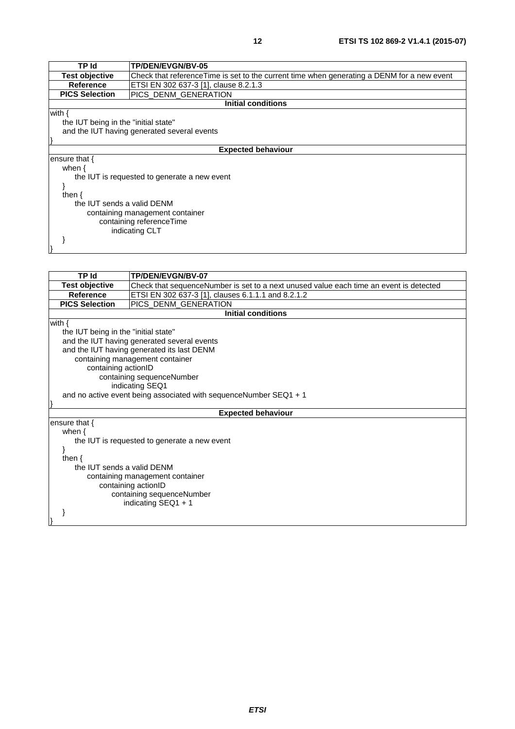| TP Id | TP/DEN/EVGN/BV-05 |
|---|---|
| **Test objective** | Check that referenceTime is set to the current time when generating a DENM for a new event |
| **Reference** | ETSI EN 302 637-3 [1], clause 8.2.1.3 |
| **PICS Selection** | PICS_DENM_GENERATION |
| **Initial conditions** | |

```
with {
    the IUT being in the "initial state"
    and the IUT having generated several events
}
```

**Expected behaviour**

```
ensure that {
    when {
        the IUT is requested to generate a new event
    }
    then {
        the IUT sends a valid DENM
            containing management container
                containing referenceTime
                    indicating CLT
    }
}
```

| TP Id | TP/DEN/EVGN/BV-07 |
|---|---|
| **Test objective** | Check that sequenceNumber is set to a next unused value each time an event is detected |
| **Reference** | ETSI EN 302 637-3 [1], clauses 6.1.1.1 and 8.2.1.2 |
| **PICS Selection** | PICS_DENM_GENERATION |
| **Initial conditions** | |

```
with {
    the IUT being in the "initial state"
    and the IUT having generated several events
    and the IUT having generated its last DENM
        containing management container
            containing actionID
                containing sequenceNumber
                    indicating SEQ1
    and no active event being associated with sequenceNumber SEQ1 + 1
}
```

**Expected behaviour**

```
ensure that {
    when {
        the IUT is requested to generate a new event
    }
    then {
        the IUT sends a valid DENM
            containing management container
                containing actionID
                    containing sequenceNumber
                        indicating SEQ1 + 1
    }
}
```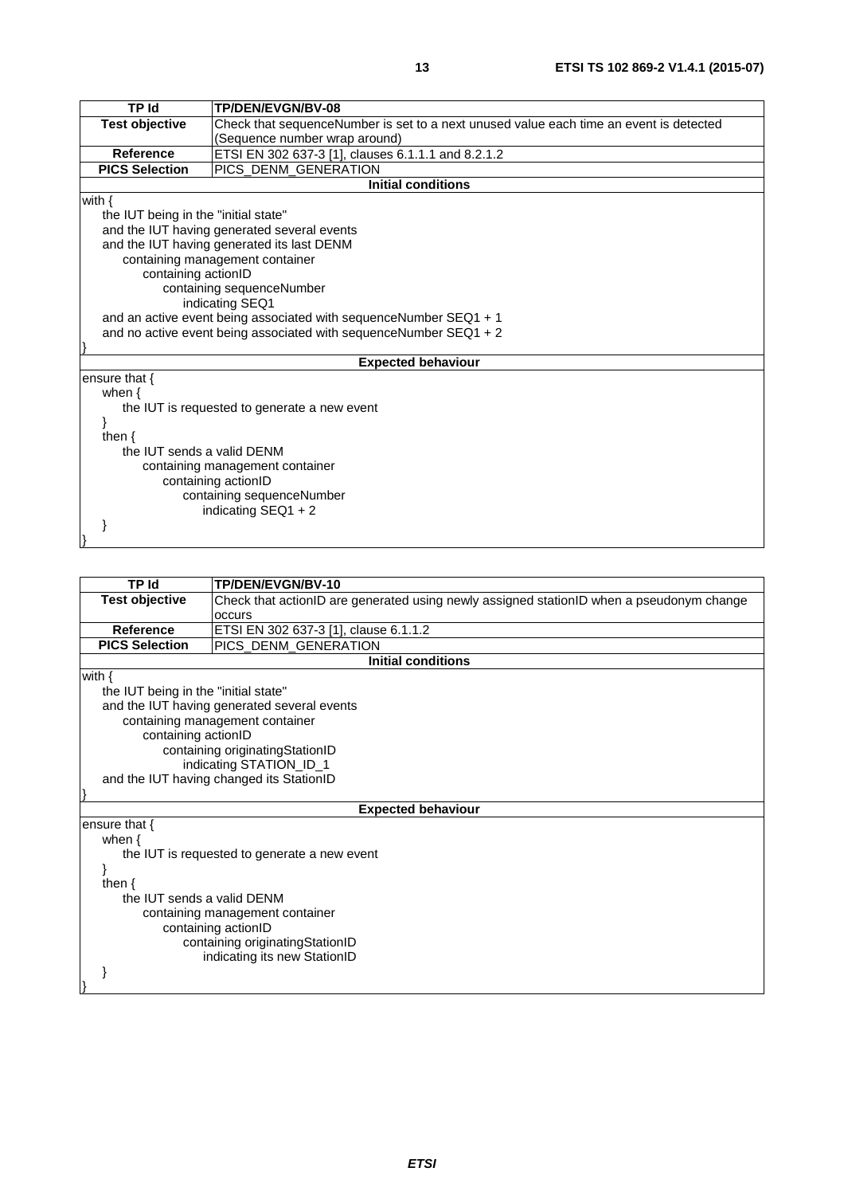| TP Id | TP/DEN/EVGN/BV-08 |
|---|---|
| **Test objective** | Check that sequenceNumber is set to a next unused value each time an event is detected (Sequence number wrap around) |
| **Reference** | ETSI EN 302 637-3 [1], clauses 6.1.1.1 and 8.2.1.2 |
| **PICS Selection** | PICS_DENM_GENERATION |
| **Initial conditions** | |
| with {<br>    the IUT being in the "initial state"<br>    and the IUT having generated several events<br>    and the IUT having generated its last DENM<br>        containing management container<br>            containing actionID<br>                containing sequenceNumber<br>                    indicating SEQ1<br>    and an active event being associated with sequenceNumber SEQ1 + 1<br>    and no active event being associated with sequenceNumber SEQ1 + 2<br>} | |
| **Expected behaviour** | |
| ensure that {<br>    when {<br>        the IUT is requested to generate a new event<br>    }<br>    then {<br>        the IUT sends a valid DENM<br>            containing management container<br>                containing actionID<br>                    containing sequenceNumber<br>                        indicating SEQ1 + 2<br>    }<br>} | |

| TP Id | TP/DEN/EVGN/BV-10 |
|---|---|
| **Test objective** | Check that actionID are generated using newly assigned stationID when a pseudonym change occurs |
| **Reference** | ETSI EN 302 637-3 [1], clause 6.1.1.2 |
| **PICS Selection** | PICS_DENM_GENERATION |
| **Initial conditions** | |
| with {<br>    the IUT being in the "initial state"<br>    and the IUT having generated several events<br>        containing management container<br>            containing actionID<br>                containing originatingStationID<br>                    indicating STATION_ID_1<br>    and the IUT having changed its StationID<br>} | |
| **Expected behaviour** | |
| ensure that {<br>    when {<br>        the IUT is requested to generate a new event<br>    }<br>    then {<br>        the IUT sends a valid DENM<br>            containing management container<br>                containing actionID<br>                    containing originatingStationID<br>                        indicating its new StationID<br>    }<br>} | |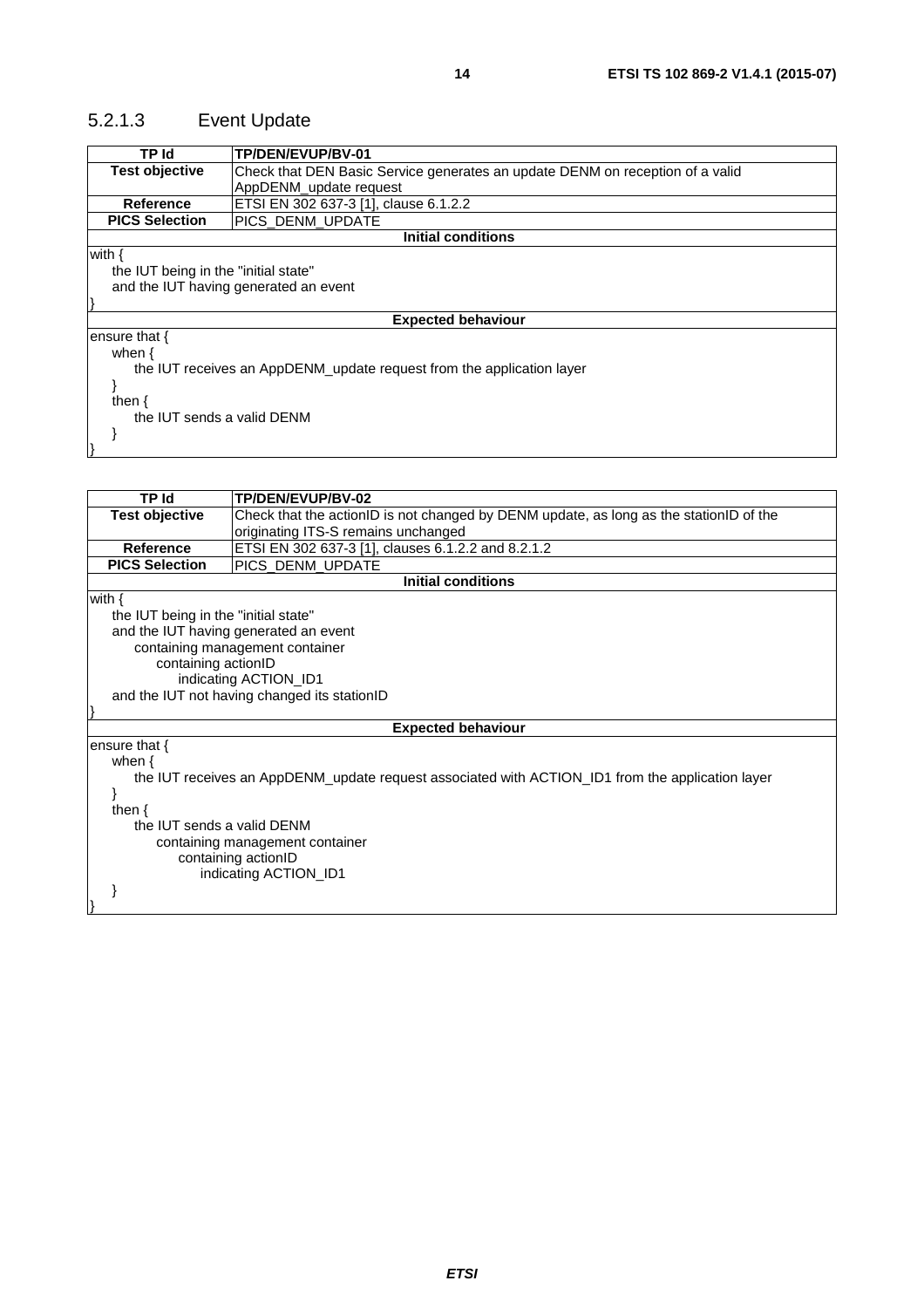### 5.2.1.3 Event Update

| TP Id | TP/DEN/EVUP/BV-01 |
|---|---|
| **Test objective** | Check that DEN Basic Service generates an update DENM on reception of a valid AppDENM_update request |
| **Reference** | ETSI EN 302 637-3 [1], clause 6.1.2.2 |
| **PICS Selection** | PICS_DENM_UPDATE |
| **Initial conditions** | |
| with {<br>&nbsp;&nbsp;&nbsp;&nbsp;the IUT being in the "initial state"<br>&nbsp;&nbsp;&nbsp;&nbsp;and the IUT having generated an event<br>} | |
| **Expected behaviour** | |
| ensure that {<br>&nbsp;&nbsp;&nbsp;&nbsp;when {<br>&nbsp;&nbsp;&nbsp;&nbsp;&nbsp;&nbsp;&nbsp;&nbsp;the IUT receives an AppDENM_update request from the application layer<br>&nbsp;&nbsp;&nbsp;&nbsp;}<br>&nbsp;&nbsp;&nbsp;&nbsp;then {<br>&nbsp;&nbsp;&nbsp;&nbsp;&nbsp;&nbsp;&nbsp;&nbsp;the IUT sends a valid DENM<br>&nbsp;&nbsp;&nbsp;&nbsp;}<br>} | |

| TP Id | TP/DEN/EVUP/BV-02 |
|---|---|
| **Test objective** | Check that the actionID is not changed by DENM update, as long as the stationID of the originating ITS-S remains unchanged |
| **Reference** | ETSI EN 302 637-3 [1], clauses 6.1.2.2 and 8.2.1.2 |
| **PICS Selection** | PICS_DENM_UPDATE |
| **Initial conditions** | |
| with {<br>&nbsp;&nbsp;&nbsp;&nbsp;the IUT being in the "initial state"<br>&nbsp;&nbsp;&nbsp;&nbsp;and the IUT having generated an event<br>&nbsp;&nbsp;&nbsp;&nbsp;&nbsp;&nbsp;&nbsp;&nbsp;containing management container<br>&nbsp;&nbsp;&nbsp;&nbsp;&nbsp;&nbsp;&nbsp;&nbsp;&nbsp;&nbsp;&nbsp;&nbsp;containing actionID<br>&nbsp;&nbsp;&nbsp;&nbsp;&nbsp;&nbsp;&nbsp;&nbsp;&nbsp;&nbsp;&nbsp;&nbsp;&nbsp;&nbsp;&nbsp;&nbsp;indicating ACTION_ID1<br>&nbsp;&nbsp;&nbsp;&nbsp;and the IUT not having changed its stationID<br>} | |
| **Expected behaviour** | |
| ensure that {<br>&nbsp;&nbsp;&nbsp;&nbsp;when {<br>&nbsp;&nbsp;&nbsp;&nbsp;&nbsp;&nbsp;&nbsp;&nbsp;the IUT receives an AppDENM_update request associated with ACTION_ID1 from the application layer<br>&nbsp;&nbsp;&nbsp;&nbsp;}<br>&nbsp;&nbsp;&nbsp;&nbsp;then {<br>&nbsp;&nbsp;&nbsp;&nbsp;&nbsp;&nbsp;&nbsp;&nbsp;the IUT sends a valid DENM<br>&nbsp;&nbsp;&nbsp;&nbsp;&nbsp;&nbsp;&nbsp;&nbsp;&nbsp;&nbsp;&nbsp;&nbsp;containing management container<br>&nbsp;&nbsp;&nbsp;&nbsp;&nbsp;&nbsp;&nbsp;&nbsp;&nbsp;&nbsp;&nbsp;&nbsp;&nbsp;&nbsp;&nbsp;&nbsp;containing actionID<br>&nbsp;&nbsp;&nbsp;&nbsp;&nbsp;&nbsp;&nbsp;&nbsp;&nbsp;&nbsp;&nbsp;&nbsp;&nbsp;&nbsp;&nbsp;&nbsp;&nbsp;&nbsp;&nbsp;&nbsp;indicating ACTION_ID1<br>&nbsp;&nbsp;&nbsp;&nbsp;}<br>} | |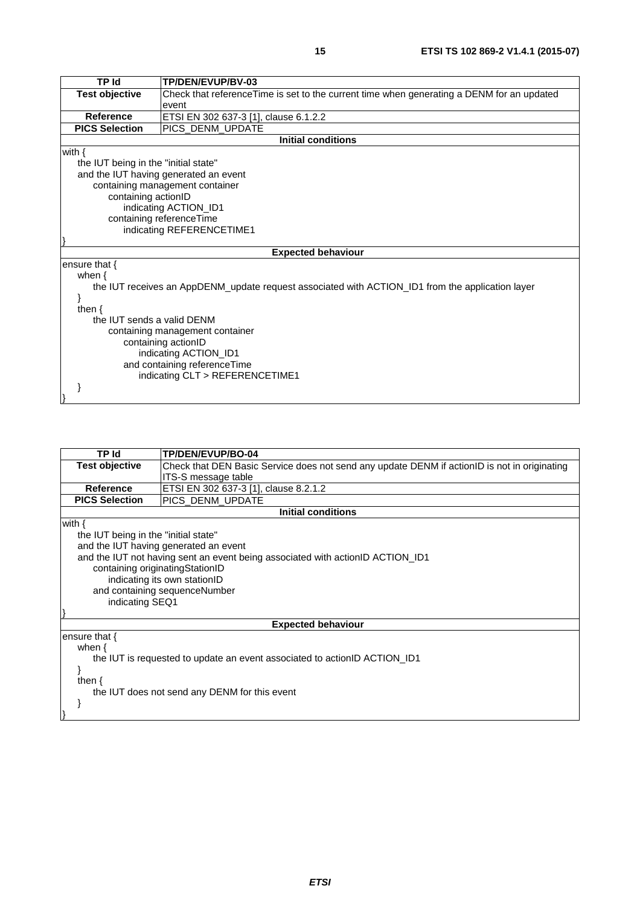| TP Id | TP/DEN/EVUP/BV-03 |
| --- | --- |
| Test objective | Check that referenceTime is set to the current time when generating a DENM for an updated event |
| Reference | ETSI EN 302 637-3 [1], clause 6.1.2.2 |
| PICS Selection | PICS_DENM_UPDATE |
| **Initial conditions** | |
| with {<br>  the IUT being in the "initial state"<br>  and the IUT having generated an event<br>    containing management container<br>      containing actionID<br>        indicating ACTION_ID1<br>      containing referenceTime<br>        indicating REFERENCETIME1<br>} | |
| **Expected behaviour** | |
| ensure that {<br>  when {<br>    the IUT receives an AppDENM_update request associated with ACTION_ID1 from the application layer<br>  }<br>  then {<br>    the IUT sends a valid DENM<br>      containing management container<br>        containing actionID<br>          indicating ACTION_ID1<br>        and containing referenceTime<br>          indicating CLT > REFERENCETIME1<br>  }<br>} | |

| TP Id | TP/DEN/EVUP/BO-04 |
| --- | --- |
| Test objective | Check that DEN Basic Service does not send any update DENM if actionID is not in originating ITS-S message table |
| Reference | ETSI EN 302 637-3 [1], clause 8.2.1.2 |
| PICS Selection | PICS_DENM_UPDATE |
| **Initial conditions** | |
| with {<br>  the IUT being in the "initial state"<br>  and the IUT having generated an event<br>  and the IUT not having sent an event being associated with actionID ACTION_ID1<br>    containing originatingStationID<br>      indicating its own stationID<br>    and containing sequenceNumber<br>      indicating SEQ1<br>} | |
| **Expected behaviour** | |
| ensure that {<br>  when {<br>    the IUT is requested to update an event associated to actionID ACTION_ID1<br>  }<br>  then {<br>    the IUT does not send any DENM for this event<br>  }<br>} | |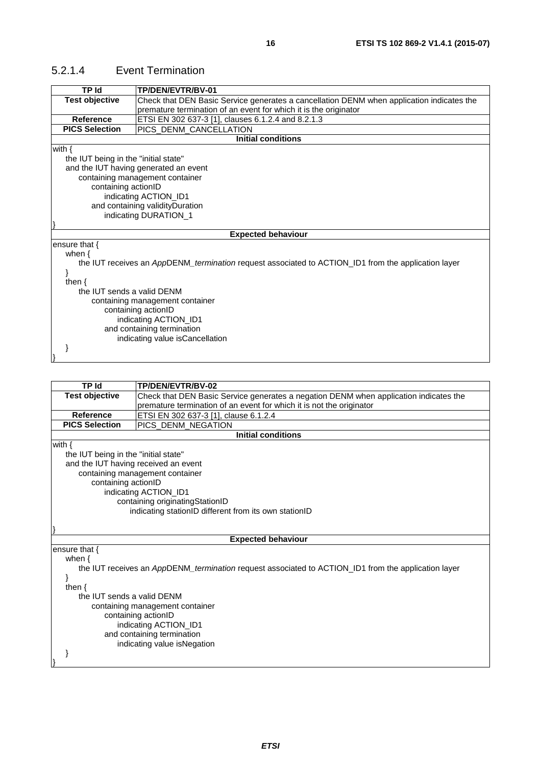### 5.2.1.4 Event Termination

| TP Id | TP/DEN/EVTR/BV-01 |
|---|---|
| **Test objective** | Check that DEN Basic Service generates a cancellation DENM when application indicates the premature termination of an event for which it is the originator |
| **Reference** | ETSI EN 302 637-3 [1], clauses 6.1.2.4 and 8.2.1.3 |
| **PICS Selection** | PICS_DENM_CANCELLATION |
| **Initial conditions** | |
| with {<br>&nbsp;&nbsp;&nbsp;&nbsp;the IUT being in the "initial state"<br>&nbsp;&nbsp;&nbsp;&nbsp;and the IUT having generated an event<br>&nbsp;&nbsp;&nbsp;&nbsp;&nbsp;&nbsp;&nbsp;&nbsp;containing management container<br>&nbsp;&nbsp;&nbsp;&nbsp;&nbsp;&nbsp;&nbsp;&nbsp;&nbsp;&nbsp;&nbsp;&nbsp;containing actionID<br>&nbsp;&nbsp;&nbsp;&nbsp;&nbsp;&nbsp;&nbsp;&nbsp;&nbsp;&nbsp;&nbsp;&nbsp;&nbsp;&nbsp;&nbsp;&nbsp;indicating ACTION_ID1<br>&nbsp;&nbsp;&nbsp;&nbsp;&nbsp;&nbsp;&nbsp;&nbsp;&nbsp;&nbsp;&nbsp;&nbsp;and containing validityDuration<br>&nbsp;&nbsp;&nbsp;&nbsp;&nbsp;&nbsp;&nbsp;&nbsp;&nbsp;&nbsp;&nbsp;&nbsp;&nbsp;&nbsp;&nbsp;&nbsp;indicating DURATION_1<br>} | |
| **Expected behaviour** | |
| ensure that {<br>&nbsp;&nbsp;&nbsp;&nbsp;when {<br>&nbsp;&nbsp;&nbsp;&nbsp;&nbsp;&nbsp;&nbsp;&nbsp;the IUT receives an *App*DENM_*termination* request associated to ACTION_ID1 from the application layer<br>&nbsp;&nbsp;&nbsp;&nbsp;}<br>&nbsp;&nbsp;&nbsp;&nbsp;then {<br>&nbsp;&nbsp;&nbsp;&nbsp;&nbsp;&nbsp;&nbsp;&nbsp;the IUT sends a valid DENM<br>&nbsp;&nbsp;&nbsp;&nbsp;&nbsp;&nbsp;&nbsp;&nbsp;&nbsp;&nbsp;&nbsp;&nbsp;containing management container<br>&nbsp;&nbsp;&nbsp;&nbsp;&nbsp;&nbsp;&nbsp;&nbsp;&nbsp;&nbsp;&nbsp;&nbsp;&nbsp;&nbsp;&nbsp;&nbsp;containing actionID<br>&nbsp;&nbsp;&nbsp;&nbsp;&nbsp;&nbsp;&nbsp;&nbsp;&nbsp;&nbsp;&nbsp;&nbsp;&nbsp;&nbsp;&nbsp;&nbsp;&nbsp;&nbsp;&nbsp;&nbsp;indicating ACTION_ID1<br>&nbsp;&nbsp;&nbsp;&nbsp;&nbsp;&nbsp;&nbsp;&nbsp;&nbsp;&nbsp;&nbsp;&nbsp;&nbsp;&nbsp;&nbsp;&nbsp;and containing termination<br>&nbsp;&nbsp;&nbsp;&nbsp;&nbsp;&nbsp;&nbsp;&nbsp;&nbsp;&nbsp;&nbsp;&nbsp;&nbsp;&nbsp;&nbsp;&nbsp;&nbsp;&nbsp;&nbsp;&nbsp;indicating value isCancellation<br>&nbsp;&nbsp;&nbsp;&nbsp;}<br>} | |

| TP Id | TP/DEN/EVTR/BV-02 |
|---|---|
| **Test objective** | Check that DEN Basic Service generates a negation DENM when application indicates the premature termination of an event for which it is not the originator |
| **Reference** | ETSI EN 302 637-3 [1], clause 6.1.2.4 |
| **PICS Selection** | PICS_DENM_NEGATION |
| **Initial conditions** | |
| with {<br>&nbsp;&nbsp;&nbsp;&nbsp;the IUT being in the "initial state"<br>&nbsp;&nbsp;&nbsp;&nbsp;and the IUT having received an event<br>&nbsp;&nbsp;&nbsp;&nbsp;&nbsp;&nbsp;&nbsp;&nbsp;containing management container<br>&nbsp;&nbsp;&nbsp;&nbsp;&nbsp;&nbsp;&nbsp;&nbsp;&nbsp;&nbsp;&nbsp;&nbsp;containing actionID<br>&nbsp;&nbsp;&nbsp;&nbsp;&nbsp;&nbsp;&nbsp;&nbsp;&nbsp;&nbsp;&nbsp;&nbsp;&nbsp;&nbsp;&nbsp;&nbsp;indicating ACTION_ID1<br>&nbsp;&nbsp;&nbsp;&nbsp;&nbsp;&nbsp;&nbsp;&nbsp;&nbsp;&nbsp;&nbsp;&nbsp;&nbsp;&nbsp;&nbsp;&nbsp;&nbsp;&nbsp;&nbsp;&nbsp;containing originatingStationID<br>&nbsp;&nbsp;&nbsp;&nbsp;&nbsp;&nbsp;&nbsp;&nbsp;&nbsp;&nbsp;&nbsp;&nbsp;&nbsp;&nbsp;&nbsp;&nbsp;&nbsp;&nbsp;&nbsp;&nbsp;&nbsp;&nbsp;&nbsp;&nbsp;indicating stationID different from its own stationID<br>} | |
| **Expected behaviour** | |
| ensure that {<br>&nbsp;&nbsp;&nbsp;&nbsp;when {<br>&nbsp;&nbsp;&nbsp;&nbsp;&nbsp;&nbsp;&nbsp;&nbsp;the IUT receives an *App*DENM_*termination* request associated to ACTION_ID1 from the application layer<br>&nbsp;&nbsp;&nbsp;&nbsp;}<br>&nbsp;&nbsp;&nbsp;&nbsp;then {<br>&nbsp;&nbsp;&nbsp;&nbsp;&nbsp;&nbsp;&nbsp;&nbsp;the IUT sends a valid DENM<br>&nbsp;&nbsp;&nbsp;&nbsp;&nbsp;&nbsp;&nbsp;&nbsp;&nbsp;&nbsp;&nbsp;&nbsp;containing management container<br>&nbsp;&nbsp;&nbsp;&nbsp;&nbsp;&nbsp;&nbsp;&nbsp;&nbsp;&nbsp;&nbsp;&nbsp;&nbsp;&nbsp;&nbsp;&nbsp;containing actionID<br>&nbsp;&nbsp;&nbsp;&nbsp;&nbsp;&nbsp;&nbsp;&nbsp;&nbsp;&nbsp;&nbsp;&nbsp;&nbsp;&nbsp;&nbsp;&nbsp;&nbsp;&nbsp;&nbsp;&nbsp;indicating ACTION_ID1<br>&nbsp;&nbsp;&nbsp;&nbsp;&nbsp;&nbsp;&nbsp;&nbsp;&nbsp;&nbsp;&nbsp;&nbsp;&nbsp;&nbsp;&nbsp;&nbsp;and containing termination<br>&nbsp;&nbsp;&nbsp;&nbsp;&nbsp;&nbsp;&nbsp;&nbsp;&nbsp;&nbsp;&nbsp;&nbsp;&nbsp;&nbsp;&nbsp;&nbsp;&nbsp;&nbsp;&nbsp;&nbsp;indicating value isNegation<br>&nbsp;&nbsp;&nbsp;&nbsp;}<br>} | |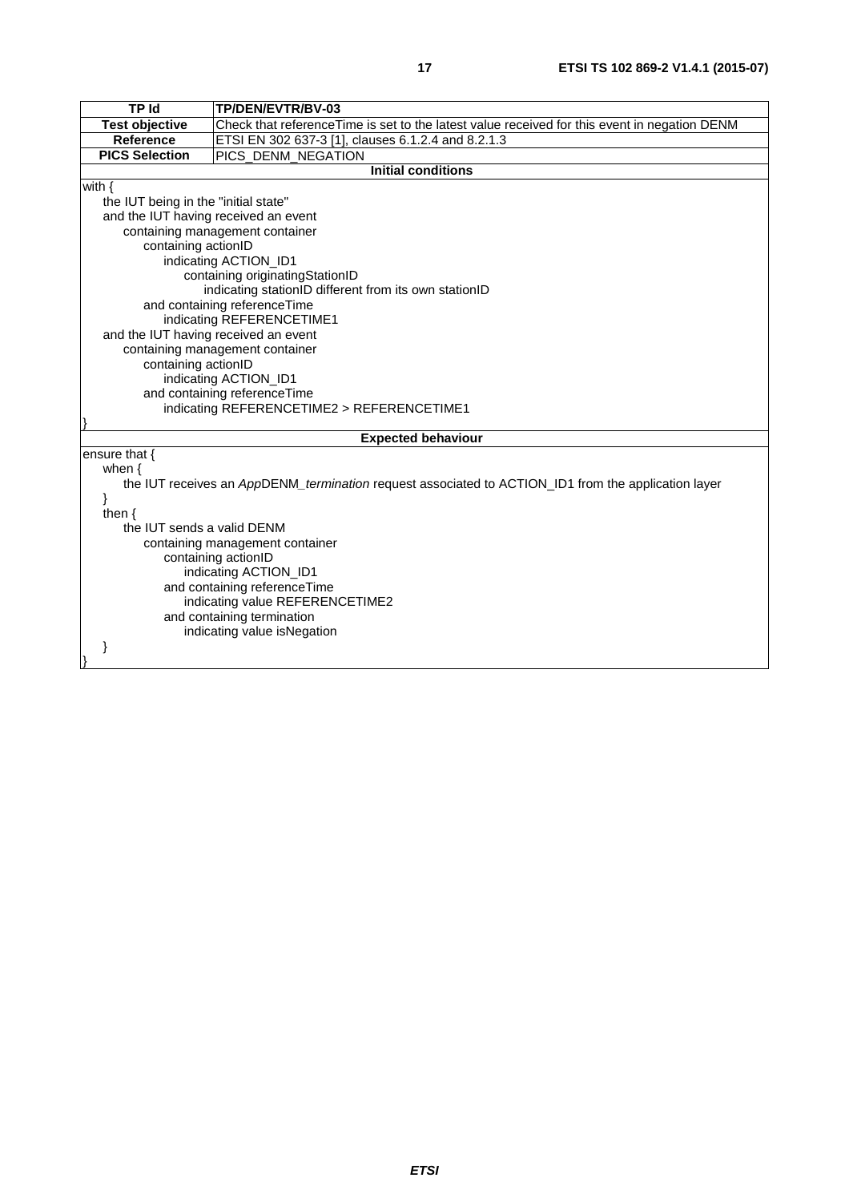| TP Id | TP/DEN/EVTR/BV-03 |
| --- | --- |
| **Test objective** | Check that referenceTime is set to the latest value received for this event in negation DENM |
| **Reference** | ETSI EN 302 637-3 [1], clauses 6.1.2.4 and 8.2.1.3 |
| **PICS Selection** | PICS_DENM_NEGATION |

**Initial conditions**

```
with {
    the IUT being in the "initial state"
    and the IUT having received an event
        containing management container
            containing actionID
                indicating ACTION_ID1
                    containing originatingStationID
                        indicating stationID different from its own stationID
            and containing referenceTime
                indicating REFERENCETIME1
    and the IUT having received an event
        containing management container
            containing actionID
                indicating ACTION_ID1
            and containing referenceTime
                indicating REFERENCETIME2 > REFERENCETIME1
}
```

**Expected behaviour**

```
ensure that {
    when {
        the IUT receives an AppDENM_termination request associated to ACTION_ID1 from the application layer
    }
    then {
        the IUT sends a valid DENM
            containing management container
                containing actionID
                    indicating ACTION_ID1
                and containing referenceTime
                    indicating value REFERENCETIME2
                and containing termination
                    indicating value isNegation
    }
}
```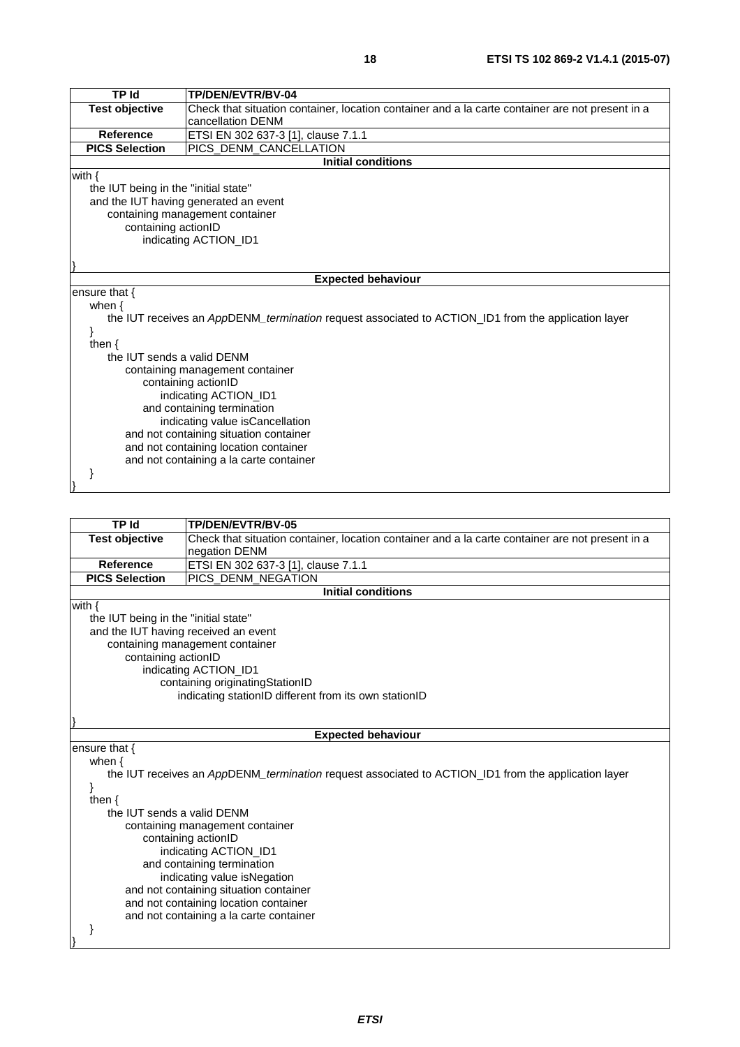| TP Id | TP/DEN/EVTR/BV-04 |
|---|---|
| **Test objective** | Check that situation container, location container and a la carte container are not present in a cancellation DENM |
| **Reference** | ETSI EN 302 637-3 [1], clause 7.1.1 |
| **PICS Selection** | PICS_DENM_CANCELLATION |

**Initial conditions**

```
with {
    the IUT being in the "initial state"
    and the IUT having generated an event
        containing management container
            containing actionID
                indicating ACTION_ID1
}
```

**Expected behaviour**

```
ensure that {
    when {
        the IUT receives an AppDENM_termination request associated to ACTION_ID1 from the application layer
    }
    then {
        the IUT sends a valid DENM
            containing management container
                containing actionID
                    indicating ACTION_ID1
                and containing termination
                    indicating value isCancellation
            and not containing situation container
            and not containing location container
            and not containing a la carte container
    }
}
```

| TP Id | TP/DEN/EVTR/BV-05 |
|---|---|
| **Test objective** | Check that situation container, location container and a la carte container are not present in a negation DENM |
| **Reference** | ETSI EN 302 637-3 [1], clause 7.1.1 |
| **PICS Selection** | PICS_DENM_NEGATION |

**Initial conditions**

```
with {
    the IUT being in the "initial state"
    and the IUT having received an event
        containing management container
            containing actionID
                indicating ACTION_ID1
                    containing originatingStationID
                        indicating stationID different from its own stationID
}
```

**Expected behaviour**

```
ensure that {
    when {
        the IUT receives an AppDENM_termination request associated to ACTION_ID1 from the application layer
    }
    then {
        the IUT sends a valid DENM
            containing management container
                containing actionID
                    indicating ACTION_ID1
                and containing termination
                    indicating value isNegation
            and not containing situation container
            and not containing location container
            and not containing a la carte container
    }
}
```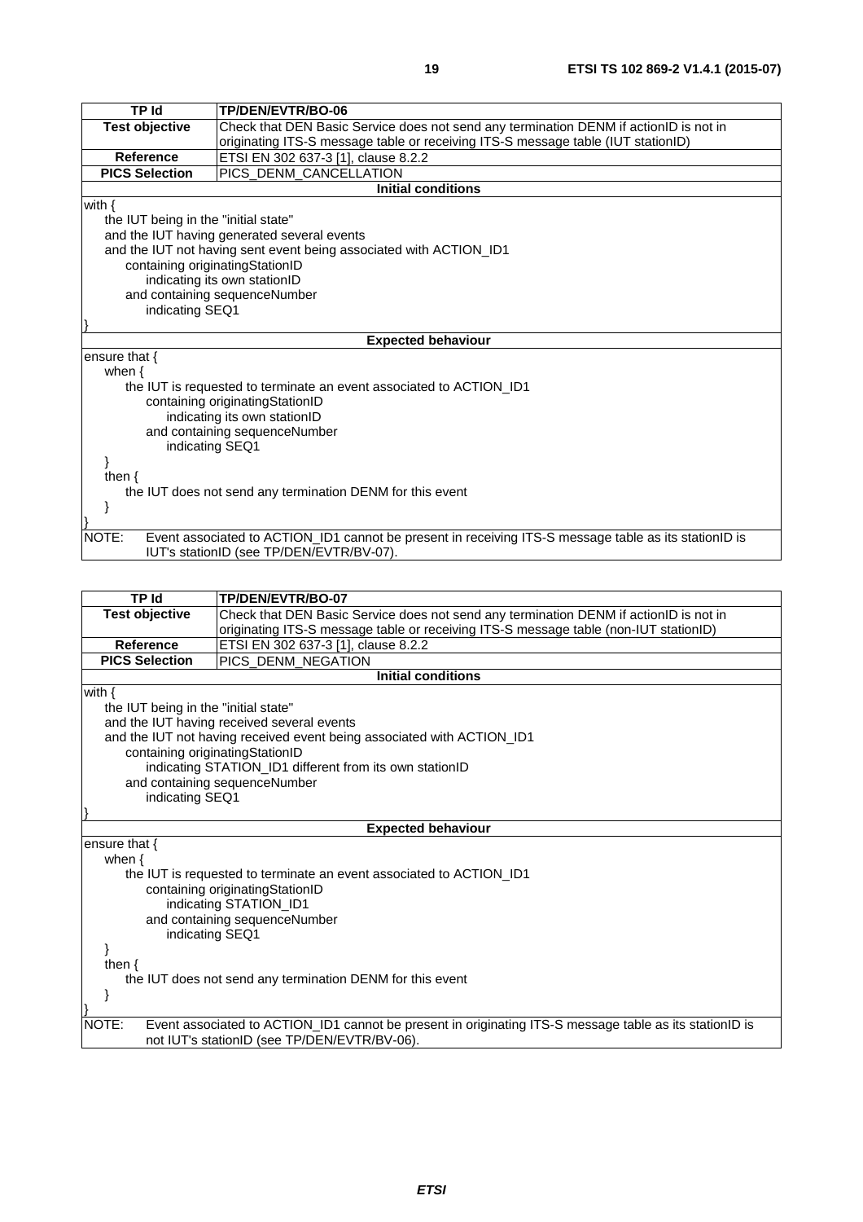| TP Id | TP/DEN/EVTR/BO-06 |
|---|---|
| Test objective | Check that DEN Basic Service does not send any termination DENM if actionID is not in originating ITS-S message table or receiving ITS-S message table (IUT stationID) |
| Reference | ETSI EN 302 637-3 [1], clause 8.2.2 |
| PICS Selection | PICS_DENM_CANCELLATION |
| **Initial conditions** | |
| with {<br>the IUT being in the "initial state"<br>and the IUT having generated several events<br>and the IUT not having sent event being associated with ACTION_ID1<br>containing originatingStationID<br>indicating its own stationID<br>and containing sequenceNumber<br>indicating SEQ1<br>} | |
| **Expected behaviour** | |
| ensure that {<br>when {<br>the IUT is requested to terminate an event associated to ACTION_ID1<br>containing originatingStationID<br>indicating its own stationID<br>and containing sequenceNumber<br>indicating SEQ1<br>}<br>then {<br>the IUT does not send any termination DENM for this event<br>}<br>} | |
| NOTE: Event associated to ACTION_ID1 cannot be present in receiving ITS-S message table as its stationID is IUT's stationID (see TP/DEN/EVTR/BV-07). | |

| TP Id | TP/DEN/EVTR/BO-07 |
|---|---|
| Test objective | Check that DEN Basic Service does not send any termination DENM if actionID is not in originating ITS-S message table or receiving ITS-S message table (non-IUT stationID) |
| Reference | ETSI EN 302 637-3 [1], clause 8.2.2 |
| PICS Selection | PICS_DENM_NEGATION |
| **Initial conditions** | |
| with {<br>the IUT being in the "initial state"<br>and the IUT having received several events<br>and the IUT not having received event being associated with ACTION_ID1<br>containing originatingStationID<br>indicating STATION_ID1 different from its own stationID<br>and containing sequenceNumber<br>indicating SEQ1<br>} | |
| **Expected behaviour** | |
| ensure that {<br>when {<br>the IUT is requested to terminate an event associated to ACTION_ID1<br>containing originatingStationID<br>indicating STATION_ID1<br>and containing sequenceNumber<br>indicating SEQ1<br>}<br>then {<br>the IUT does not send any termination DENM for this event<br>}<br>} | |
| NOTE: Event associated to ACTION_ID1 cannot be present in originating ITS-S message table as its stationID is not IUT's stationID (see TP/DEN/EVTR/BV-06). | |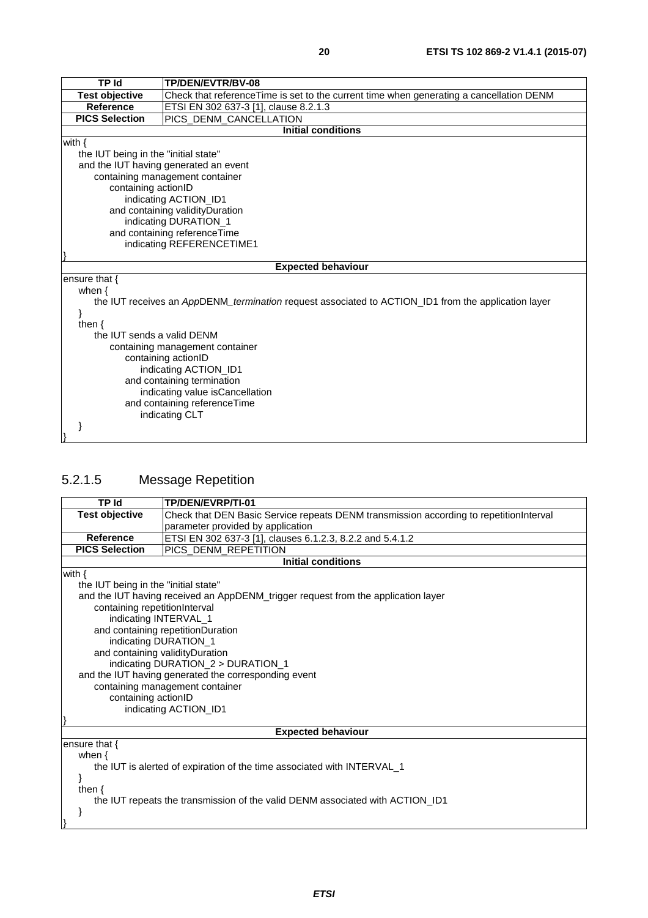| TP Id | TP/DEN/EVTR/BV-08 |
|---|---|
| **Test objective** | Check that referenceTime is set to the current time when generating a cancellation DENM |
| **Reference** | ETSI EN 302 637-3 [1], clause 8.2.1.3 |
| **PICS Selection** | PICS_DENM_CANCELLATION |
| **Initial conditions** | |
| with {<br>&nbsp;&nbsp;&nbsp;&nbsp;the IUT being in the "initial state"<br>&nbsp;&nbsp;&nbsp;&nbsp;and the IUT having generated an event<br>&nbsp;&nbsp;&nbsp;&nbsp;&nbsp;&nbsp;&nbsp;&nbsp;containing management container<br>&nbsp;&nbsp;&nbsp;&nbsp;&nbsp;&nbsp;&nbsp;&nbsp;&nbsp;&nbsp;&nbsp;&nbsp;containing actionID<br>&nbsp;&nbsp;&nbsp;&nbsp;&nbsp;&nbsp;&nbsp;&nbsp;&nbsp;&nbsp;&nbsp;&nbsp;&nbsp;&nbsp;&nbsp;&nbsp;indicating ACTION_ID1<br>&nbsp;&nbsp;&nbsp;&nbsp;&nbsp;&nbsp;&nbsp;&nbsp;&nbsp;&nbsp;&nbsp;&nbsp;and containing validityDuration<br>&nbsp;&nbsp;&nbsp;&nbsp;&nbsp;&nbsp;&nbsp;&nbsp;&nbsp;&nbsp;&nbsp;&nbsp;&nbsp;&nbsp;&nbsp;&nbsp;indicating DURATION_1<br>&nbsp;&nbsp;&nbsp;&nbsp;&nbsp;&nbsp;&nbsp;&nbsp;&nbsp;&nbsp;&nbsp;&nbsp;and containing referenceTime<br>&nbsp;&nbsp;&nbsp;&nbsp;&nbsp;&nbsp;&nbsp;&nbsp;&nbsp;&nbsp;&nbsp;&nbsp;&nbsp;&nbsp;&nbsp;&nbsp;indicating REFERENCETIME1<br>} | |
| **Expected behaviour** | |
| ensure that {<br>&nbsp;&nbsp;&nbsp;&nbsp;when {<br>&nbsp;&nbsp;&nbsp;&nbsp;&nbsp;&nbsp;&nbsp;&nbsp;the IUT receives an *App*DENM_*termination* request associated to ACTION_ID1 from the application layer<br>&nbsp;&nbsp;&nbsp;&nbsp;}<br>&nbsp;&nbsp;&nbsp;&nbsp;then {<br>&nbsp;&nbsp;&nbsp;&nbsp;&nbsp;&nbsp;&nbsp;&nbsp;the IUT sends a valid DENM<br>&nbsp;&nbsp;&nbsp;&nbsp;&nbsp;&nbsp;&nbsp;&nbsp;&nbsp;&nbsp;&nbsp;&nbsp;containing management container<br>&nbsp;&nbsp;&nbsp;&nbsp;&nbsp;&nbsp;&nbsp;&nbsp;&nbsp;&nbsp;&nbsp;&nbsp;&nbsp;&nbsp;&nbsp;&nbsp;containing actionID<br>&nbsp;&nbsp;&nbsp;&nbsp;&nbsp;&nbsp;&nbsp;&nbsp;&nbsp;&nbsp;&nbsp;&nbsp;&nbsp;&nbsp;&nbsp;&nbsp;&nbsp;&nbsp;&nbsp;&nbsp;indicating ACTION_ID1<br>&nbsp;&nbsp;&nbsp;&nbsp;&nbsp;&nbsp;&nbsp;&nbsp;&nbsp;&nbsp;&nbsp;&nbsp;&nbsp;&nbsp;&nbsp;&nbsp;and containing termination<br>&nbsp;&nbsp;&nbsp;&nbsp;&nbsp;&nbsp;&nbsp;&nbsp;&nbsp;&nbsp;&nbsp;&nbsp;&nbsp;&nbsp;&nbsp;&nbsp;&nbsp;&nbsp;&nbsp;&nbsp;indicating value isCancellation<br>&nbsp;&nbsp;&nbsp;&nbsp;&nbsp;&nbsp;&nbsp;&nbsp;&nbsp;&nbsp;&nbsp;&nbsp;&nbsp;&nbsp;&nbsp;&nbsp;and containing referenceTime<br>&nbsp;&nbsp;&nbsp;&nbsp;&nbsp;&nbsp;&nbsp;&nbsp;&nbsp;&nbsp;&nbsp;&nbsp;&nbsp;&nbsp;&nbsp;&nbsp;&nbsp;&nbsp;&nbsp;&nbsp;indicating CLT<br>&nbsp;&nbsp;&nbsp;&nbsp;}<br>} | |

### 5.2.1.5 Message Repetition

| TP Id | TP/DEN/EVRP/TI-01 |
|---|---|
| **Test objective** | Check that DEN Basic Service repeats DENM transmission according to repetitionInterval parameter provided by application |
| **Reference** | ETSI EN 302 637-3 [1], clauses 6.1.2.3, 8.2.2 and 5.4.1.2 |
| **PICS Selection** | PICS_DENM_REPETITION |
| **Initial conditions** | |
| with {<br>&nbsp;&nbsp;&nbsp;&nbsp;the IUT being in the "initial state"<br>&nbsp;&nbsp;&nbsp;&nbsp;and the IUT having received an AppDENM_trigger request from the application layer<br>&nbsp;&nbsp;&nbsp;&nbsp;&nbsp;&nbsp;&nbsp;&nbsp;containing repetitionInterval<br>&nbsp;&nbsp;&nbsp;&nbsp;&nbsp;&nbsp;&nbsp;&nbsp;&nbsp;&nbsp;&nbsp;&nbsp;indicating INTERVAL_1<br>&nbsp;&nbsp;&nbsp;&nbsp;&nbsp;&nbsp;&nbsp;&nbsp;and containing repetitionDuration<br>&nbsp;&nbsp;&nbsp;&nbsp;&nbsp;&nbsp;&nbsp;&nbsp;&nbsp;&nbsp;&nbsp;&nbsp;indicating DURATION_1<br>&nbsp;&nbsp;&nbsp;&nbsp;&nbsp;&nbsp;&nbsp;&nbsp;and containing validityDuration<br>&nbsp;&nbsp;&nbsp;&nbsp;&nbsp;&nbsp;&nbsp;&nbsp;&nbsp;&nbsp;&nbsp;&nbsp;indicating DURATION_2 > DURATION_1<br>&nbsp;&nbsp;&nbsp;&nbsp;and the IUT having generated the corresponding event<br>&nbsp;&nbsp;&nbsp;&nbsp;&nbsp;&nbsp;&nbsp;&nbsp;containing management container<br>&nbsp;&nbsp;&nbsp;&nbsp;&nbsp;&nbsp;&nbsp;&nbsp;&nbsp;&nbsp;&nbsp;&nbsp;containing actionID<br>&nbsp;&nbsp;&nbsp;&nbsp;&nbsp;&nbsp;&nbsp;&nbsp;&nbsp;&nbsp;&nbsp;&nbsp;&nbsp;&nbsp;&nbsp;&nbsp;indicating ACTION_ID1<br>} | |
| **Expected behaviour** | |
| ensure that {<br>&nbsp;&nbsp;&nbsp;&nbsp;when {<br>&nbsp;&nbsp;&nbsp;&nbsp;&nbsp;&nbsp;&nbsp;&nbsp;the IUT is alerted of expiration of the time associated with INTERVAL_1<br>&nbsp;&nbsp;&nbsp;&nbsp;}<br>&nbsp;&nbsp;&nbsp;&nbsp;then {<br>&nbsp;&nbsp;&nbsp;&nbsp;&nbsp;&nbsp;&nbsp;&nbsp;the IUT repeats the transmission of the valid DENM associated with ACTION_ID1<br>&nbsp;&nbsp;&nbsp;&nbsp;}<br>} | |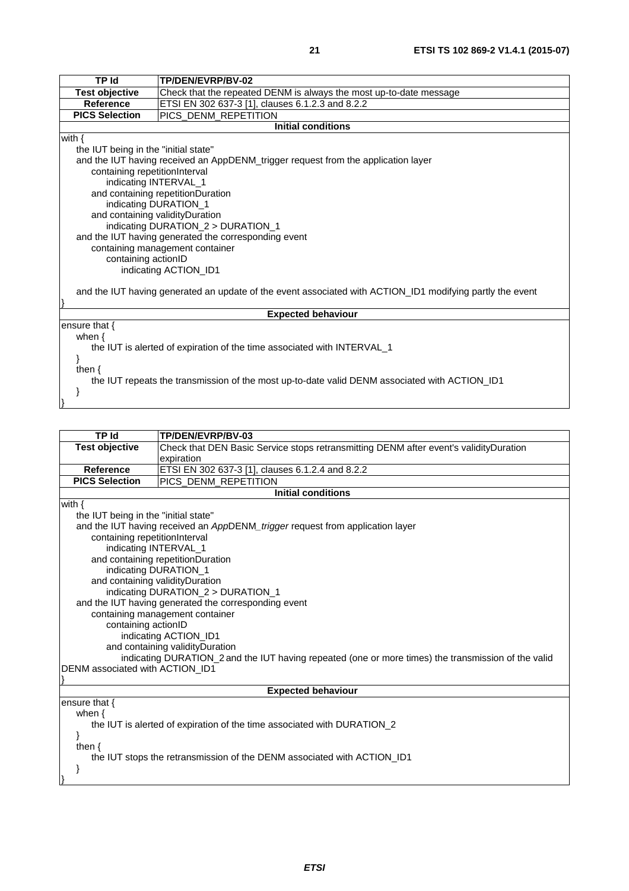| TP Id | TP/DEN/EVRP/BV-02 |
|---|---|
| **Test objective** | Check that the repeated DENM is always the most up-to-date message |
| **Reference** | ETSI EN 302 637-3 [1], clauses 6.1.2.3 and 8.2.2 |
| **PICS Selection** | PICS_DENM_REPETITION |
| **Initial conditions** | |
| with {<br>the IUT being in the "initial state"<br>and the IUT having received an AppDENM_trigger request from the application layer<br>containing repetitionInterval<br>indicating INTERVAL_1<br>and containing repetitionDuration<br>indicating DURATION_1<br>and containing validityDuration<br>indicating DURATION_2 > DURATION_1<br>and the IUT having generated the corresponding event<br>containing management container<br>containing actionID<br>indicating ACTION_ID1<br><br>and the IUT having generated an update of the event associated with ACTION_ID1 modifying partly the event<br>} | |
| **Expected behaviour** | |
| ensure that {<br>when {<br>the IUT is alerted of expiration of the time associated with INTERVAL_1<br>}<br>then {<br>the IUT repeats the transmission of the most up-to-date valid DENM associated with ACTION_ID1<br>}<br>} | |

| TP Id | TP/DEN/EVRP/BV-03 |
|---|---|
| **Test objective** | Check that DEN Basic Service stops retransmitting DENM after event's validityDuration expiration |
| **Reference** | ETSI EN 302 637-3 [1], clauses 6.1.2.4 and 8.2.2 |
| **PICS Selection** | PICS_DENM_REPETITION |
| **Initial conditions** | |
| with {<br>the IUT being in the "initial state"<br>and the IUT having received an *App*DENM_*trigger* request from application layer<br>containing repetitionInterval<br>indicating INTERVAL_1<br>and containing repetitionDuration<br>indicating DURATION_1<br>and containing validityDuration<br>indicating DURATION_2 > DURATION_1<br>and the IUT having generated the corresponding event<br>containing management container<br>containing actionID<br>indicating ACTION_ID1<br>and containing validityDuration<br>indicating DURATION_2 and the IUT having repeated (one or more times) the transmission of the valid DENM associated with ACTION_ID1<br>} | |
| **Expected behaviour** | |
| ensure that {<br>when {<br>the IUT is alerted of expiration of the time associated with DURATION_2<br>}<br>then {<br>the IUT stops the retransmission of the DENM associated with ACTION_ID1<br>}<br>} | |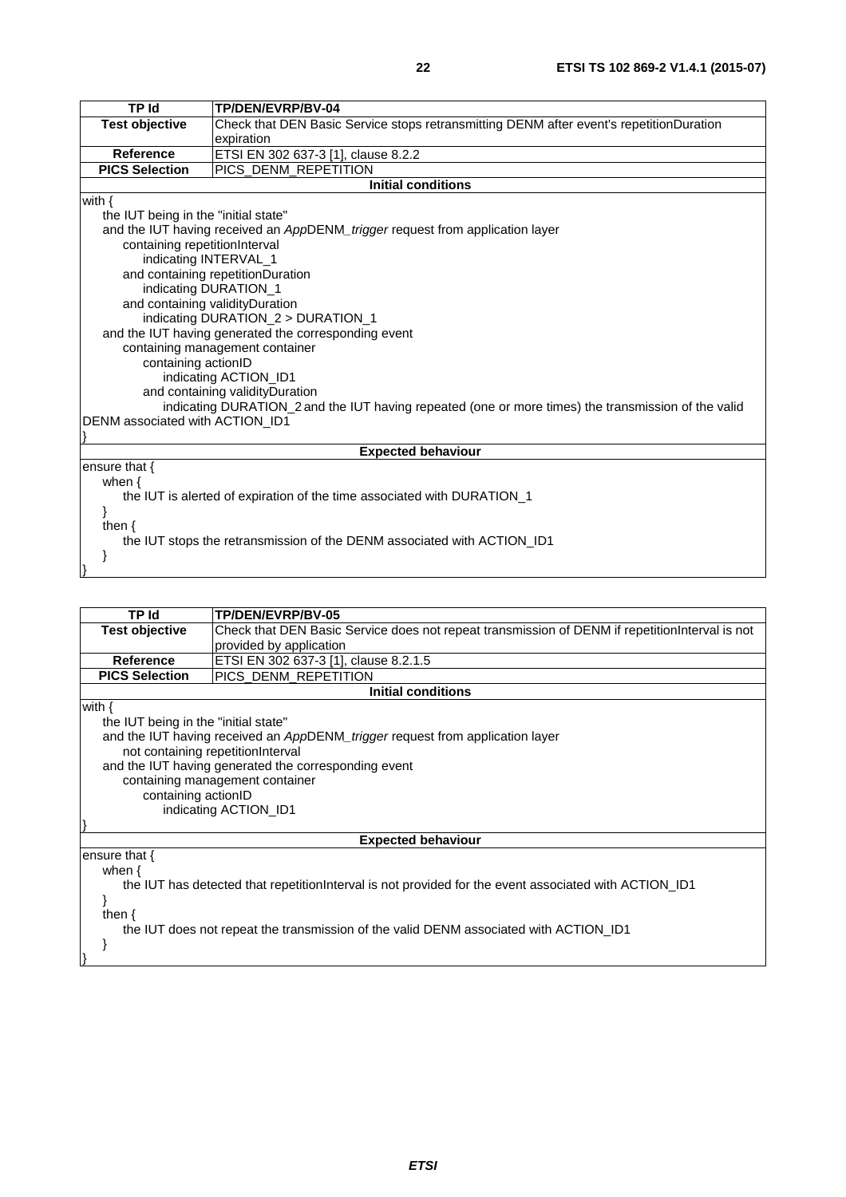| TP Id | TP/DEN/EVRP/BV-04 |
|---|---|
| Test objective | Check that DEN Basic Service stops retransmitting DENM after event's repetitionDuration expiration |
| Reference | ETSI EN 302 637-3 [1], clause 8.2.2 |
| PICS Selection | PICS_DENM_REPETITION |
| **Initial conditions** | |
| with {<br>the IUT being in the "initial state"<br>and the IUT having received an *App*DENM_*trigger* request from application layer<br>containing repetitionInterval<br>indicating INTERVAL_1<br>and containing repetitionDuration<br>indicating DURATION_1<br>and containing validityDuration<br>indicating DURATION_2 > DURATION_1<br>and the IUT having generated the corresponding event<br>containing management container<br>containing actionID<br>indicating ACTION_ID1<br>and containing validityDuration<br>indicating DURATION_2 and the IUT having repeated (one or more times) the transmission of the valid DENM associated with ACTION_ID1<br>} | |
| **Expected behaviour** | |
| ensure that {<br>when {<br>the IUT is alerted of expiration of the time associated with DURATION_1<br>}<br>then {<br>the IUT stops the retransmission of the DENM associated with ACTION_ID1<br>}<br>} | |

| TP Id | TP/DEN/EVRP/BV-05 |
|---|---|
| Test objective | Check that DEN Basic Service does not repeat transmission of DENM if repetitionInterval is not provided by application |
| Reference | ETSI EN 302 637-3 [1], clause 8.2.1.5 |
| PICS Selection | PICS_DENM_REPETITION |
| **Initial conditions** | |
| with {<br>the IUT being in the "initial state"<br>and the IUT having received an *App*DENM_*trigger* request from application layer<br>not containing repetitionInterval<br>and the IUT having generated the corresponding event<br>containing management container<br>containing actionID<br>indicating ACTION_ID1<br>} | |
| **Expected behaviour** | |
| ensure that {<br>when {<br>the IUT has detected that repetitionInterval is not provided for the event associated with ACTION_ID1<br>}<br>then {<br>the IUT does not repeat the transmission of the valid DENM associated with ACTION_ID1<br>}<br>} | |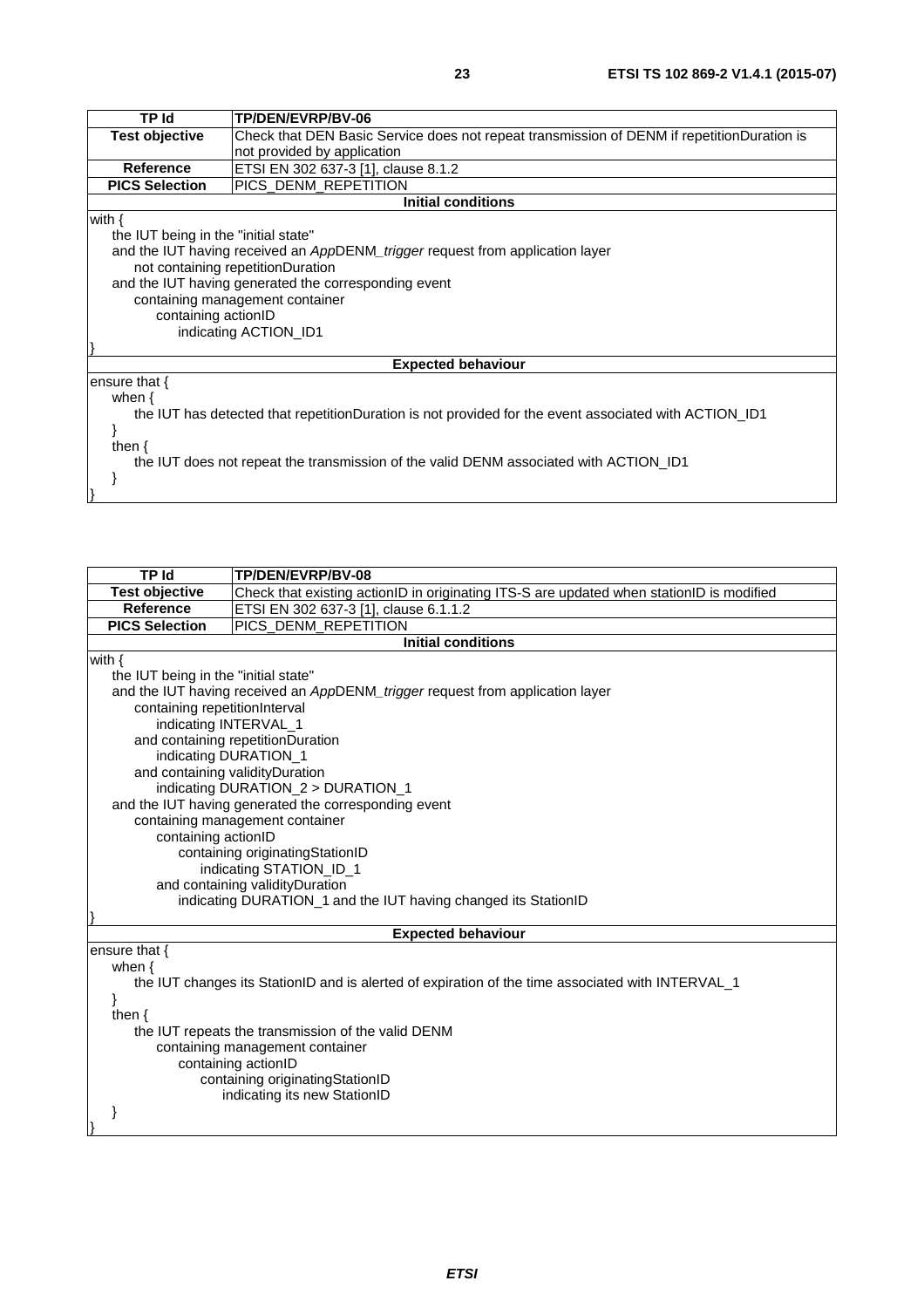| TP Id | TP/DEN/EVRP/BV-06 |
|---|---|
| **Test objective** | Check that DEN Basic Service does not repeat transmission of DENM if repetitionDuration is not provided by application |
| **Reference** | ETSI EN 302 637-3 [1], clause 8.1.2 |
| **PICS Selection** | PICS_DENM_REPETITION |
| **Initial conditions** | |
| with {<br>&nbsp;&nbsp;&nbsp;&nbsp;the IUT being in the "initial state"<br>&nbsp;&nbsp;&nbsp;&nbsp;and the IUT having received an *App*DENM_*trigger* request from application layer<br>&nbsp;&nbsp;&nbsp;&nbsp;&nbsp;&nbsp;&nbsp;&nbsp;not containing repetitionDuration<br>&nbsp;&nbsp;&nbsp;&nbsp;and the IUT having generated the corresponding event<br>&nbsp;&nbsp;&nbsp;&nbsp;&nbsp;&nbsp;&nbsp;&nbsp;containing management container<br>&nbsp;&nbsp;&nbsp;&nbsp;&nbsp;&nbsp;&nbsp;&nbsp;&nbsp;&nbsp;&nbsp;&nbsp;containing actionID<br>&nbsp;&nbsp;&nbsp;&nbsp;&nbsp;&nbsp;&nbsp;&nbsp;&nbsp;&nbsp;&nbsp;&nbsp;&nbsp;&nbsp;&nbsp;&nbsp;indicating ACTION_ID1<br>} | |
| **Expected behaviour** | |
| ensure that {<br>&nbsp;&nbsp;&nbsp;&nbsp;when {<br>&nbsp;&nbsp;&nbsp;&nbsp;&nbsp;&nbsp;&nbsp;&nbsp;the IUT has detected that repetitionDuration is not provided for the event associated with ACTION_ID1<br>&nbsp;&nbsp;&nbsp;&nbsp;}<br>&nbsp;&nbsp;&nbsp;&nbsp;then {<br>&nbsp;&nbsp;&nbsp;&nbsp;&nbsp;&nbsp;&nbsp;&nbsp;the IUT does not repeat the transmission of the valid DENM associated with ACTION_ID1<br>&nbsp;&nbsp;&nbsp;&nbsp;}<br>} | |

| TP Id | TP/DEN/EVRP/BV-08 |
|---|---|
| **Test objective** | Check that existing actionID in originating ITS-S are updated when stationID is modified |
| **Reference** | ETSI EN 302 637-3 [1], clause 6.1.1.2 |
| **PICS Selection** | PICS_DENM_REPETITION |
| **Initial conditions** | |
| with {<br>&nbsp;&nbsp;&nbsp;&nbsp;the IUT being in the "initial state"<br>&nbsp;&nbsp;&nbsp;&nbsp;and the IUT having received an *App*DENM_*trigger* request from application layer<br>&nbsp;&nbsp;&nbsp;&nbsp;&nbsp;&nbsp;&nbsp;&nbsp;containing repetitionInterval<br>&nbsp;&nbsp;&nbsp;&nbsp;&nbsp;&nbsp;&nbsp;&nbsp;&nbsp;&nbsp;&nbsp;&nbsp;indicating INTERVAL_1<br>&nbsp;&nbsp;&nbsp;&nbsp;&nbsp;&nbsp;&nbsp;&nbsp;and containing repetitionDuration<br>&nbsp;&nbsp;&nbsp;&nbsp;&nbsp;&nbsp;&nbsp;&nbsp;&nbsp;&nbsp;&nbsp;&nbsp;indicating DURATION_1<br>&nbsp;&nbsp;&nbsp;&nbsp;&nbsp;&nbsp;&nbsp;&nbsp;and containing validityDuration<br>&nbsp;&nbsp;&nbsp;&nbsp;&nbsp;&nbsp;&nbsp;&nbsp;&nbsp;&nbsp;&nbsp;&nbsp;indicating DURATION_2 > DURATION_1<br>&nbsp;&nbsp;&nbsp;&nbsp;and the IUT having generated the corresponding event<br>&nbsp;&nbsp;&nbsp;&nbsp;&nbsp;&nbsp;&nbsp;&nbsp;containing management container<br>&nbsp;&nbsp;&nbsp;&nbsp;&nbsp;&nbsp;&nbsp;&nbsp;&nbsp;&nbsp;&nbsp;&nbsp;containing actionID<br>&nbsp;&nbsp;&nbsp;&nbsp;&nbsp;&nbsp;&nbsp;&nbsp;&nbsp;&nbsp;&nbsp;&nbsp;&nbsp;&nbsp;&nbsp;&nbsp;containing originatingStationID<br>&nbsp;&nbsp;&nbsp;&nbsp;&nbsp;&nbsp;&nbsp;&nbsp;&nbsp;&nbsp;&nbsp;&nbsp;&nbsp;&nbsp;&nbsp;&nbsp;&nbsp;&nbsp;&nbsp;&nbsp;indicating STATION_ID_1<br>&nbsp;&nbsp;&nbsp;&nbsp;&nbsp;&nbsp;&nbsp;&nbsp;&nbsp;&nbsp;&nbsp;&nbsp;and containing validityDuration<br>&nbsp;&nbsp;&nbsp;&nbsp;&nbsp;&nbsp;&nbsp;&nbsp;&nbsp;&nbsp;&nbsp;&nbsp;&nbsp;&nbsp;&nbsp;&nbsp;indicating DURATION_1 and the IUT having changed its StationID<br>} | |
| **Expected behaviour** | |
| ensure that {<br>&nbsp;&nbsp;&nbsp;&nbsp;when {<br>&nbsp;&nbsp;&nbsp;&nbsp;&nbsp;&nbsp;&nbsp;&nbsp;the IUT changes its StationID and is alerted of expiration of the time associated with INTERVAL_1<br>&nbsp;&nbsp;&nbsp;&nbsp;}<br>&nbsp;&nbsp;&nbsp;&nbsp;then {<br>&nbsp;&nbsp;&nbsp;&nbsp;&nbsp;&nbsp;&nbsp;&nbsp;the IUT repeats the transmission of the valid DENM<br>&nbsp;&nbsp;&nbsp;&nbsp;&nbsp;&nbsp;&nbsp;&nbsp;&nbsp;&nbsp;&nbsp;&nbsp;containing management container<br>&nbsp;&nbsp;&nbsp;&nbsp;&nbsp;&nbsp;&nbsp;&nbsp;&nbsp;&nbsp;&nbsp;&nbsp;&nbsp;&nbsp;&nbsp;&nbsp;containing actionID<br>&nbsp;&nbsp;&nbsp;&nbsp;&nbsp;&nbsp;&nbsp;&nbsp;&nbsp;&nbsp;&nbsp;&nbsp;&nbsp;&nbsp;&nbsp;&nbsp;&nbsp;&nbsp;&nbsp;&nbsp;containing originatingStationID<br>&nbsp;&nbsp;&nbsp;&nbsp;&nbsp;&nbsp;&nbsp;&nbsp;&nbsp;&nbsp;&nbsp;&nbsp;&nbsp;&nbsp;&nbsp;&nbsp;&nbsp;&nbsp;&nbsp;&nbsp;&nbsp;&nbsp;&nbsp;&nbsp;indicating its new StationID<br>&nbsp;&nbsp;&nbsp;&nbsp;}<br>} | |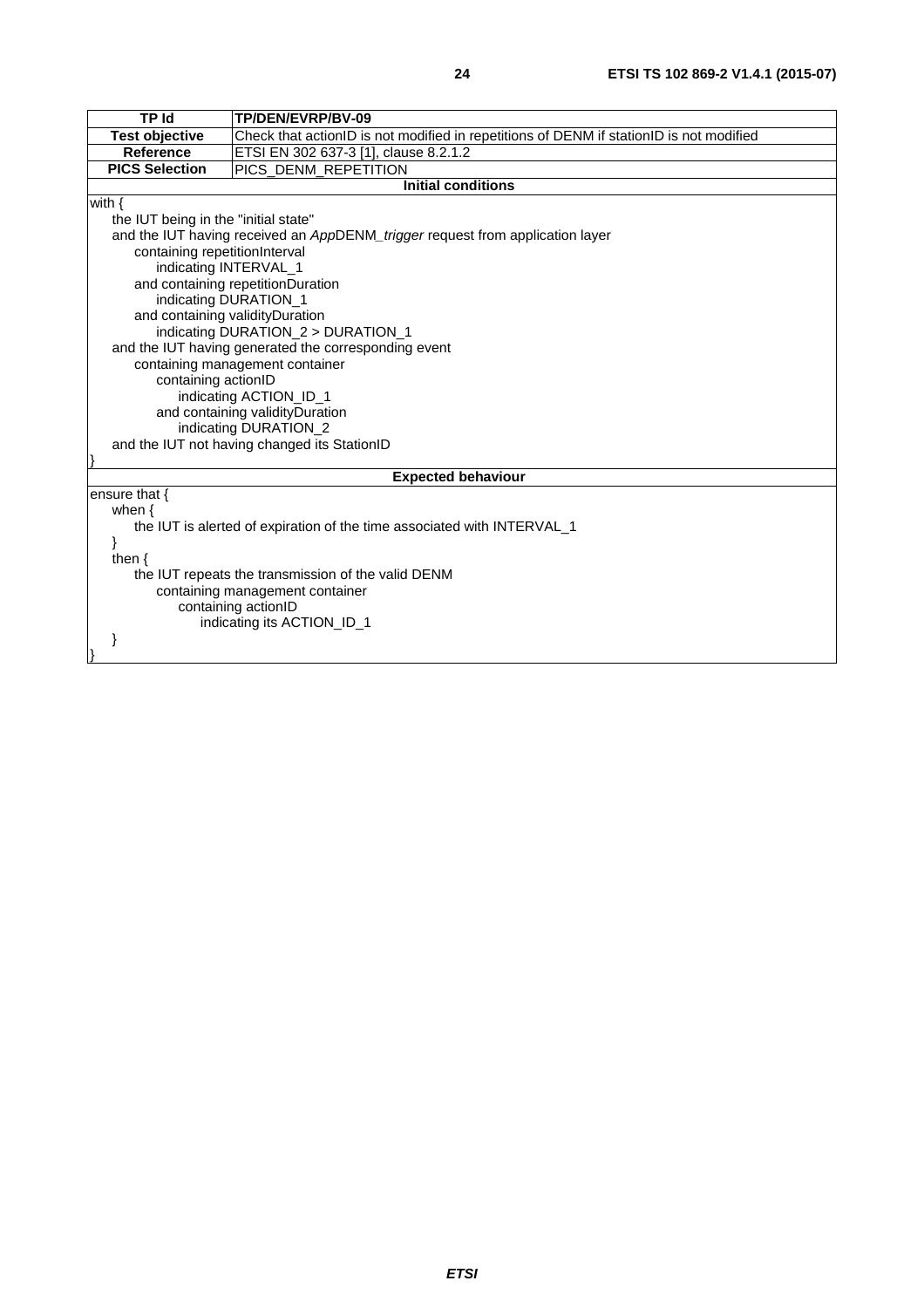| TP Id | TP/DEN/EVRP/BV-09 |
|---|---|
| **Test objective** | Check that actionID is not modified in repetitions of DENM if stationID is not modified |
| **Reference** | ETSI EN 302 637-3 [1], clause 8.2.1.2 |
| **PICS Selection** | PICS_DENM_REPETITION |

**Initial conditions**

```
with {
    the IUT being in the "initial state"
    and the IUT having received an AppDENM_trigger request from application layer
        containing repetitionInterval
            indicating INTERVAL_1
        and containing repetitionDuration
            indicating DURATION_1
        and containing validityDuration
            indicating DURATION_2 > DURATION_1
    and the IUT having generated the corresponding event
        containing management container
            containing actionID
                indicating ACTION_ID_1
            and containing validityDuration
                indicating DURATION_2
    and the IUT not having changed its StationID
}
```

**Expected behaviour**

```
ensure that {
    when {
        the IUT is alerted of expiration of the time associated with INTERVAL_1
    }
    then {
        the IUT repeats the transmission of the valid DENM
            containing management container
                containing actionID
                    indicating its ACTION_ID_1
    }
}
```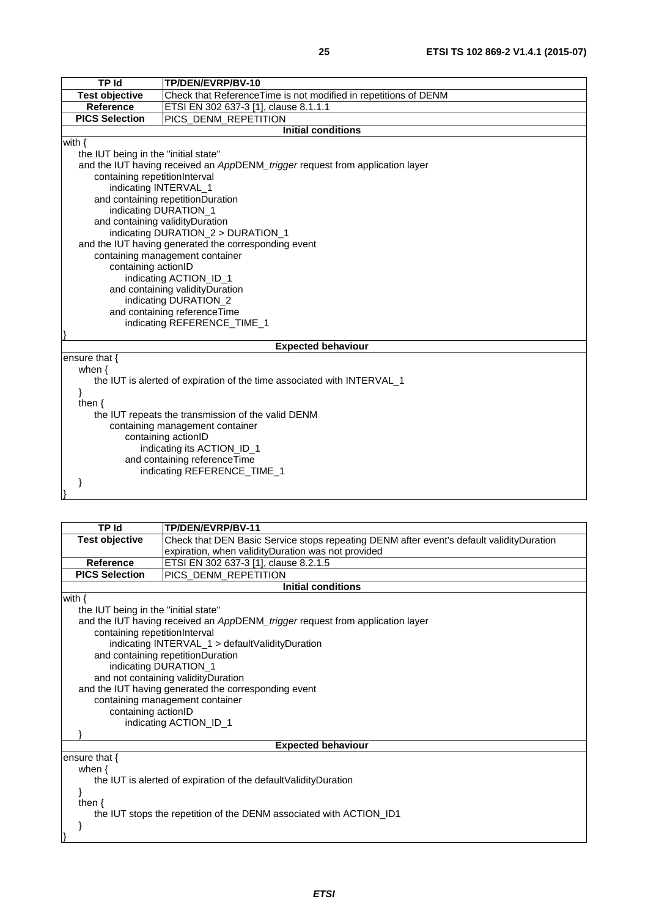| TP Id | TP/DEN/EVRP/BV-10 |
|---|---|
| Test objective | Check that ReferenceTime is not modified in repetitions of DENM |
| Reference | ETSI EN 302 637-3 [1], clause 8.1.1.1 |
| PICS Selection | PICS_DENM_REPETITION |

**Initial conditions**

```
with {
    the IUT being in the "initial state"
    and the IUT having received an AppDENM_trigger request from application layer
        containing repetitionInterval
            indicating INTERVAL_1
        and containing repetitionDuration
            indicating DURATION_1
        and containing validityDuration
            indicating DURATION_2 > DURATION_1
    and the IUT having generated the corresponding event
        containing management container
            containing actionID
                indicating ACTION_ID_1
            and containing validityDuration
                indicating DURATION_2
            and containing referenceTime
                indicating REFERENCE_TIME_1
}
```

**Expected behaviour**

```
ensure that {
    when {
        the IUT is alerted of expiration of the time associated with INTERVAL_1
    }
    then {
        the IUT repeats the transmission of the valid DENM
            containing management container
                containing actionID
                    indicating its ACTION_ID_1
                and containing referenceTime
                    indicating REFERENCE_TIME_1
    }
}
```

| TP Id | TP/DEN/EVRP/BV-11 |
|---|---|
| Test objective | Check that DEN Basic Service stops repeating DENM after event's default validityDuration expiration, when validityDuration was not provided |
| Reference | ETSI EN 302 637-3 [1], clause 8.2.1.5 |
| PICS Selection | PICS_DENM_REPETITION |

**Initial conditions**

```
with {
    the IUT being in the "initial state"
    and the IUT having received an AppDENM_trigger request from application layer
        containing repetitionInterval
            indicating INTERVAL_1 > defaultValidityDuration
        and containing repetitionDuration
            indicating DURATION_1
        and not containing validityDuration
    and the IUT having generated the corresponding event
        containing management container
            containing actionID
                indicating ACTION_ID_1
    }
```

**Expected behaviour**

```
ensure that {
    when {
        the IUT is alerted of expiration of the defaultValidityDuration
    }
    then {
        the IUT stops the repetition of the DENM associated with ACTION_ID1
    }
}
```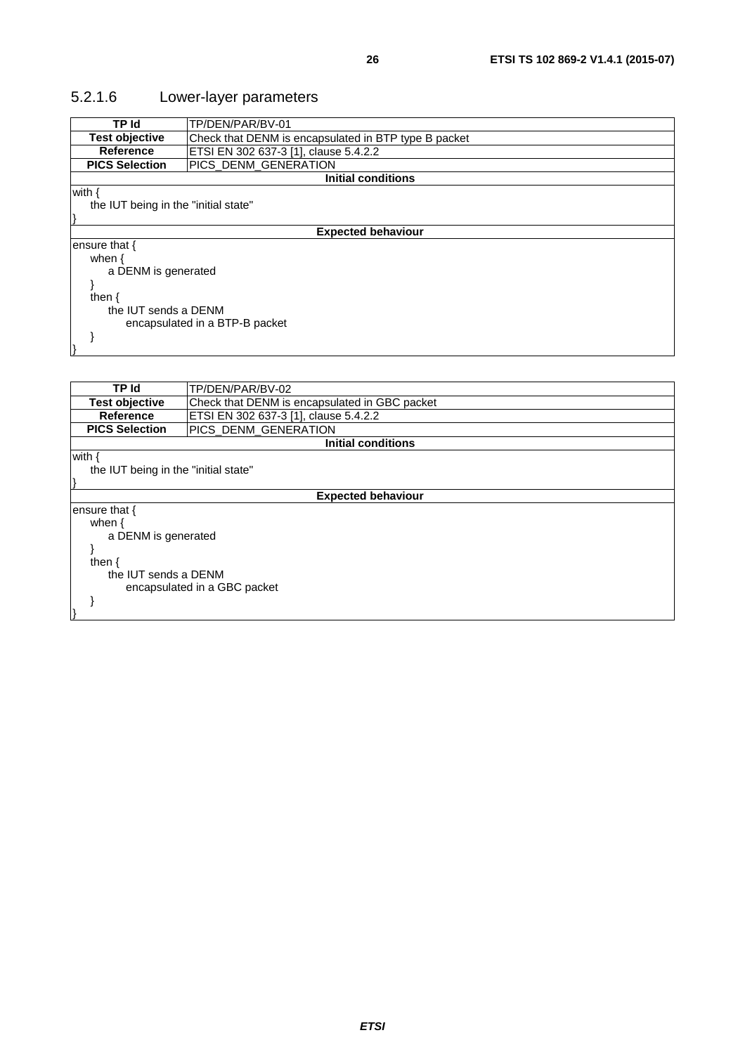### 5.2.1.6 Lower-layer parameters

| TP Id | TP/DEN/PAR/BV-01 |
|---|---|
| **Test objective** | Check that DENM is encapsulated in BTP type B packet |
| **Reference** | ETSI EN 302 637-3 [1], clause 5.4.2.2 |
| **PICS Selection** | PICS_DENM_GENERATION |
| **Initial conditions** | |
| with {<br>&nbsp;&nbsp;&nbsp;&nbsp;the IUT being in the "initial state"<br>} | |
| **Expected behaviour** | |
| ensure that {<br>&nbsp;&nbsp;&nbsp;&nbsp;when {<br>&nbsp;&nbsp;&nbsp;&nbsp;&nbsp;&nbsp;&nbsp;&nbsp;a DENM is generated<br>&nbsp;&nbsp;&nbsp;&nbsp;}<br>&nbsp;&nbsp;&nbsp;&nbsp;then {<br>&nbsp;&nbsp;&nbsp;&nbsp;&nbsp;&nbsp;&nbsp;&nbsp;the IUT sends a DENM<br>&nbsp;&nbsp;&nbsp;&nbsp;&nbsp;&nbsp;&nbsp;&nbsp;&nbsp;&nbsp;&nbsp;&nbsp;encapsulated in a BTP-B packet<br>&nbsp;&nbsp;&nbsp;&nbsp;}<br>} | |

| TP Id | TP/DEN/PAR/BV-02 |
|---|---|
| **Test objective** | Check that DENM is encapsulated in GBC packet |
| **Reference** | ETSI EN 302 637-3 [1], clause 5.4.2.2 |
| **PICS Selection** | PICS_DENM_GENERATION |
| **Initial conditions** | |
| with {<br>&nbsp;&nbsp;&nbsp;&nbsp;the IUT being in the "initial state"<br>} | |
| **Expected behaviour** | |
| ensure that {<br>&nbsp;&nbsp;&nbsp;&nbsp;when {<br>&nbsp;&nbsp;&nbsp;&nbsp;&nbsp;&nbsp;&nbsp;&nbsp;a DENM is generated<br>&nbsp;&nbsp;&nbsp;&nbsp;}<br>&nbsp;&nbsp;&nbsp;&nbsp;then {<br>&nbsp;&nbsp;&nbsp;&nbsp;&nbsp;&nbsp;&nbsp;&nbsp;the IUT sends a DENM<br>&nbsp;&nbsp;&nbsp;&nbsp;&nbsp;&nbsp;&nbsp;&nbsp;&nbsp;&nbsp;&nbsp;&nbsp;encapsulated in a GBC packet<br>&nbsp;&nbsp;&nbsp;&nbsp;}<br>} | |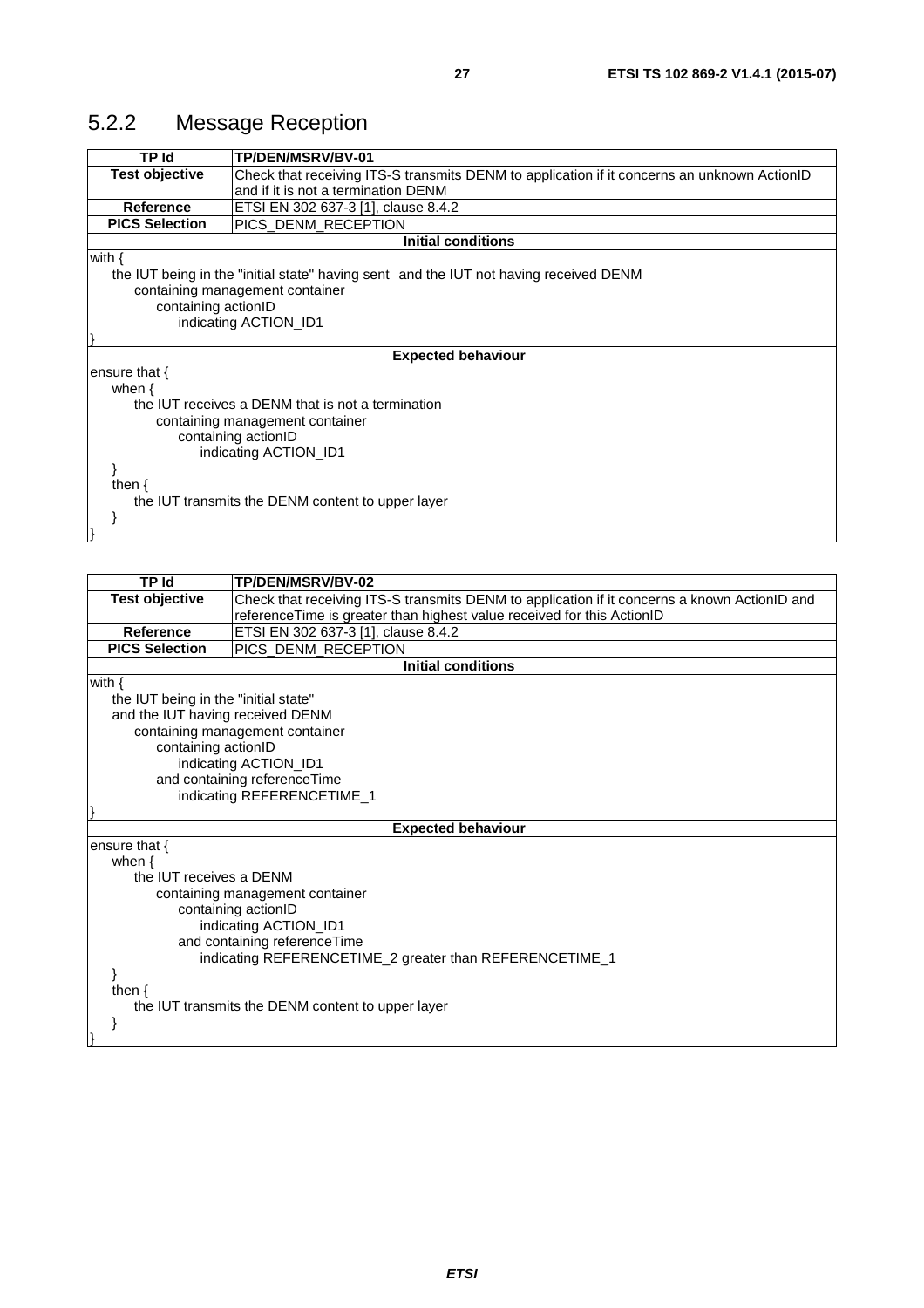## 5.2.2 Message Reception

| TP Id | TP/DEN/MSRV/BV-01 |
|---|---|
| **Test objective** | Check that receiving ITS-S transmits DENM to application if it concerns an unknown ActionID and if it is not a termination DENM |
| **Reference** | ETSI EN 302 637-3 [1], clause 8.4.2 |
| **PICS Selection** | PICS_DENM_RECEPTION |
| **Initial conditions** | |

```
with {
    the IUT being in the "initial state" having sent  and the IUT not having received DENM
        containing management container
            containing actionID
                indicating ACTION_ID1
}
```

**Expected behaviour**

```
ensure that {
    when {
        the IUT receives a DENM that is not a termination
            containing management container
                containing actionID
                    indicating ACTION_ID1
    }
    then {
        the IUT transmits the DENM content to upper layer
    }
}
```

| TP Id | TP/DEN/MSRV/BV-02 |
|---|---|
| **Test objective** | Check that receiving ITS-S transmits DENM to application if it concerns a known ActionID and referenceTime is greater than highest value received for this ActionID |
| **Reference** | ETSI EN 302 637-3 [1], clause 8.4.2 |
| **PICS Selection** | PICS_DENM_RECEPTION |
| **Initial conditions** | |

```
with {
    the IUT being in the "initial state"
    and the IUT having received DENM
        containing management container
            containing actionID
                indicating ACTION_ID1
            and containing referenceTime
                indicating REFERENCETIME_1
}
```

**Expected behaviour**

```
ensure that {
    when {
        the IUT receives a DENM
            containing management container
                containing actionID
                    indicating ACTION_ID1
                and containing referenceTime
                    indicating REFERENCETIME_2 greater than REFERENCETIME_1
    }
    then {
        the IUT transmits the DENM content to upper layer
    }
}
```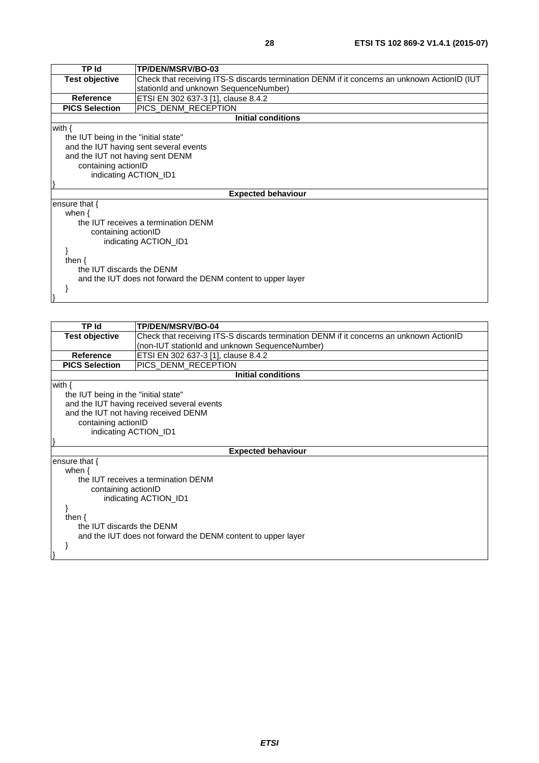| TP Id | TP/DEN/MSRV/BO-03 |
|---|---|
| Test objective | Check that receiving ITS-S discards termination DENM if it concerns an unknown ActionID (IUT stationId and unknown SequenceNumber) |
| Reference | ETSI EN 302 637-3 [1], clause 8.4.2 |
| PICS Selection | PICS_DENM_RECEPTION |
| **Initial conditions** | |
| with {<br>&nbsp;&nbsp;&nbsp;&nbsp;the IUT being in the "initial state"<br>&nbsp;&nbsp;&nbsp;&nbsp;and the IUT having sent several events<br>&nbsp;&nbsp;&nbsp;&nbsp;and the IUT not having sent DENM<br>&nbsp;&nbsp;&nbsp;&nbsp;&nbsp;&nbsp;&nbsp;&nbsp;containing actionID<br>&nbsp;&nbsp;&nbsp;&nbsp;&nbsp;&nbsp;&nbsp;&nbsp;&nbsp;&nbsp;&nbsp;&nbsp;indicating ACTION_ID1<br>} | |
| **Expected behaviour** | |
| ensure that {<br>&nbsp;&nbsp;&nbsp;&nbsp;when {<br>&nbsp;&nbsp;&nbsp;&nbsp;&nbsp;&nbsp;&nbsp;&nbsp;the IUT receives a termination DENM<br>&nbsp;&nbsp;&nbsp;&nbsp;&nbsp;&nbsp;&nbsp;&nbsp;&nbsp;&nbsp;&nbsp;&nbsp;containing actionID<br>&nbsp;&nbsp;&nbsp;&nbsp;&nbsp;&nbsp;&nbsp;&nbsp;&nbsp;&nbsp;&nbsp;&nbsp;&nbsp;&nbsp;&nbsp;&nbsp;indicating ACTION_ID1<br>&nbsp;&nbsp;&nbsp;&nbsp;}<br>&nbsp;&nbsp;&nbsp;&nbsp;then {<br>&nbsp;&nbsp;&nbsp;&nbsp;&nbsp;&nbsp;&nbsp;&nbsp;the IUT discards the DENM<br>&nbsp;&nbsp;&nbsp;&nbsp;&nbsp;&nbsp;&nbsp;&nbsp;and the IUT does not forward the DENM content to upper layer<br>&nbsp;&nbsp;&nbsp;&nbsp;}<br>} | |

| TP Id | TP/DEN/MSRV/BO-04 |
|---|---|
| Test objective | Check that receiving ITS-S discards termination DENM if it concerns an unknown ActionID (non-IUT stationId and unknown SequenceNumber) |
| Reference | ETSI EN 302 637-3 [1], clause 8.4.2 |
| PICS Selection | PICS_DENM_RECEPTION |
| **Initial conditions** | |
| with {<br>&nbsp;&nbsp;&nbsp;&nbsp;the IUT being in the "initial state"<br>&nbsp;&nbsp;&nbsp;&nbsp;and the IUT having received several events<br>&nbsp;&nbsp;&nbsp;&nbsp;and the IUT not having received DENM<br>&nbsp;&nbsp;&nbsp;&nbsp;&nbsp;&nbsp;&nbsp;&nbsp;containing actionID<br>&nbsp;&nbsp;&nbsp;&nbsp;&nbsp;&nbsp;&nbsp;&nbsp;&nbsp;&nbsp;&nbsp;&nbsp;indicating ACTION_ID1<br>} | |
| **Expected behaviour** | |
| ensure that {<br>&nbsp;&nbsp;&nbsp;&nbsp;when {<br>&nbsp;&nbsp;&nbsp;&nbsp;&nbsp;&nbsp;&nbsp;&nbsp;the IUT receives a termination DENM<br>&nbsp;&nbsp;&nbsp;&nbsp;&nbsp;&nbsp;&nbsp;&nbsp;&nbsp;&nbsp;&nbsp;&nbsp;containing actionID<br>&nbsp;&nbsp;&nbsp;&nbsp;&nbsp;&nbsp;&nbsp;&nbsp;&nbsp;&nbsp;&nbsp;&nbsp;&nbsp;&nbsp;&nbsp;&nbsp;indicating ACTION_ID1<br>&nbsp;&nbsp;&nbsp;&nbsp;}<br>&nbsp;&nbsp;&nbsp;&nbsp;then {<br>&nbsp;&nbsp;&nbsp;&nbsp;&nbsp;&nbsp;&nbsp;&nbsp;the IUT discards the DENM<br>&nbsp;&nbsp;&nbsp;&nbsp;&nbsp;&nbsp;&nbsp;&nbsp;and the IUT does not forward the DENM content to upper layer<br>&nbsp;&nbsp;&nbsp;&nbsp;}<br>} | |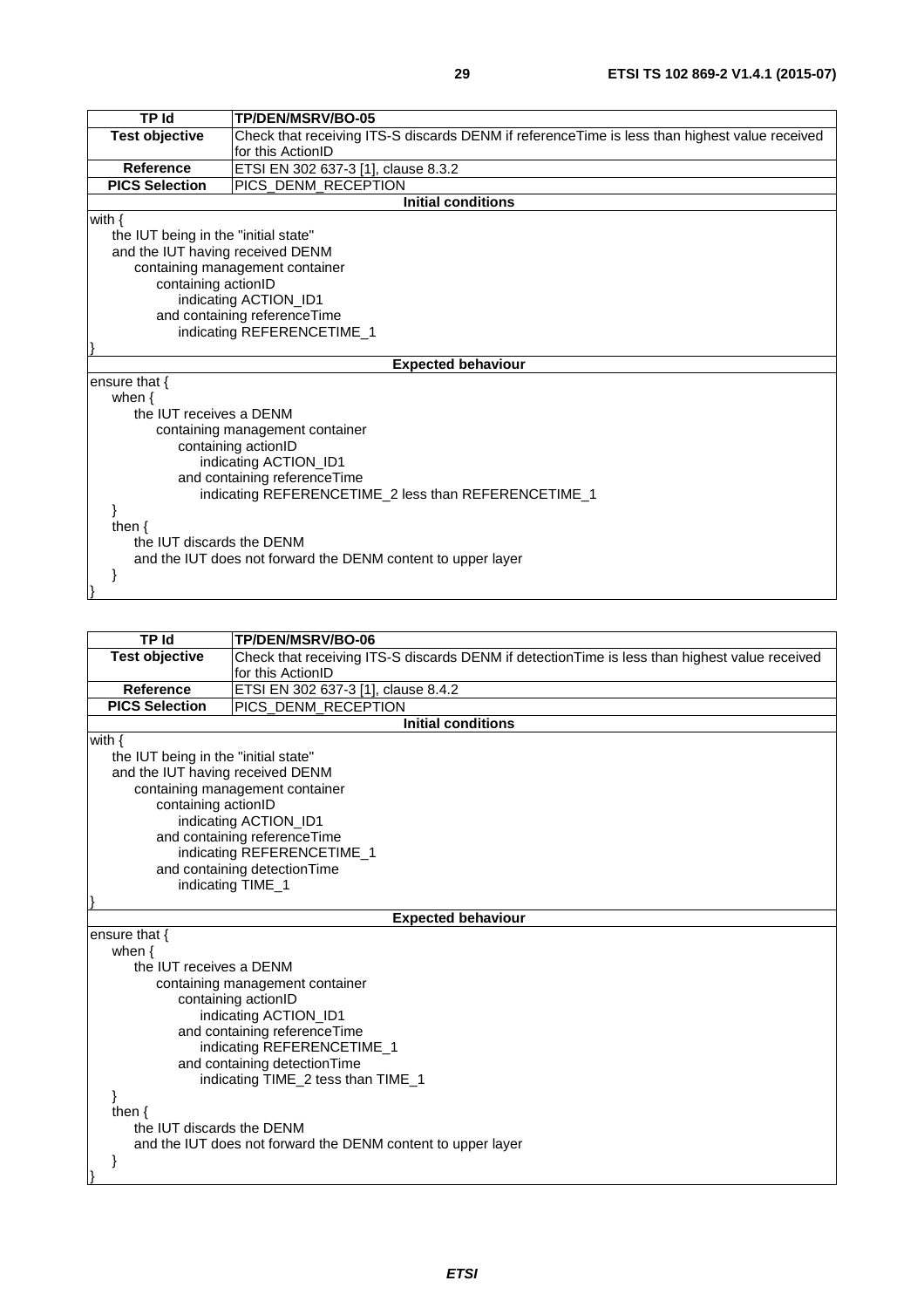| TP Id | TP/DEN/MSRV/BO-05 |
|---|---|
| Test objective | Check that receiving ITS-S discards DENM if referenceTime is less than highest value received for this ActionID |
| Reference | ETSI EN 302 637-3 [1], clause 8.3.2 |
| PICS Selection | PICS_DENM_RECEPTION |
| **Initial conditions** | |
| with {<br>    the IUT being in the "initial state"<br>    and the IUT having received DENM<br>        containing management container<br>            containing actionID<br>                indicating ACTION_ID1<br>            and containing referenceTime<br>                indicating REFERENCETIME_1<br>} | |
| **Expected behaviour** | |
| ensure that {<br>    when {<br>        the IUT receives a DENM<br>            containing management container<br>                containing actionID<br>                    indicating ACTION_ID1<br>                and containing referenceTime<br>                    indicating REFERENCETIME_2 less than REFERENCETIME_1<br>    }<br>    then {<br>        the IUT discards the DENM<br>        and the IUT does not forward the DENM content to upper layer<br>    }<br>} | |

| TP Id | TP/DEN/MSRV/BO-06 |
|---|---|
| Test objective | Check that receiving ITS-S discards DENM if detectionTime is less than highest value received for this ActionID |
| Reference | ETSI EN 302 637-3 [1], clause 8.4.2 |
| PICS Selection | PICS_DENM_RECEPTION |
| **Initial conditions** | |
| with {<br>    the IUT being in the "initial state"<br>    and the IUT having received DENM<br>        containing management container<br>            containing actionID<br>                indicating ACTION_ID1<br>            and containing referenceTime<br>                indicating REFERENCETIME_1<br>            and containing detectionTime<br>                indicating TIME_1<br>} | |
| **Expected behaviour** | |
| ensure that {<br>    when {<br>        the IUT receives a DENM<br>            containing management container<br>                containing actionID<br>                    indicating ACTION_ID1<br>                and containing referenceTime<br>                    indicating REFERENCETIME_1<br>                and containing detectionTime<br>                    indicating TIME_2 tess than TIME_1<br>    }<br>    then {<br>        the IUT discards the DENM<br>        and the IUT does not forward the DENM content to upper layer<br>    }<br>} | |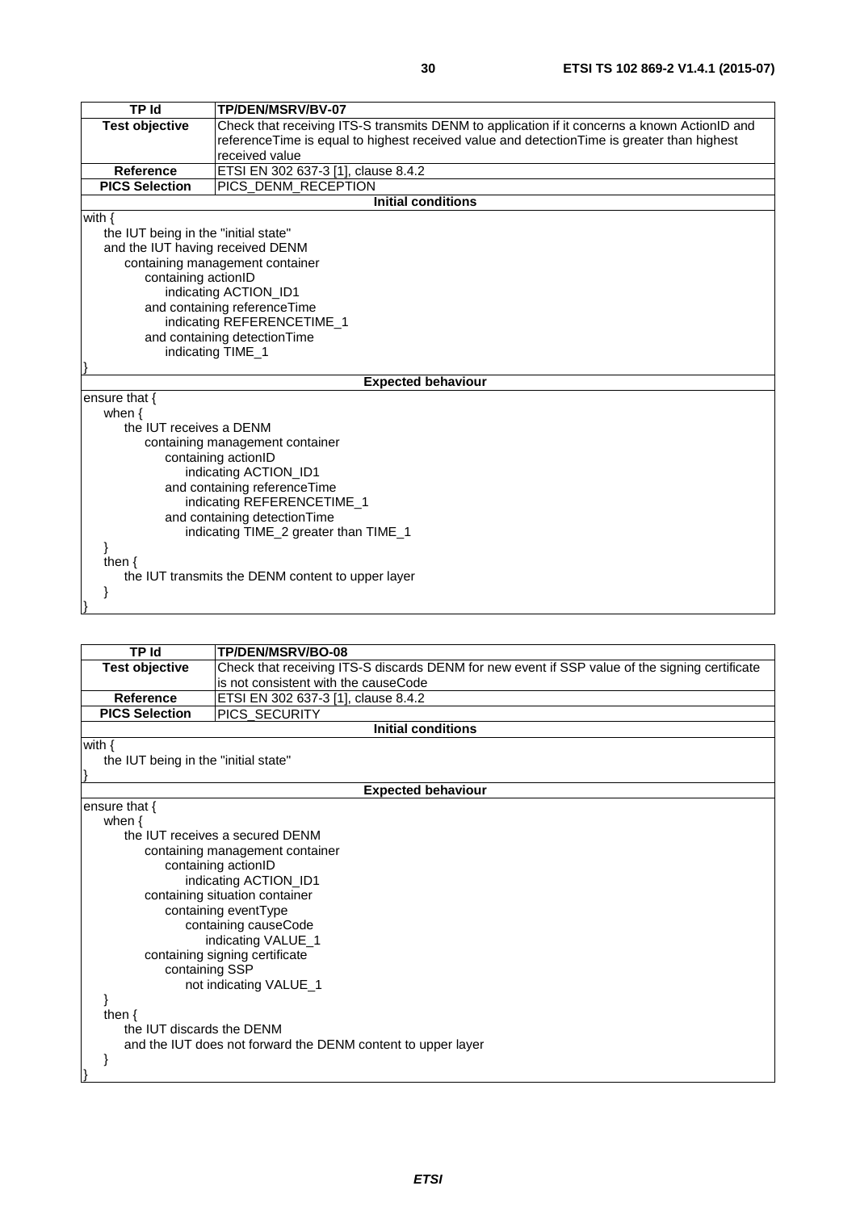| TP Id | TP/DEN/MSRV/BV-07 |
|---|---|
| **Test objective** | Check that receiving ITS-S transmits DENM to application if it concerns a known ActionID and referenceTime is equal to highest received value and detectionTime is greater than highest received value |
| **Reference** | ETSI EN 302 637-3 [1], clause 8.4.2 |
| **PICS Selection** | PICS_DENM_RECEPTION |
| **Initial conditions** | |

```
with {
    the IUT being in the "initial state"
    and the IUT having received DENM
        containing management container
            containing actionID
                indicating ACTION_ID1
            and containing referenceTime
                indicating REFERENCETIME_1
            and containing detectionTime
                indicating TIME_1
}
```

**Expected behaviour**

```
ensure that {
    when {
        the IUT receives a DENM
            containing management container
                containing actionID
                    indicating ACTION_ID1
                and containing referenceTime
                    indicating REFERENCETIME_1
                and containing detectionTime
                    indicating TIME_2 greater than TIME_1
    }
    then {
        the IUT transmits the DENM content to upper layer
    }
}
```

| TP Id | TP/DEN/MSRV/BO-08 |
|---|---|
| **Test objective** | Check that receiving ITS-S discards DENM for new event if SSP value of the signing certificate is not consistent with the causeCode |
| **Reference** | ETSI EN 302 637-3 [1], clause 8.4.2 |
| **PICS Selection** | PICS_SECURITY |
| **Initial conditions** | |

```
with {
    the IUT being in the "initial state"
}
```

**Expected behaviour**

```
ensure that {
    when {
        the IUT receives a secured DENM
            containing management container
                containing actionID
                    indicating ACTION_ID1
            containing situation container
                containing eventType
                    containing causeCode
                        indicating VALUE_1
            containing signing certificate
                containing SSP
                    not indicating VALUE_1
    }
    then {
        the IUT discards the DENM
        and the IUT does not forward the DENM content to upper layer
    }
}
```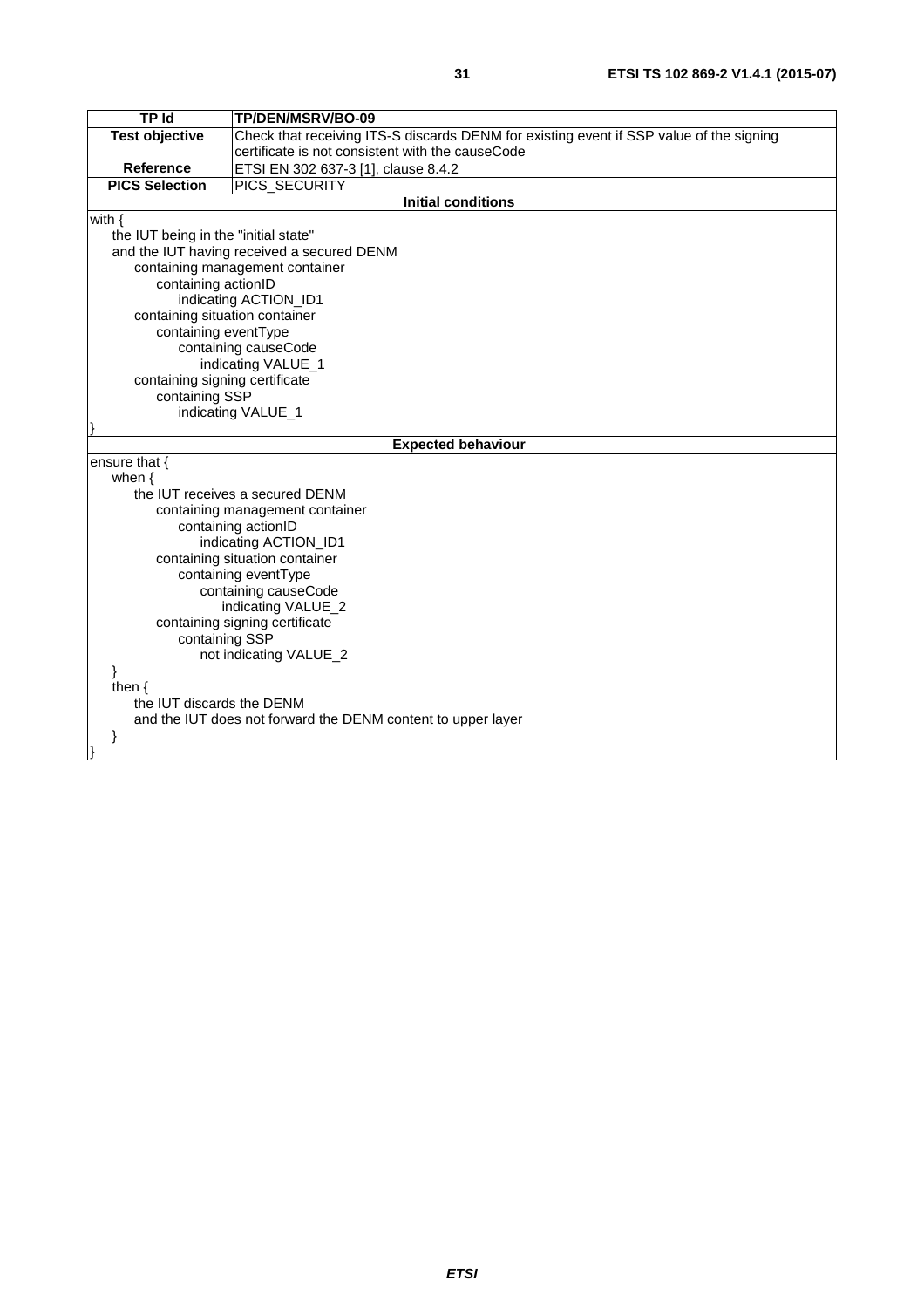| TP Id | TP/DEN/MSRV/BO-09 |
| --- | --- |
| **Test objective** | Check that receiving ITS-S discards DENM for existing event if SSP value of the signing certificate is not consistent with the causeCode |
| **Reference** | ETSI EN 302 637-3 [1], clause 8.4.2 |
| **PICS Selection** | PICS_SECURITY |
| **Initial conditions** | |
| with {<br>&nbsp;&nbsp;&nbsp;&nbsp;the IUT being in the "initial state"<br>&nbsp;&nbsp;&nbsp;&nbsp;and the IUT having received a secured DENM<br>&nbsp;&nbsp;&nbsp;&nbsp;&nbsp;&nbsp;&nbsp;&nbsp;containing management container<br>&nbsp;&nbsp;&nbsp;&nbsp;&nbsp;&nbsp;&nbsp;&nbsp;&nbsp;&nbsp;&nbsp;&nbsp;containing actionID<br>&nbsp;&nbsp;&nbsp;&nbsp;&nbsp;&nbsp;&nbsp;&nbsp;&nbsp;&nbsp;&nbsp;&nbsp;&nbsp;&nbsp;&nbsp;&nbsp;indicating ACTION_ID1<br>&nbsp;&nbsp;&nbsp;&nbsp;&nbsp;&nbsp;&nbsp;&nbsp;containing situation container<br>&nbsp;&nbsp;&nbsp;&nbsp;&nbsp;&nbsp;&nbsp;&nbsp;&nbsp;&nbsp;&nbsp;&nbsp;containing eventType<br>&nbsp;&nbsp;&nbsp;&nbsp;&nbsp;&nbsp;&nbsp;&nbsp;&nbsp;&nbsp;&nbsp;&nbsp;&nbsp;&nbsp;&nbsp;&nbsp;containing causeCode<br>&nbsp;&nbsp;&nbsp;&nbsp;&nbsp;&nbsp;&nbsp;&nbsp;&nbsp;&nbsp;&nbsp;&nbsp;&nbsp;&nbsp;&nbsp;&nbsp;&nbsp;&nbsp;&nbsp;&nbsp;indicating VALUE_1<br>&nbsp;&nbsp;&nbsp;&nbsp;&nbsp;&nbsp;&nbsp;&nbsp;containing signing certificate<br>&nbsp;&nbsp;&nbsp;&nbsp;&nbsp;&nbsp;&nbsp;&nbsp;&nbsp;&nbsp;&nbsp;&nbsp;containing SSP<br>&nbsp;&nbsp;&nbsp;&nbsp;&nbsp;&nbsp;&nbsp;&nbsp;&nbsp;&nbsp;&nbsp;&nbsp;&nbsp;&nbsp;&nbsp;&nbsp;indicating VALUE_1<br>} | |
| **Expected behaviour** | |
| ensure that {<br>&nbsp;&nbsp;&nbsp;&nbsp;when {<br>&nbsp;&nbsp;&nbsp;&nbsp;&nbsp;&nbsp;&nbsp;&nbsp;the IUT receives a secured DENM<br>&nbsp;&nbsp;&nbsp;&nbsp;&nbsp;&nbsp;&nbsp;&nbsp;&nbsp;&nbsp;&nbsp;&nbsp;containing management container<br>&nbsp;&nbsp;&nbsp;&nbsp;&nbsp;&nbsp;&nbsp;&nbsp;&nbsp;&nbsp;&nbsp;&nbsp;&nbsp;&nbsp;&nbsp;&nbsp;containing actionID<br>&nbsp;&nbsp;&nbsp;&nbsp;&nbsp;&nbsp;&nbsp;&nbsp;&nbsp;&nbsp;&nbsp;&nbsp;&nbsp;&nbsp;&nbsp;&nbsp;&nbsp;&nbsp;&nbsp;&nbsp;indicating ACTION_ID1<br>&nbsp;&nbsp;&nbsp;&nbsp;&nbsp;&nbsp;&nbsp;&nbsp;&nbsp;&nbsp;&nbsp;&nbsp;containing situation container<br>&nbsp;&nbsp;&nbsp;&nbsp;&nbsp;&nbsp;&nbsp;&nbsp;&nbsp;&nbsp;&nbsp;&nbsp;&nbsp;&nbsp;&nbsp;&nbsp;containing eventType<br>&nbsp;&nbsp;&nbsp;&nbsp;&nbsp;&nbsp;&nbsp;&nbsp;&nbsp;&nbsp;&nbsp;&nbsp;&nbsp;&nbsp;&nbsp;&nbsp;&nbsp;&nbsp;&nbsp;&nbsp;containing causeCode<br>&nbsp;&nbsp;&nbsp;&nbsp;&nbsp;&nbsp;&nbsp;&nbsp;&nbsp;&nbsp;&nbsp;&nbsp;&nbsp;&nbsp;&nbsp;&nbsp;&nbsp;&nbsp;&nbsp;&nbsp;&nbsp;&nbsp;&nbsp;&nbsp;indicating VALUE_2<br>&nbsp;&nbsp;&nbsp;&nbsp;&nbsp;&nbsp;&nbsp;&nbsp;&nbsp;&nbsp;&nbsp;&nbsp;containing signing certificate<br>&nbsp;&nbsp;&nbsp;&nbsp;&nbsp;&nbsp;&nbsp;&nbsp;&nbsp;&nbsp;&nbsp;&nbsp;&nbsp;&nbsp;&nbsp;&nbsp;containing SSP<br>&nbsp;&nbsp;&nbsp;&nbsp;&nbsp;&nbsp;&nbsp;&nbsp;&nbsp;&nbsp;&nbsp;&nbsp;&nbsp;&nbsp;&nbsp;&nbsp;&nbsp;&nbsp;&nbsp;&nbsp;not indicating VALUE_2<br>&nbsp;&nbsp;&nbsp;&nbsp;}<br>&nbsp;&nbsp;&nbsp;&nbsp;then {<br>&nbsp;&nbsp;&nbsp;&nbsp;&nbsp;&nbsp;&nbsp;&nbsp;the IUT discards the DENM<br>&nbsp;&nbsp;&nbsp;&nbsp;&nbsp;&nbsp;&nbsp;&nbsp;and the IUT does not forward the DENM content to upper layer<br>&nbsp;&nbsp;&nbsp;&nbsp;}<br>} | |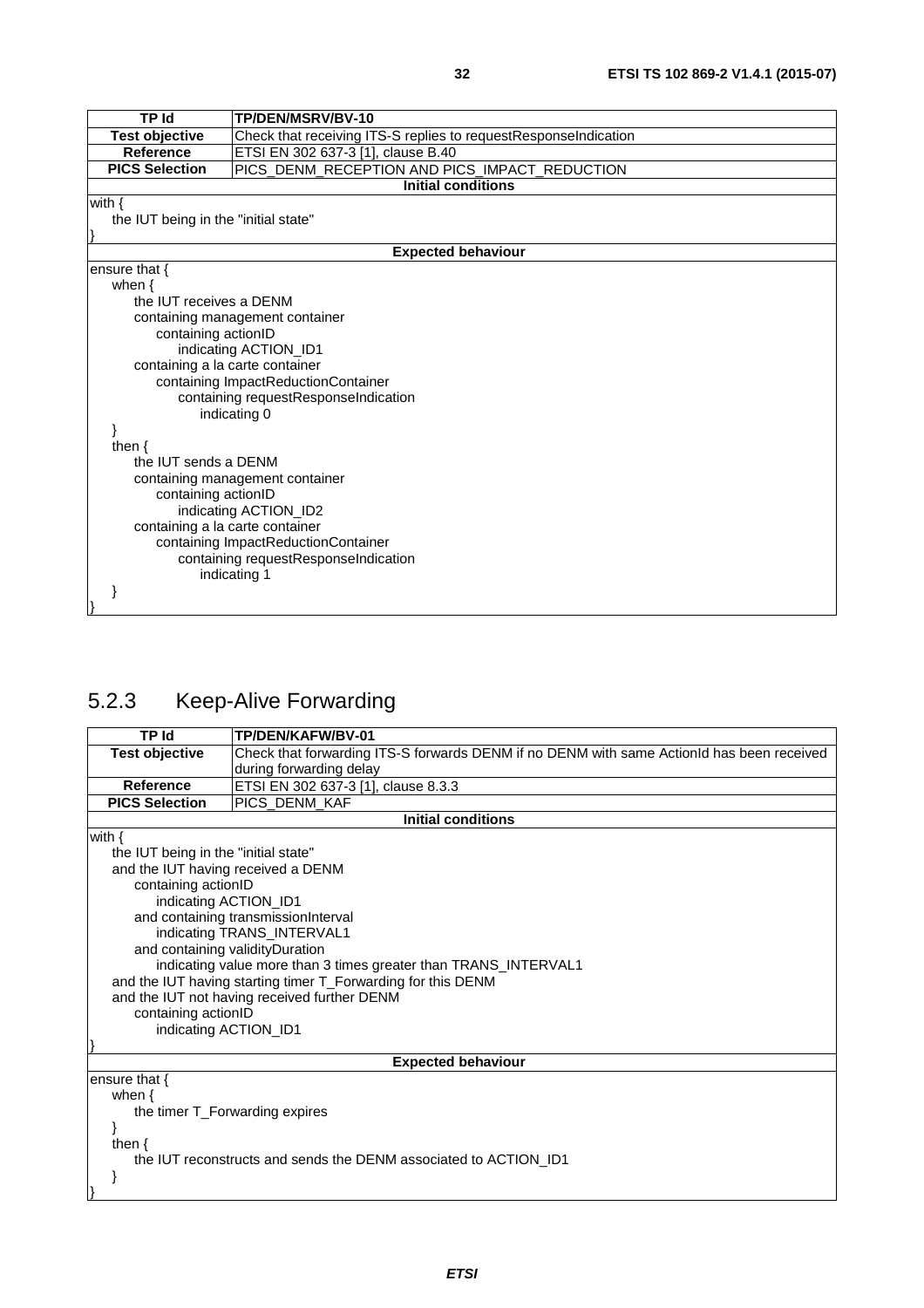| TP Id | TP/DEN/MSRV/BV-10 |
| --- | --- |
| Test objective | Check that receiving ITS-S replies to requestResponseIndication |
| Reference | ETSI EN 302 637-3 [1], clause B.40 |
| PICS Selection | PICS_DENM_RECEPTION AND PICS_IMPACT_REDUCTION |
| **Initial conditions** | |
| with {<br>    the IUT being in the "initial state"<br>} | |
| **Expected behaviour** | |
| ensure that {<br>    when {<br>        the IUT receives a DENM<br>        containing management container<br>            containing actionID<br>                indicating ACTION_ID1<br>        containing a la carte container<br>            containing ImpactReductionContainer<br>                containing requestResponseIndication<br>                    indicating 0<br>    }<br>    then {<br>        the IUT sends a DENM<br>        containing management container<br>            containing actionID<br>                indicating ACTION_ID2<br>        containing a la carte container<br>            containing ImpactReductionContainer<br>                containing requestResponseIndication<br>                    indicating 1<br>    }<br>} | |

## 5.2.3 Keep-Alive Forwarding

| TP Id | TP/DEN/KAFW/BV-01 |
| --- | --- |
| Test objective | Check that forwarding ITS-S forwards DENM if no DENM with same ActionId has been received during forwarding delay |
| Reference | ETSI EN 302 637-3 [1], clause 8.3.3 |
| PICS Selection | PICS_DENM_KAF |
| **Initial conditions** | |
| with {<br>    the IUT being in the "initial state"<br>    and the IUT having received a DENM<br>        containing actionID<br>            indicating ACTION_ID1<br>        and containing transmissionInterval<br>            indicating TRANS_INTERVAL1<br>        and containing validityDuration<br>            indicating value more than 3 times greater than TRANS_INTERVAL1<br>    and the IUT having starting timer T_Forwarding for this DENM<br>    and the IUT not having received further DENM<br>        containing actionID<br>            indicating ACTION_ID1<br>} | |
| **Expected behaviour** | |
| ensure that {<br>    when {<br>        the timer T_Forwarding expires<br>    }<br>    then {<br>        the IUT reconstructs and sends the DENM associated to ACTION_ID1<br>    }<br>} | |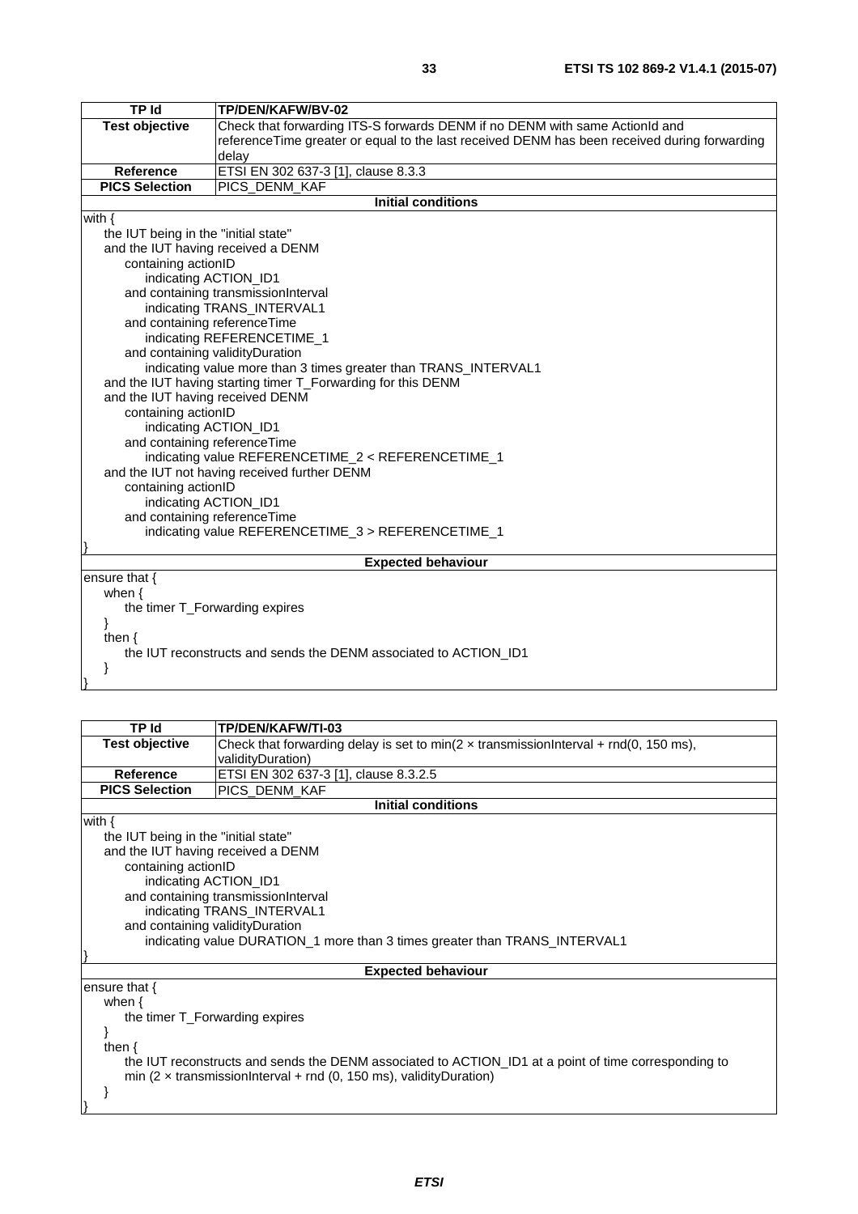| TP Id | TP/DEN/KAFW/BV-02 |
| --- | --- |
| **Test objective** | Check that forwarding ITS-S forwards DENM if no DENM with same ActionId and referenceTime greater or equal to the last received DENM has been received during forwarding delay |
| **Reference** | ETSI EN 302 637-3 [1], clause 8.3.3 |
| **PICS Selection** | PICS_DENM_KAF |

**Initial conditions**

```
with {
    the IUT being in the "initial state"
    and the IUT having received a DENM
        containing actionID
            indicating ACTION_ID1
        and containing transmissionInterval
            indicating TRANS_INTERVAL1
        and containing referenceTime
            indicating REFERENCETIME_1
        and containing validityDuration
            indicating value more than 3 times greater than TRANS_INTERVAL1
    and the IUT having starting timer T_Forwarding for this DENM
    and the IUT having received DENM
        containing actionID
            indicating ACTION_ID1
        and containing referenceTime
            indicating value REFERENCETIME_2 < REFERENCETIME_1
    and the IUT not having received further DENM
        containing actionID
            indicating ACTION_ID1
        and containing referenceTime
            indicating value REFERENCETIME_3 > REFERENCETIME_1
}
```

**Expected behaviour**

```
ensure that {
    when {
        the timer T_Forwarding expires
    }
    then {
        the IUT reconstructs and sends the DENM associated to ACTION_ID1
    }
}
```

| TP Id | TP/DEN/KAFW/TI-03 |
| --- | --- |
| **Test objective** | Check that forwarding delay is set to min(2 × transmissionInterval + rnd(0, 150 ms), validityDuration) |
| **Reference** | ETSI EN 302 637-3 [1], clause 8.3.2.5 |
| **PICS Selection** | PICS_DENM_KAF |

**Initial conditions**

```
with {
    the IUT being in the "initial state"
    and the IUT having received a DENM
        containing actionID
            indicating ACTION_ID1
        and containing transmissionInterval
            indicating TRANS_INTERVAL1
        and containing validityDuration
            indicating value DURATION_1 more than 3 times greater than TRANS_INTERVAL1
}
```

**Expected behaviour**

```
ensure that {
    when {
        the timer T_Forwarding expires
    }
    then {
        the IUT reconstructs and sends the DENM associated to ACTION_ID1 at a point of time corresponding to
        min (2 × transmissionInterval + rnd (0, 150 ms), validityDuration)
    }
}
```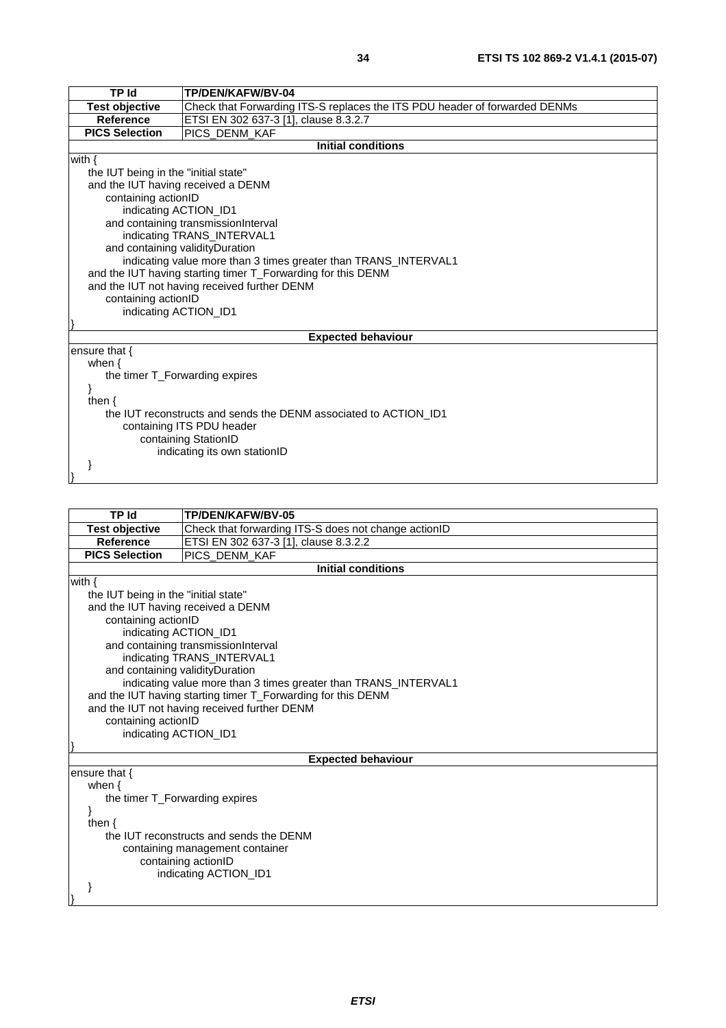| TP Id | TP/DEN/KAFW/BV-04 |
| --- | --- |
| Test objective | Check that Forwarding ITS-S replaces the ITS PDU header of forwarded DENMs |
| Reference | ETSI EN 302 637-3 [1], clause 8.3.2.7 |
| PICS Selection | PICS_DENM_KAF |

**Initial conditions**

```
with {
    the IUT being in the "initial state"
    and the IUT having received a DENM
        containing actionID
            indicating ACTION_ID1
        and containing transmissionInterval
            indicating TRANS_INTERVAL1
        and containing validityDuration
            indicating value more than 3 times greater than TRANS_INTERVAL1
    and the IUT having starting timer T_Forwarding for this DENM
    and the IUT not having received further DENM
        containing actionID
            indicating ACTION_ID1
}
```

**Expected behaviour**

```
ensure that {
    when {
        the timer T_Forwarding expires
    }
    then {
        the IUT reconstructs and sends the DENM associated to ACTION_ID1
            containing ITS PDU header
                containing StationID
                    indicating its own stationID
    }
}
```

| TP Id | TP/DEN/KAFW/BV-05 |
| --- | --- |
| Test objective | Check that forwarding ITS-S does not change actionID |
| Reference | ETSI EN 302 637-3 [1], clause 8.3.2.2 |
| PICS Selection | PICS_DENM_KAF |

**Initial conditions**

```
with {
    the IUT being in the "initial state"
    and the IUT having received a DENM
        containing actionID
            indicating ACTION_ID1
        and containing transmissionInterval
            indicating TRANS_INTERVAL1
        and containing validityDuration
            indicating value more than 3 times greater than TRANS_INTERVAL1
    and the IUT having starting timer T_Forwarding for this DENM
    and the IUT not having received further DENM
        containing actionID
            indicating ACTION_ID1
}
```

**Expected behaviour**

```
ensure that {
    when {
        the timer T_Forwarding expires
    }
    then {
        the IUT reconstructs and sends the DENM
            containing management container
                containing actionID
                    indicating ACTION_ID1
    }
}
```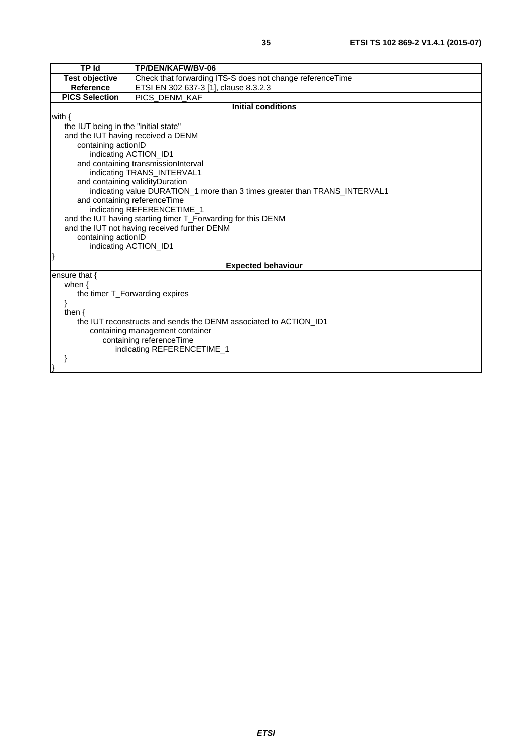| TP Id | TP/DEN/KAFW/BV-06 |
| --- | --- |
| **Test objective** | Check that forwarding ITS-S does not change referenceTime |
| **Reference** | ETSI EN 302 637-3 [1], clause 8.3.2.3 |
| **PICS Selection** | PICS_DENM_KAF |
| **Initial conditions** | |
| with {<br>&nbsp;&nbsp;&nbsp;&nbsp;the IUT being in the "initial state"<br>&nbsp;&nbsp;&nbsp;&nbsp;and the IUT having received a DENM<br>&nbsp;&nbsp;&nbsp;&nbsp;&nbsp;&nbsp;&nbsp;&nbsp;containing actionID<br>&nbsp;&nbsp;&nbsp;&nbsp;&nbsp;&nbsp;&nbsp;&nbsp;&nbsp;&nbsp;&nbsp;&nbsp;indicating ACTION_ID1<br>&nbsp;&nbsp;&nbsp;&nbsp;&nbsp;&nbsp;&nbsp;&nbsp;and containing transmissionInterval<br>&nbsp;&nbsp;&nbsp;&nbsp;&nbsp;&nbsp;&nbsp;&nbsp;&nbsp;&nbsp;&nbsp;&nbsp;indicating TRANS_INTERVAL1<br>&nbsp;&nbsp;&nbsp;&nbsp;&nbsp;&nbsp;&nbsp;&nbsp;and containing validityDuration<br>&nbsp;&nbsp;&nbsp;&nbsp;&nbsp;&nbsp;&nbsp;&nbsp;&nbsp;&nbsp;&nbsp;&nbsp;indicating value DURATION_1 more than 3 times greater than TRANS_INTERVAL1<br>&nbsp;&nbsp;&nbsp;&nbsp;&nbsp;&nbsp;&nbsp;&nbsp;and containing referenceTime<br>&nbsp;&nbsp;&nbsp;&nbsp;&nbsp;&nbsp;&nbsp;&nbsp;&nbsp;&nbsp;&nbsp;&nbsp;indicating REFERENCETIME_1<br>&nbsp;&nbsp;&nbsp;&nbsp;and the IUT having starting timer T_Forwarding for this DENM<br>&nbsp;&nbsp;&nbsp;&nbsp;and the IUT not having received further DENM<br>&nbsp;&nbsp;&nbsp;&nbsp;&nbsp;&nbsp;&nbsp;&nbsp;containing actionID<br>&nbsp;&nbsp;&nbsp;&nbsp;&nbsp;&nbsp;&nbsp;&nbsp;&nbsp;&nbsp;&nbsp;&nbsp;indicating ACTION_ID1<br>} | |
| **Expected behaviour** | |
| ensure that {<br>&nbsp;&nbsp;&nbsp;&nbsp;when {<br>&nbsp;&nbsp;&nbsp;&nbsp;&nbsp;&nbsp;&nbsp;&nbsp;the timer T_Forwarding expires<br>&nbsp;&nbsp;&nbsp;&nbsp;}<br>&nbsp;&nbsp;&nbsp;&nbsp;then {<br>&nbsp;&nbsp;&nbsp;&nbsp;&nbsp;&nbsp;&nbsp;&nbsp;the IUT reconstructs and sends the DENM associated to ACTION_ID1<br>&nbsp;&nbsp;&nbsp;&nbsp;&nbsp;&nbsp;&nbsp;&nbsp;&nbsp;&nbsp;&nbsp;&nbsp;containing management container<br>&nbsp;&nbsp;&nbsp;&nbsp;&nbsp;&nbsp;&nbsp;&nbsp;&nbsp;&nbsp;&nbsp;&nbsp;&nbsp;&nbsp;&nbsp;&nbsp;containing referenceTime<br>&nbsp;&nbsp;&nbsp;&nbsp;&nbsp;&nbsp;&nbsp;&nbsp;&nbsp;&nbsp;&nbsp;&nbsp;&nbsp;&nbsp;&nbsp;&nbsp;&nbsp;&nbsp;&nbsp;&nbsp;indicating REFERENCETIME_1<br>&nbsp;&nbsp;&nbsp;&nbsp;}<br>} | |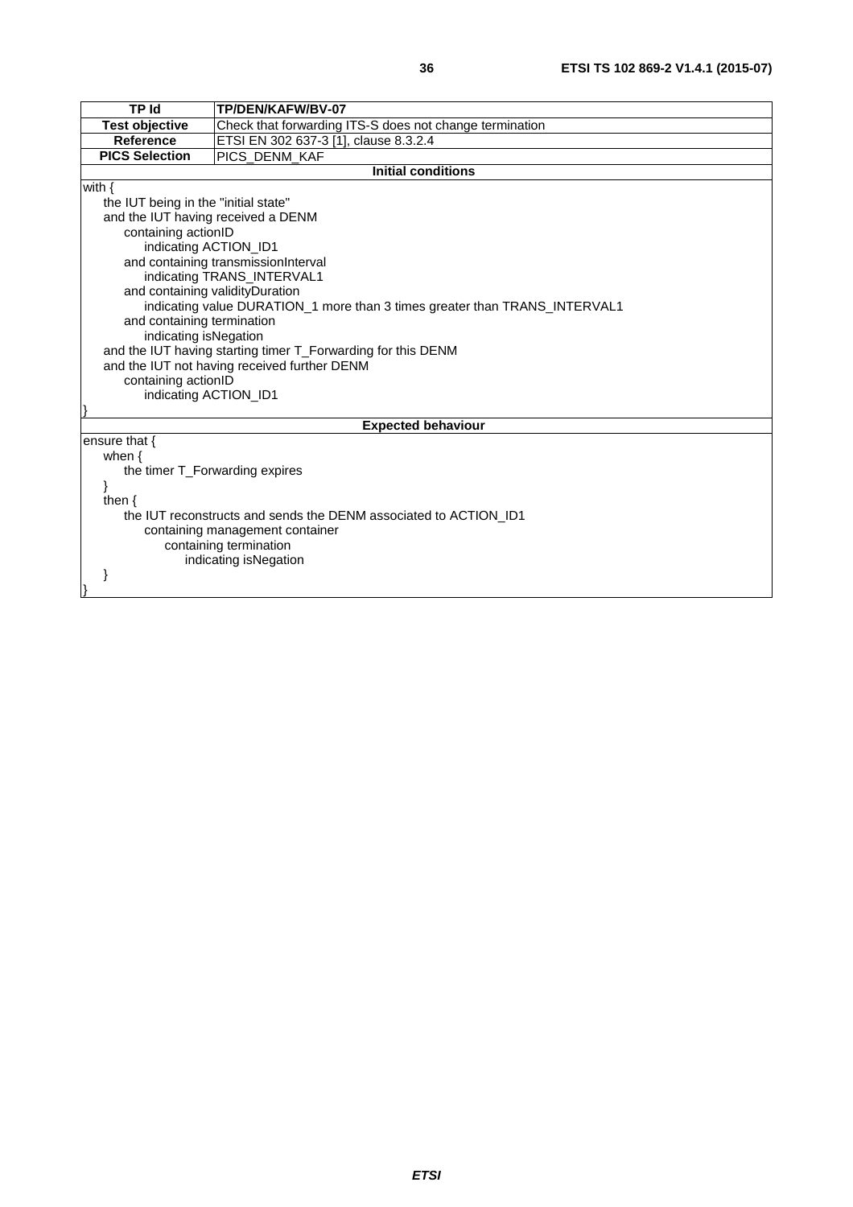| TP Id | TP/DEN/KAFW/BV-07 |
|---|---|
| Test objective | Check that forwarding ITS-S does not change termination |
| Reference | ETSI EN 302 637-3 [1], clause 8.3.2.4 |
| PICS Selection | PICS_DENM_KAF |
| **Initial conditions** | |
| with {<br>&nbsp;&nbsp;&nbsp;&nbsp;the IUT being in the "initial state"<br>&nbsp;&nbsp;&nbsp;&nbsp;and the IUT having received a DENM<br>&nbsp;&nbsp;&nbsp;&nbsp;&nbsp;&nbsp;&nbsp;&nbsp;containing actionID<br>&nbsp;&nbsp;&nbsp;&nbsp;&nbsp;&nbsp;&nbsp;&nbsp;&nbsp;&nbsp;&nbsp;&nbsp;indicating ACTION_ID1<br>&nbsp;&nbsp;&nbsp;&nbsp;&nbsp;&nbsp;&nbsp;&nbsp;and containing transmissionInterval<br>&nbsp;&nbsp;&nbsp;&nbsp;&nbsp;&nbsp;&nbsp;&nbsp;&nbsp;&nbsp;&nbsp;&nbsp;indicating TRANS_INTERVAL1<br>&nbsp;&nbsp;&nbsp;&nbsp;&nbsp;&nbsp;&nbsp;&nbsp;and containing validityDuration<br>&nbsp;&nbsp;&nbsp;&nbsp;&nbsp;&nbsp;&nbsp;&nbsp;&nbsp;&nbsp;&nbsp;&nbsp;indicating value DURATION_1 more than 3 times greater than TRANS_INTERVAL1<br>&nbsp;&nbsp;&nbsp;&nbsp;&nbsp;&nbsp;&nbsp;&nbsp;and containing termination<br>&nbsp;&nbsp;&nbsp;&nbsp;&nbsp;&nbsp;&nbsp;&nbsp;&nbsp;&nbsp;&nbsp;&nbsp;indicating isNegation<br>&nbsp;&nbsp;&nbsp;&nbsp;and the IUT having starting timer T_Forwarding for this DENM<br>&nbsp;&nbsp;&nbsp;&nbsp;and the IUT not having received further DENM<br>&nbsp;&nbsp;&nbsp;&nbsp;&nbsp;&nbsp;&nbsp;&nbsp;containing actionID<br>&nbsp;&nbsp;&nbsp;&nbsp;&nbsp;&nbsp;&nbsp;&nbsp;&nbsp;&nbsp;&nbsp;&nbsp;indicating ACTION_ID1<br>} | |
| **Expected behaviour** | |
| ensure that {<br>&nbsp;&nbsp;&nbsp;&nbsp;when {<br>&nbsp;&nbsp;&nbsp;&nbsp;&nbsp;&nbsp;&nbsp;&nbsp;the timer T_Forwarding expires<br>&nbsp;&nbsp;&nbsp;&nbsp;}<br>&nbsp;&nbsp;&nbsp;&nbsp;then {<br>&nbsp;&nbsp;&nbsp;&nbsp;&nbsp;&nbsp;&nbsp;&nbsp;the IUT reconstructs and sends the DENM associated to ACTION_ID1<br>&nbsp;&nbsp;&nbsp;&nbsp;&nbsp;&nbsp;&nbsp;&nbsp;&nbsp;&nbsp;&nbsp;&nbsp;containing management container<br>&nbsp;&nbsp;&nbsp;&nbsp;&nbsp;&nbsp;&nbsp;&nbsp;&nbsp;&nbsp;&nbsp;&nbsp;&nbsp;&nbsp;&nbsp;&nbsp;containing termination<br>&nbsp;&nbsp;&nbsp;&nbsp;&nbsp;&nbsp;&nbsp;&nbsp;&nbsp;&nbsp;&nbsp;&nbsp;&nbsp;&nbsp;&nbsp;&nbsp;&nbsp;&nbsp;&nbsp;&nbsp;indicating isNegation<br>&nbsp;&nbsp;&nbsp;&nbsp;}<br>} | |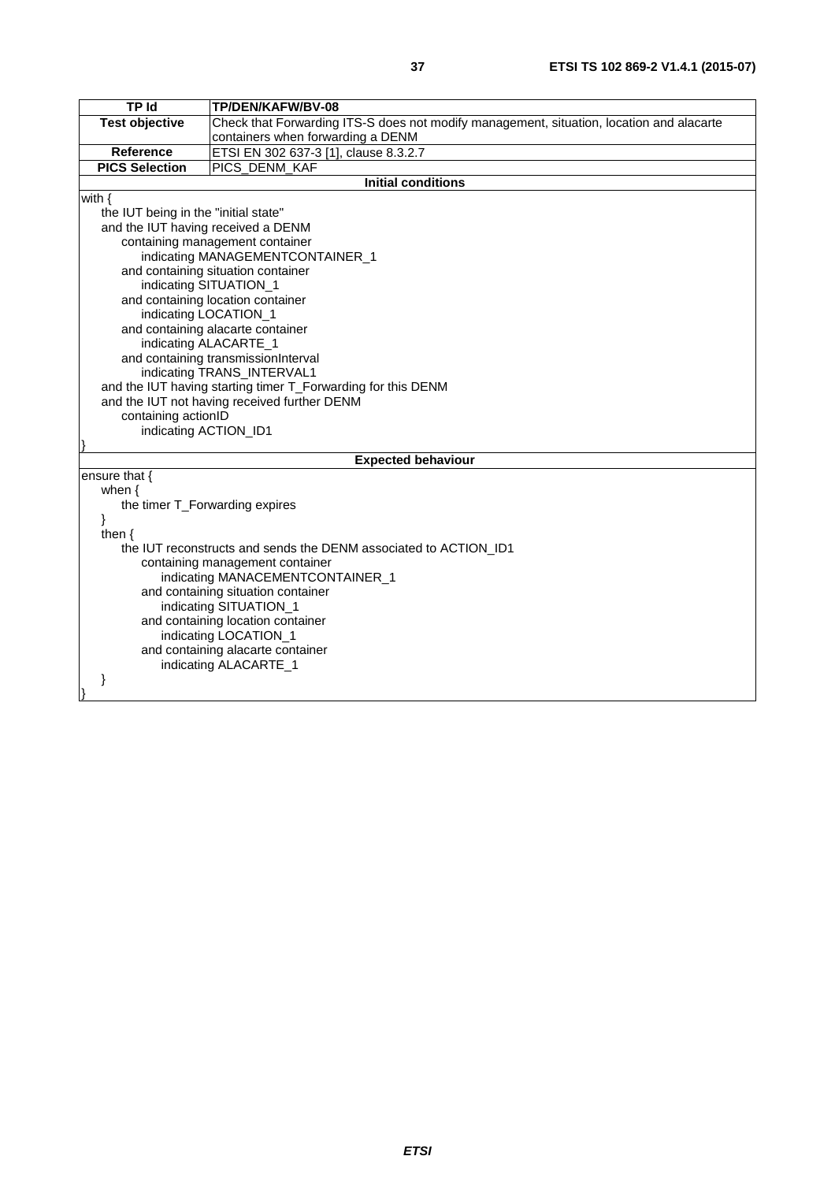| TP Id | TP/DEN/KAFW/BV-08 |
| --- | --- |
| Test objective | Check that Forwarding ITS-S does not modify management, situation, location and alacarte containers when forwarding a DENM |
| Reference | ETSI EN 302 637-3 [1], clause 8.3.2.7 |
| PICS Selection | PICS_DENM_KAF |

**Initial conditions**

```
with {
    the IUT being in the "initial state"
    and the IUT having received a DENM
        containing management container
            indicating MANAGEMENTCONTAINER_1
        and containing situation container
            indicating SITUATION_1
        and containing location container
            indicating LOCATION_1
        and containing alacarte container
            indicating ALACARTE_1
        and containing transmissionInterval
            indicating TRANS_INTERVAL1
    and the IUT having starting timer T_Forwarding for this DENM
    and the IUT not having received further DENM
        containing actionID
            indicating ACTION_ID1
}
```

**Expected behaviour**

```
ensure that {
    when {
        the timer T_Forwarding expires
    }
    then {
        the IUT reconstructs and sends the DENM associated to ACTION_ID1
            containing management container
                indicating MANACEMENTCONTAINER_1
            and containing situation container
                indicating SITUATION_1
            and containing location container
                indicating LOCATION_1
            and containing alacarte container
                indicating ALACARTE_1
    }
}
```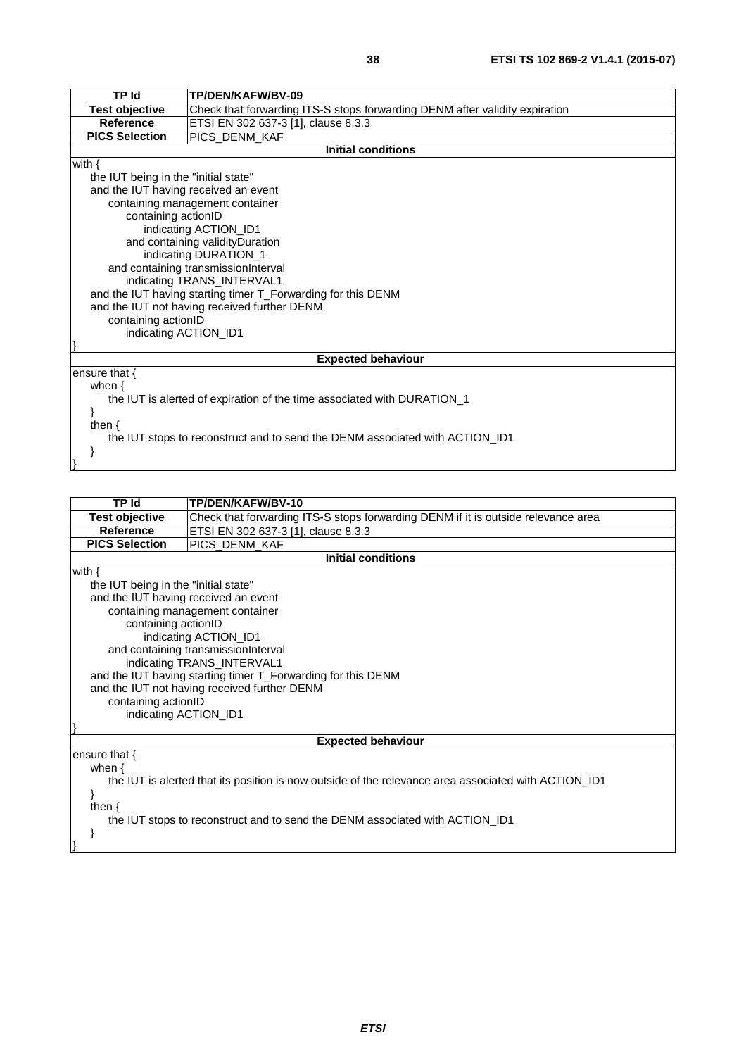| TP Id | TP/DEN/KAFW/BV-09 |
|---|---|
| Test objective | Check that forwarding ITS-S stops forwarding DENM after validity expiration |
| Reference | ETSI EN 302 637-3 [1], clause 8.3.3 |
| PICS Selection | PICS_DENM_KAF |

**Initial conditions**

```
with {
    the IUT being in the "initial state"
    and the IUT having received an event
        containing management container
            containing actionID
                indicating ACTION_ID1
            and containing validityDuration
                indicating DURATION_1
        and containing transmissionInterval
            indicating TRANS_INTERVAL1
    and the IUT having starting timer T_Forwarding for this DENM
    and the IUT not having received further DENM
        containing actionID
            indicating ACTION_ID1
}
```

**Expected behaviour**

```
ensure that {
    when {
        the IUT is alerted of expiration of the time associated with DURATION_1
    }
    then {
        the IUT stops to reconstruct and to send the DENM associated with ACTION_ID1
    }
}
```

| TP Id | TP/DEN/KAFW/BV-10 |
|---|---|
| Test objective | Check that forwarding ITS-S stops forwarding DENM if it is outside relevance area |
| Reference | ETSI EN 302 637-3 [1], clause 8.3.3 |
| PICS Selection | PICS_DENM_KAF |

**Initial conditions**

```
with {
    the IUT being in the "initial state"
    and the IUT having received an event
        containing management container
            containing actionID
                indicating ACTION_ID1
        and containing transmissionInterval
            indicating TRANS_INTERVAL1
    and the IUT having starting timer T_Forwarding for this DENM
    and the IUT not having received further DENM
        containing actionID
            indicating ACTION_ID1
}
```

**Expected behaviour**

```
ensure that {
    when {
        the IUT is alerted that its position is now outside of the relevance area associated with ACTION_ID1
    }
    then {
        the IUT stops to reconstruct and to send the DENM associated with ACTION_ID1
    }
}
```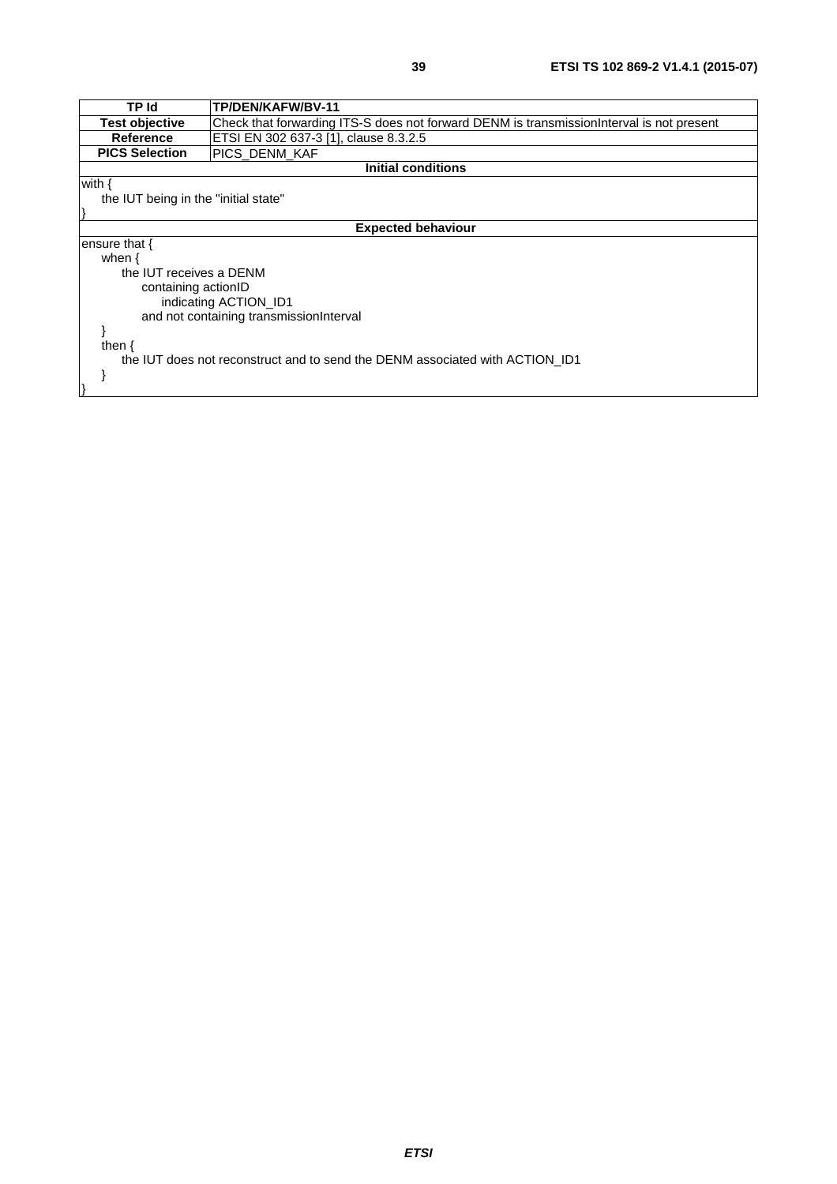| TP Id | TP/DEN/KAFW/BV-11 |
|---|---|
| Test objective | Check that forwarding ITS-S does not forward DENM is transmissionInterval is not present |
| Reference | ETSI EN 302 637-3 [1], clause 8.3.2.5 |
| PICS Selection | PICS_DENM_KAF |
| **Initial conditions** | |
| with {<br>    the IUT being in the "initial state"<br>} | |
| **Expected behaviour** | |
| ensure that {<br>    when {<br>        the IUT receives a DENM<br>            containing actionID<br>                indicating ACTION_ID1<br>            and not containing transmissionInterval<br>    }<br>    then {<br>        the IUT does not reconstruct and to send the DENM associated with ACTION_ID1<br>    }<br>} | |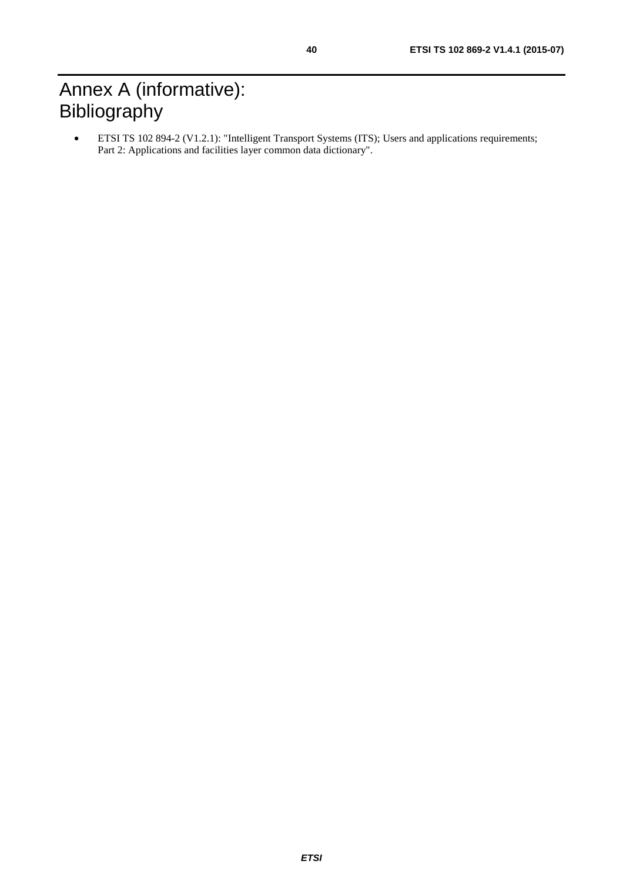# Annex A (informative): Bibliography

- ETSI TS 102 894-2 (V1.2.1): "Intelligent Transport Systems (ITS); Users and applications requirements; Part 2: Applications and facilities layer common data dictionary".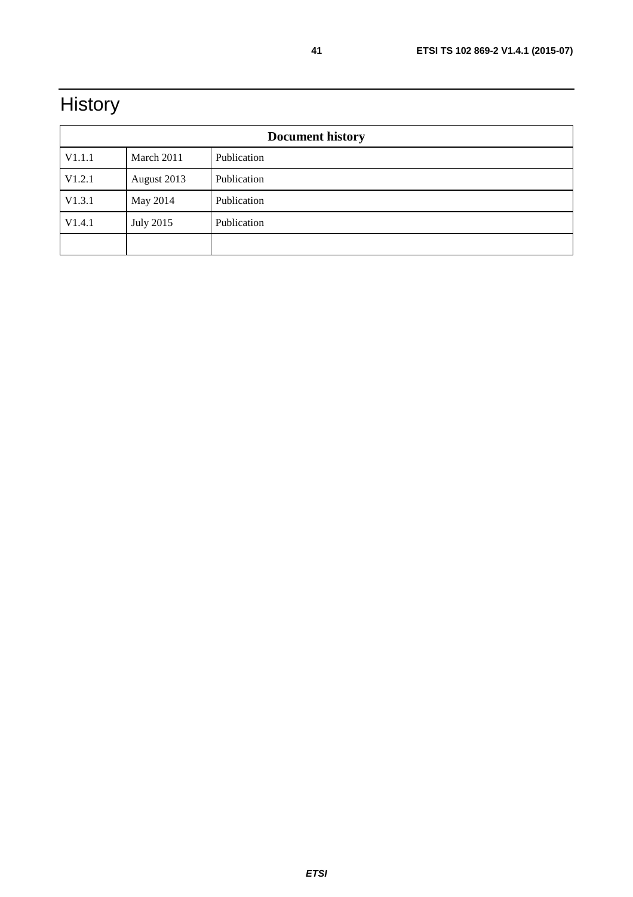# History

| Document history | | |
|---|---|---|
| V1.1.1 | March 2011 | Publication |
| V1.2.1 | August 2013 | Publication |
| V1.3.1 | May 2014 | Publication |
| V1.4.1 | July 2015 | Publication |
| | | |